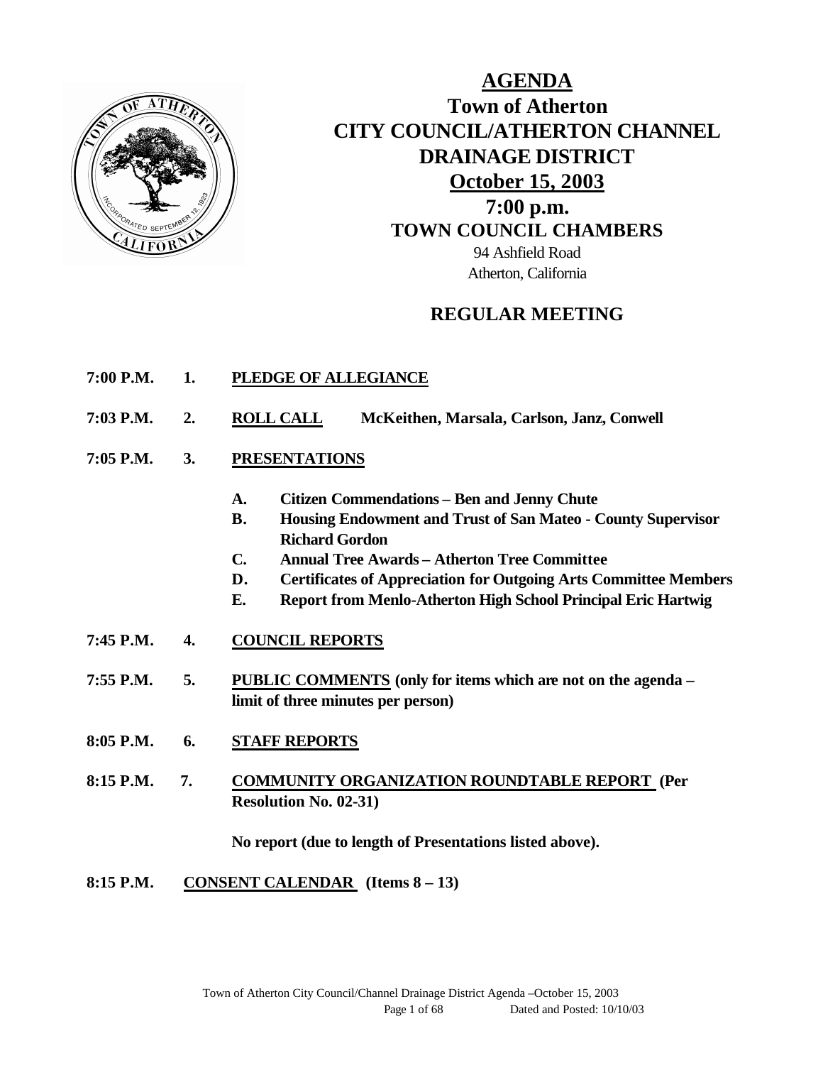# AGENDA

## Town of Atherton
## CITY COUNCIL/ATHERTON CHANNEL DRAINAGE DISTRICT
## October 15, 2003
## 7:00 p.m.
## TOWN COUNCIL CHAMBERS

94 Ashfield Road
Atherton, California

## REGULAR MEETING

**7:00 P.M. 1. PLEDGE OF ALLEGIANCE**

**7:03 P.M. 2. ROLL CALL McKeithen, Marsala, Carlson, Janz, Conwell**

**7:05 P.M. 3. PRESENTATIONS**

- **A. Citizen Commendations – Ben and Jenny Chute**
- **B. Housing Endowment and Trust of San Mateo - County Supervisor Richard Gordon**
- **C. Annual Tree Awards – Atherton Tree Committee**
- **D. Certificates of Appreciation for Outgoing Arts Committee Members**
- **E. Report from Menlo-Atherton High School Principal Eric Hartwig**

**7:45 P.M. 4. COUNCIL REPORTS**

**7:55 P.M. 5. PUBLIC COMMENTS (only for items which are not on the agenda – limit of three minutes per person)**

**8:05 P.M. 6. STAFF REPORTS**

**8:15 P.M. 7. COMMUNITY ORGANIZATION ROUNDTABLE REPORT (Per Resolution No. 02-31)**

**No report (due to length of Presentations listed above).**

**8:15 P.M. CONSENT CALENDAR (Items 8 – 13)**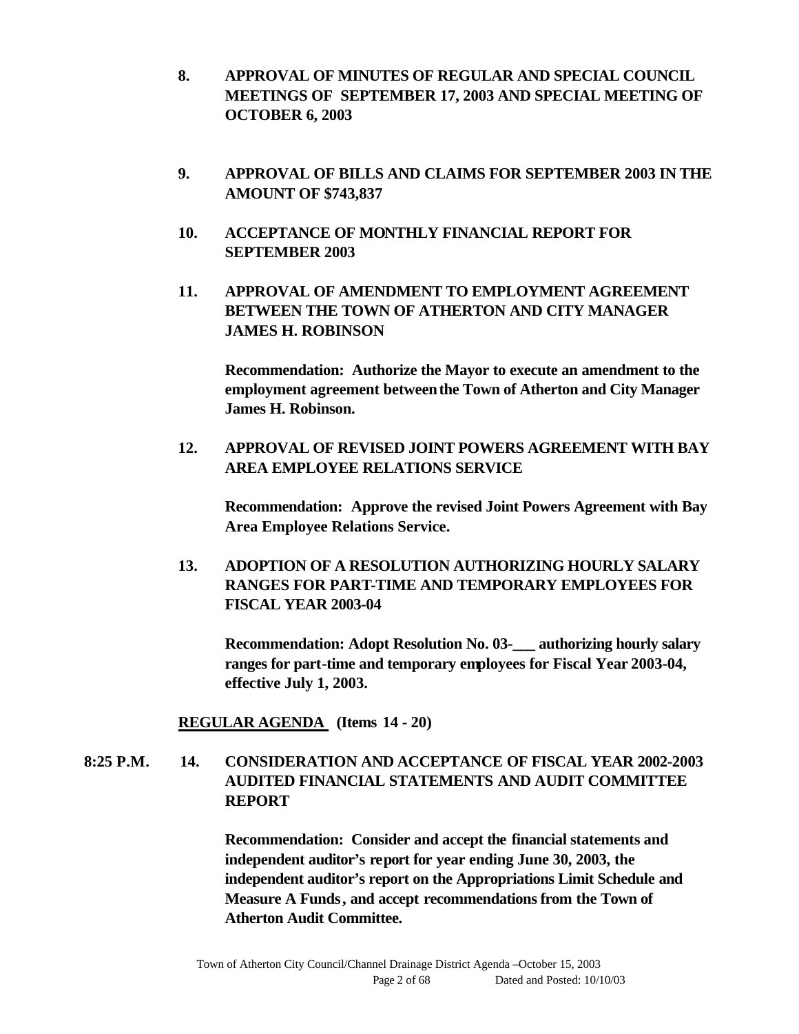**8. APPROVAL OF MINUTES OF REGULAR AND SPECIAL COUNCIL MEETINGS OF SEPTEMBER 17, 2003 AND SPECIAL MEETING OF OCTOBER 6, 2003**

**9. APPROVAL OF BILLS AND CLAIMS FOR SEPTEMBER 2003 IN THE AMOUNT OF $743,837**

**10. ACCEPTANCE OF MONTHLY FINANCIAL REPORT FOR SEPTEMBER 2003**

**11. APPROVAL OF AMENDMENT TO EMPLOYMENT AGREEMENT BETWEEN THE TOWN OF ATHERTON AND CITY MANAGER JAMES H. ROBINSON**

**Recommendation: Authorize the Mayor to execute an amendment to the employment agreement between the Town of Atherton and City Manager James H. Robinson.**

**12. APPROVAL OF REVISED JOINT POWERS AGREEMENT WITH BAY AREA EMPLOYEE RELATIONS SERVICE**

**Recommendation: Approve the revised Joint Powers Agreement with Bay Area Employee Relations Service.**

**13. ADOPTION OF A RESOLUTION AUTHORIZING HOURLY SALARY RANGES FOR PART-TIME AND TEMPORARY EMPLOYEES FOR FISCAL YEAR 2003-04**

**Recommendation: Adopt Resolution No. 03-___ authorizing hourly salary ranges for part-time and temporary employees for Fiscal Year 2003-04, effective July 1, 2003.**

**REGULAR AGENDA (Items 14 - 20)**

**8:25 P.M. 14. CONSIDERATION AND ACCEPTANCE OF FISCAL YEAR 2002-2003 AUDITED FINANCIAL STATEMENTS AND AUDIT COMMITTEE REPORT**

**Recommendation: Consider and accept the financial statements and independent auditor's report for year ending June 30, 2003, the independent auditor's report on the Appropriations Limit Schedule and Measure A Funds, and accept recommendations from the Town of Atherton Audit Committee.**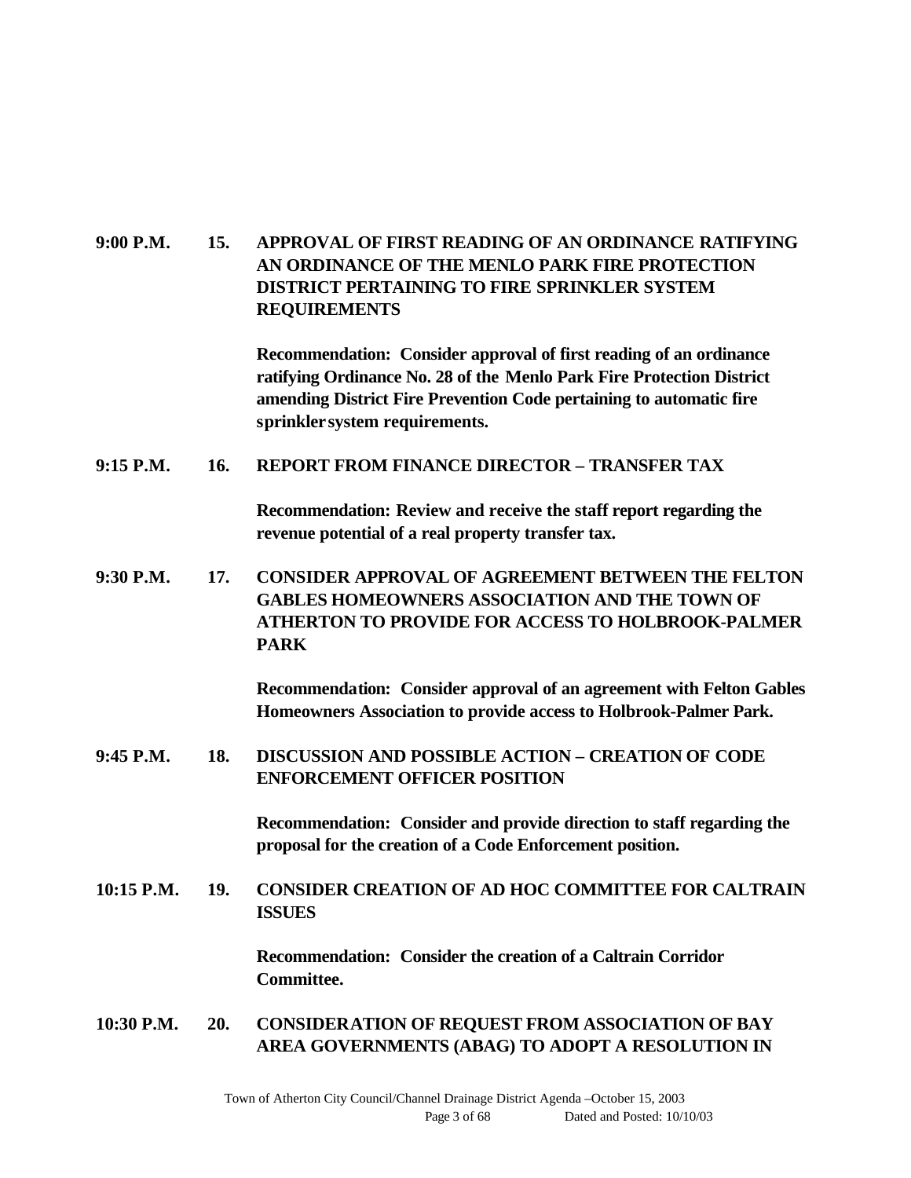**9:00 P.M. 15. APPROVAL OF FIRST READING OF AN ORDINANCE RATIFYING AN ORDINANCE OF THE MENLO PARK FIRE PROTECTION DISTRICT PERTAINING TO FIRE SPRINKLER SYSTEM REQUIREMENTS**

**Recommendation: Consider approval of first reading of an ordinance ratifying Ordinance No. 28 of the Menlo Park Fire Protection District amending District Fire Prevention Code pertaining to automatic fire sprinkler system requirements.**

**9:15 P.M. 16. REPORT FROM FINANCE DIRECTOR – TRANSFER TAX**

**Recommendation: Review and receive the staff report regarding the revenue potential of a real property transfer tax.**

**9:30 P.M. 17. CONSIDER APPROVAL OF AGREEMENT BETWEEN THE FELTON GABLES HOMEOWNERS ASSOCIATION AND THE TOWN OF ATHERTON TO PROVIDE FOR ACCESS TO HOLBROOK-PALMER PARK**

**Recommendation: Consider approval of an agreement with Felton Gables Homeowners Association to provide access to Holbrook-Palmer Park.**

**9:45 P.M. 18. DISCUSSION AND POSSIBLE ACTION – CREATION OF CODE ENFORCEMENT OFFICER POSITION**

**Recommendation: Consider and provide direction to staff regarding the proposal for the creation of a Code Enforcement position.**

**10:15 P.M. 19. CONSIDER CREATION OF AD HOC COMMITTEE FOR CALTRAIN ISSUES**

**Recommendation: Consider the creation of a Caltrain Corridor Committee.**

**10:30 P.M. 20. CONSIDERATION OF REQUEST FROM ASSOCIATION OF BAY AREA GOVERNMENTS (ABAG) TO ADOPT A RESOLUTION IN**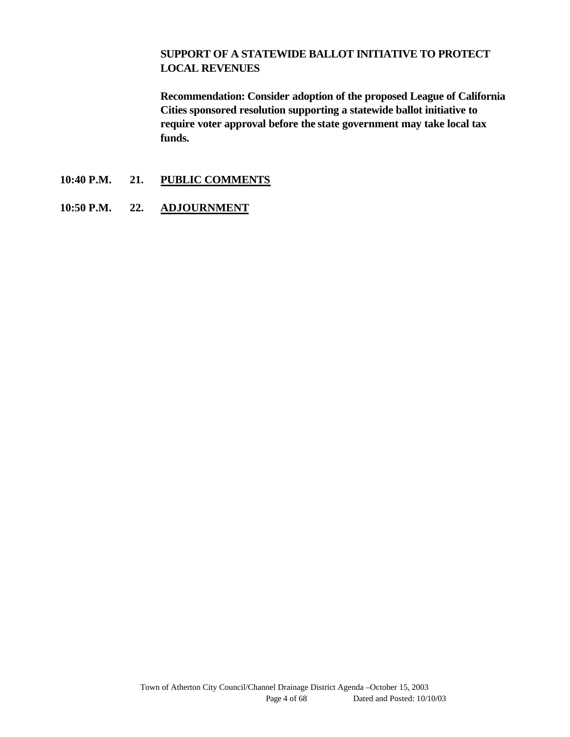**SUPPORT OF A STATEWIDE BALLOT INITIATIVE TO PROTECT LOCAL REVENUES**

**Recommendation: Consider adoption of the proposed League of California Cities sponsored resolution supporting a statewide ballot initiative to require voter approval before the state government may take local tax funds.**

**10:40 P.M. 21. PUBLIC COMMENTS**

**10:50 P.M. 22. ADJOURNMENT**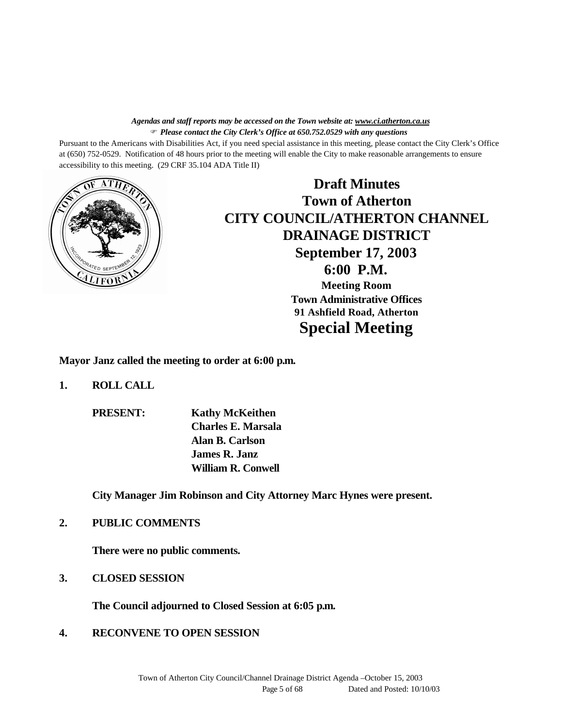*Agendas and staff reports may be accessed on the Town website at: www.ci.atherton.ca.us*
☞ *Please contact the City Clerk's Office at 650.752.0529 with any questions*

Pursuant to the Americans with Disabilities Act, if you need special assistance in this meeting, please contact the City Clerk's Office at (650) 752-0529. Notification of 48 hours prior to the meeting will enable the City to make reasonable arrangements to ensure accessibility to this meeting. (29 CRF 35.104 ADA Title II)

# Draft Minutes
# Town of Atherton
# CITY COUNCIL/ATHERTON CHANNEL DRAINAGE DISTRICT
## September 17, 2003
## 6:00 P.M.
### Meeting Room
### Town Administrative Offices
### 91 Ashfield Road, Atherton
# Special Meeting

**Mayor Janz called the meeting to order at 6:00 p.m.**

**1. ROLL CALL**

**PRESENT:** **Kathy McKeithen**
**Charles E. Marsala**
**Alan B. Carlson**
**James R. Janz**
**William R. Conwell**

**City Manager Jim Robinson and City Attorney Marc Hynes were present.**

**2. PUBLIC COMMENTS**

**There were no public comments.**

**3. CLOSED SESSION**

**The Council adjourned to Closed Session at 6:05 p.m.**

**4. RECONVENE TO OPEN SESSION**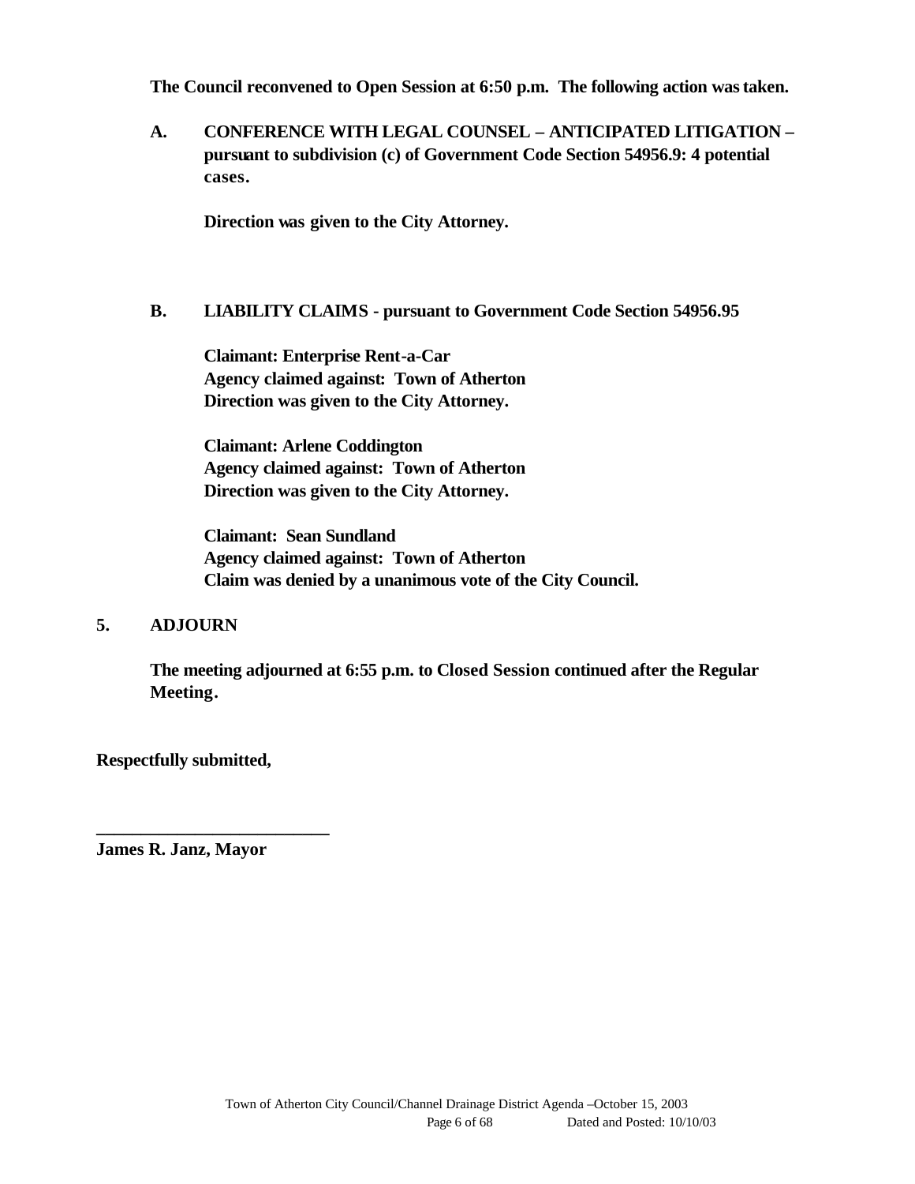**The Council reconvened to Open Session at 6:50 p.m. The following action was taken.**

**A. CONFERENCE WITH LEGAL COUNSEL – ANTICIPATED LITIGATION – pursuant to subdivision (c) of Government Code Section 54956.9: 4 potential cases.**

**Direction was given to the City Attorney.**

**B. LIABILITY CLAIMS - pursuant to Government Code Section 54956.95**

**Claimant: Enterprise Rent-a-Car**
**Agency claimed against: Town of Atherton**
**Direction was given to the City Attorney.**

**Claimant: Arlene Coddington**
**Agency claimed against: Town of Atherton**
**Direction was given to the City Attorney.**

**Claimant: Sean Sundland**
**Agency claimed against: Town of Atherton**
**Claim was denied by a unanimous vote of the City Council.**

**5. ADJOURN**

**The meeting adjourned at 6:55 p.m. to Closed Session continued after the Regular Meeting.**

**Respectfully submitted,**

**___________________________**
**James R. Janz, Mayor**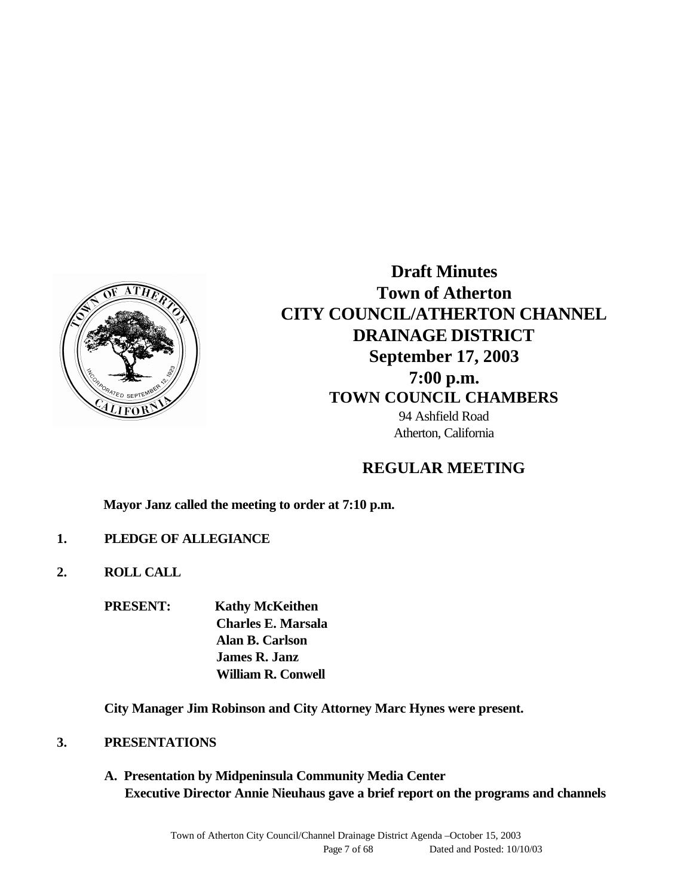# Draft Minutes
# Town of Atherton
# CITY COUNCIL/ATHERTON CHANNEL DRAINAGE DISTRICT
## September 17, 2003
## 7:00 p.m.
## TOWN COUNCIL CHAMBERS

94 Ashfield Road
Atherton, California

## REGULAR MEETING

**Mayor Janz called the meeting to order at 7:10 p.m.**

**1. PLEDGE OF ALLEGIANCE**

**2. ROLL CALL**

**PRESENT:**
**Kathy McKeithen**
**Charles E. Marsala**
**Alan B. Carlson**
**James R. Janz**
**William R. Conwell**

**City Manager Jim Robinson and City Attorney Marc Hynes were present.**

**3. PRESENTATIONS**

**A. Presentation by Midpeninsula Community Media Center**
**Executive Director Annie Nieuhaus gave a brief report on the programs and channels**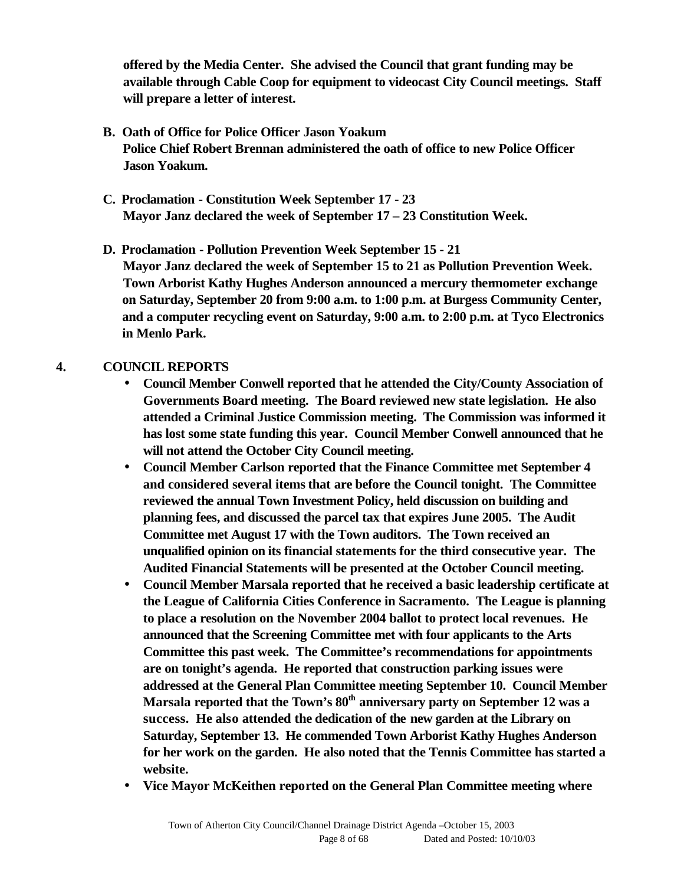**offered by the Media Center. She advised the Council that grant funding may be available through Cable Coop for equipment to videocast City Council meetings. Staff will prepare a letter of interest.**

**B. Oath of Office for Police Officer Jason Yoakum**
**Police Chief Robert Brennan administered the oath of office to new Police Officer Jason Yoakum.**

**C. Proclamation - Constitution Week September 17 - 23**
**Mayor Janz declared the week of September 17 – 23 Constitution Week.**

**D. Proclamation - Pollution Prevention Week September 15 - 21**
**Mayor Janz declared the week of September 15 to 21 as Pollution Prevention Week. Town Arborist Kathy Hughes Anderson announced a mercury thermometer exchange on Saturday, September 20 from 9:00 a.m. to 1:00 p.m. at Burgess Community Center, and a computer recycling event on Saturday, 9:00 a.m. to 2:00 p.m. at Tyco Electronics in Menlo Park.**

**4. COUNCIL REPORTS**

- **Council Member Conwell reported that he attended the City/County Association of Governments Board meeting. The Board reviewed new state legislation. He also attended a Criminal Justice Commission meeting. The Commission was informed it has lost some state funding this year. Council Member Conwell announced that he will not attend the October City Council meeting.**
- **Council Member Carlson reported that the Finance Committee met September 4 and considered several items that are before the Council tonight. The Committee reviewed the annual Town Investment Policy, held discussion on building and planning fees, and discussed the parcel tax that expires June 2005. The Audit Committee met August 17 with the Town auditors. The Town received an unqualified opinion on its financial statements for the third consecutive year. The Audited Financial Statements will be presented at the October Council meeting.**
- **Council Member Marsala reported that he received a basic leadership certificate at the League of California Cities Conference in Sacramento. The League is planning to place a resolution on the November 2004 ballot to protect local revenues. He announced that the Screening Committee met with four applicants to the Arts Committee this past week. The Committee's recommendations for appointments are on tonight's agenda. He reported that construction parking issues were addressed at the General Plan Committee meeting September 10. Council Member Marsala reported that the Town's 80th anniversary party on September 12 was a success. He also attended the dedication of the new garden at the Library on Saturday, September 13. He commended Town Arborist Kathy Hughes Anderson for her work on the garden. He also noted that the Tennis Committee has started a website.**
- **Vice Mayor McKeithen reported on the General Plan Committee meeting where**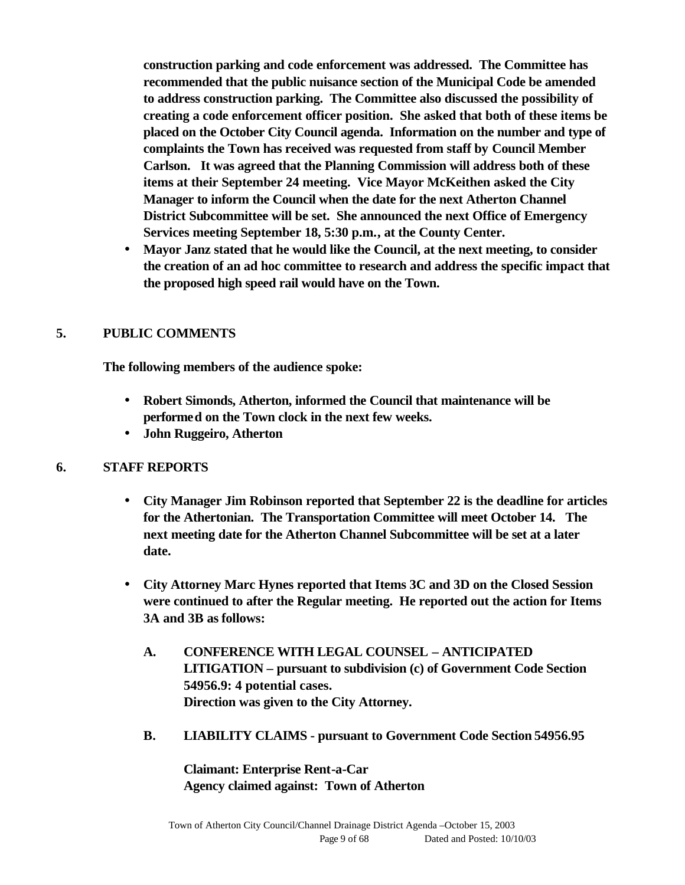construction parking and code enforcement was addressed. The Committee has recommended that the public nuisance section of the Municipal Code be amended to address construction parking. The Committee also discussed the possibility of creating a code enforcement officer position. She asked that both of these items be placed on the October City Council agenda. Information on the number and type of complaints the Town has received was requested from staff by Council Member Carlson. It was agreed that the Planning Commission will address both of these items at their September 24 meeting. Vice Mayor McKeithen asked the City Manager to inform the Council when the date for the next Atherton Channel District Subcommittee will be set. She announced the next Office of Emergency Services meeting September 18, 5:30 p.m., at the County Center.

- Mayor Janz stated that he would like the Council, at the next meeting, to consider the creation of an ad hoc committee to research and address the specific impact that the proposed high speed rail would have on the Town.

## 5. PUBLIC COMMENTS

The following members of the audience spoke:

- Robert Simonds, Atherton, informed the Council that maintenance will be performed on the Town clock in the next few weeks.
- John Ruggeiro, Atherton

## 6. STAFF REPORTS

- City Manager Jim Robinson reported that September 22 is the deadline for articles for the Athertonian. The Transportation Committee will meet October 14. The next meeting date for the Atherton Channel Subcommittee will be set at a later date.

- City Attorney Marc Hynes reported that Items 3C and 3D on the Closed Session were continued to after the Regular meeting. He reported out the action for Items 3A and 3B as follows:

  A. CONFERENCE WITH LEGAL COUNSEL – ANTICIPATED LITIGATION – pursuant to subdivision (c) of Government Code Section 54956.9: 4 potential cases.
  Direction was given to the City Attorney.

  B. LIABILITY CLAIMS - pursuant to Government Code Section 54956.95

  Claimant: Enterprise Rent-a-Car
  Agency claimed against: Town of Atherton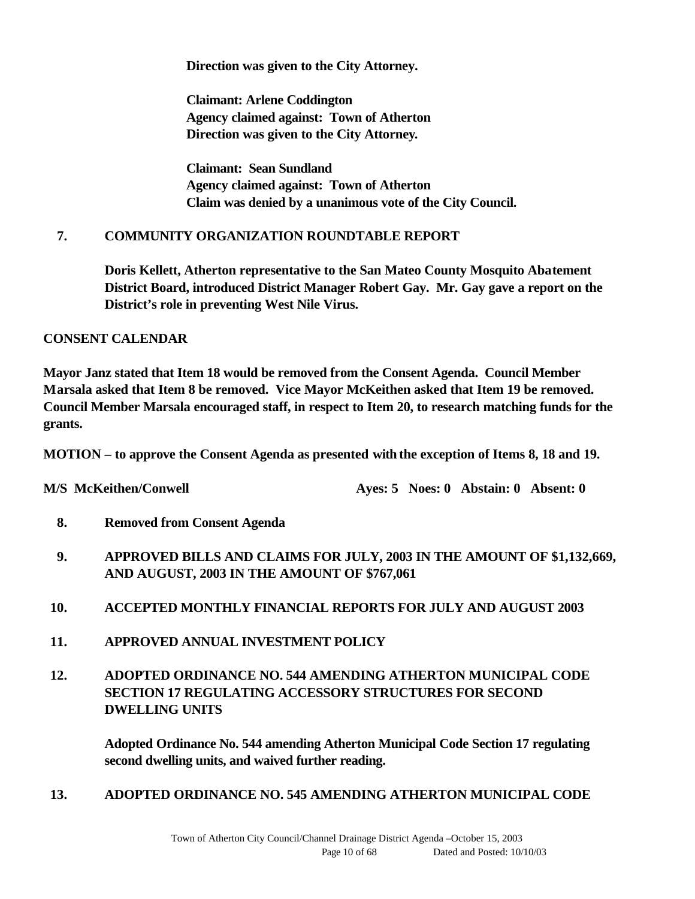**Direction was given to the City Attorney.**

**Claimant: Arlene Coddington**
**Agency claimed against: Town of Atherton**
**Direction was given to the City Attorney.**

**Claimant: Sean Sundland**
**Agency claimed against: Town of Atherton**
**Claim was denied by a unanimous vote of the City Council.**

**7. COMMUNITY ORGANIZATION ROUNDTABLE REPORT**

**Doris Kellett, Atherton representative to the San Mateo County Mosquito Abatement District Board, introduced District Manager Robert Gay. Mr. Gay gave a report on the District's role in preventing West Nile Virus.**

**CONSENT CALENDAR**

**Mayor Janz stated that Item 18 would be removed from the Consent Agenda. Council Member Marsala asked that Item 8 be removed. Vice Mayor McKeithen asked that Item 19 be removed. Council Member Marsala encouraged staff, in respect to Item 20, to research matching funds for the grants.**

**MOTION – to approve the Consent Agenda as presented with the exception of Items 8, 18 and 19.**

**M/S McKeithen/Conwell** **Ayes: 5 Noes: 0 Abstain: 0 Absent: 0**

**8. Removed from Consent Agenda**

**9. APPROVED BILLS AND CLAIMS FOR JULY, 2003 IN THE AMOUNT OF $1,132,669, AND AUGUST, 2003 IN THE AMOUNT OF $767,061**

**10. ACCEPTED MONTHLY FINANCIAL REPORTS FOR JULY AND AUGUST 2003**

**11. APPROVED ANNUAL INVESTMENT POLICY**

**12. ADOPTED ORDINANCE NO. 544 AMENDING ATHERTON MUNICIPAL CODE SECTION 17 REGULATING ACCESSORY STRUCTURES FOR SECOND DWELLING UNITS**

**Adopted Ordinance No. 544 amending Atherton Municipal Code Section 17 regulating second dwelling units, and waived further reading.**

**13. ADOPTED ORDINANCE NO. 545 AMENDING ATHERTON MUNICIPAL CODE**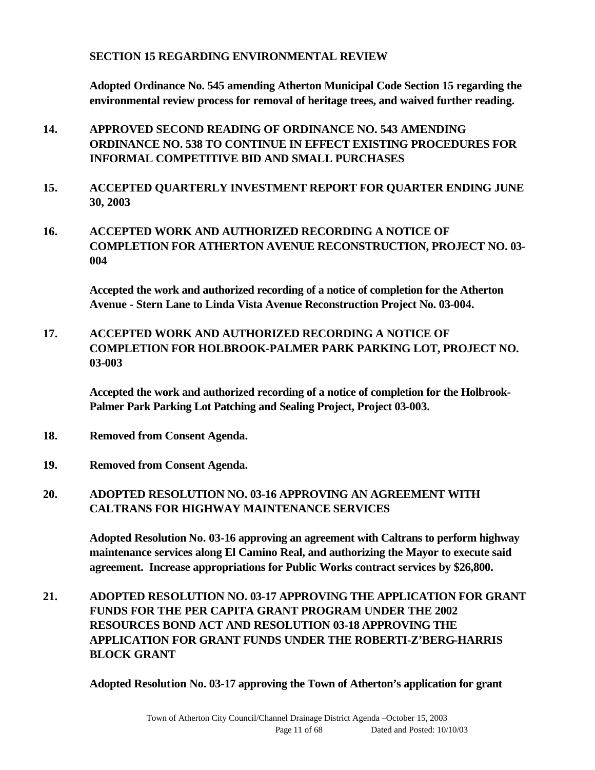**SECTION 15 REGARDING ENVIRONMENTAL REVIEW**

**Adopted Ordinance No. 545 amending Atherton Municipal Code Section 15 regarding the environmental review process for removal of heritage trees, and waived further reading.**

**14. APPROVED SECOND READING OF ORDINANCE NO. 543 AMENDING ORDINANCE NO. 538 TO CONTINUE IN EFFECT EXISTING PROCEDURES FOR INFORMAL COMPETITIVE BID AND SMALL PURCHASES**

**15. ACCEPTED QUARTERLY INVESTMENT REPORT FOR QUARTER ENDING JUNE 30, 2003**

**16. ACCEPTED WORK AND AUTHORIZED RECORDING A NOTICE OF COMPLETION FOR ATHERTON AVENUE RECONSTRUCTION, PROJECT NO. 03-004**

**Accepted the work and authorized recording of a notice of completion for the Atherton Avenue - Stern Lane to Linda Vista Avenue Reconstruction Project No. 03-004.**

**17. ACCEPTED WORK AND AUTHORIZED RECORDING A NOTICE OF COMPLETION FOR HOLBROOK-PALMER PARK PARKING LOT, PROJECT NO. 03-003**

**Accepted the work and authorized recording of a notice of completion for the Holbrook-Palmer Park Parking Lot Patching and Sealing Project, Project 03-003.**

**18. Removed from Consent Agenda.**

**19. Removed from Consent Agenda.**

**20. ADOPTED RESOLUTION NO. 03-16 APPROVING AN AGREEMENT WITH CALTRANS FOR HIGHWAY MAINTENANCE SERVICES**

**Adopted Resolution No. 03-16 approving an agreement with Caltrans to perform highway maintenance services along El Camino Real, and authorizing the Mayor to execute said agreement. Increase appropriations for Public Works contract services by $26,800.**

**21. ADOPTED RESOLUTION NO. 03-17 APPROVING THE APPLICATION FOR GRANT FUNDS FOR THE PER CAPITA GRANT PROGRAM UNDER THE 2002 RESOURCES BOND ACT AND RESOLUTION 03-18 APPROVING THE APPLICATION FOR GRANT FUNDS UNDER THE ROBERTI-Z'BERG-HARRIS BLOCK GRANT**

**Adopted Resolution No. 03-17 approving the Town of Atherton's application for grant**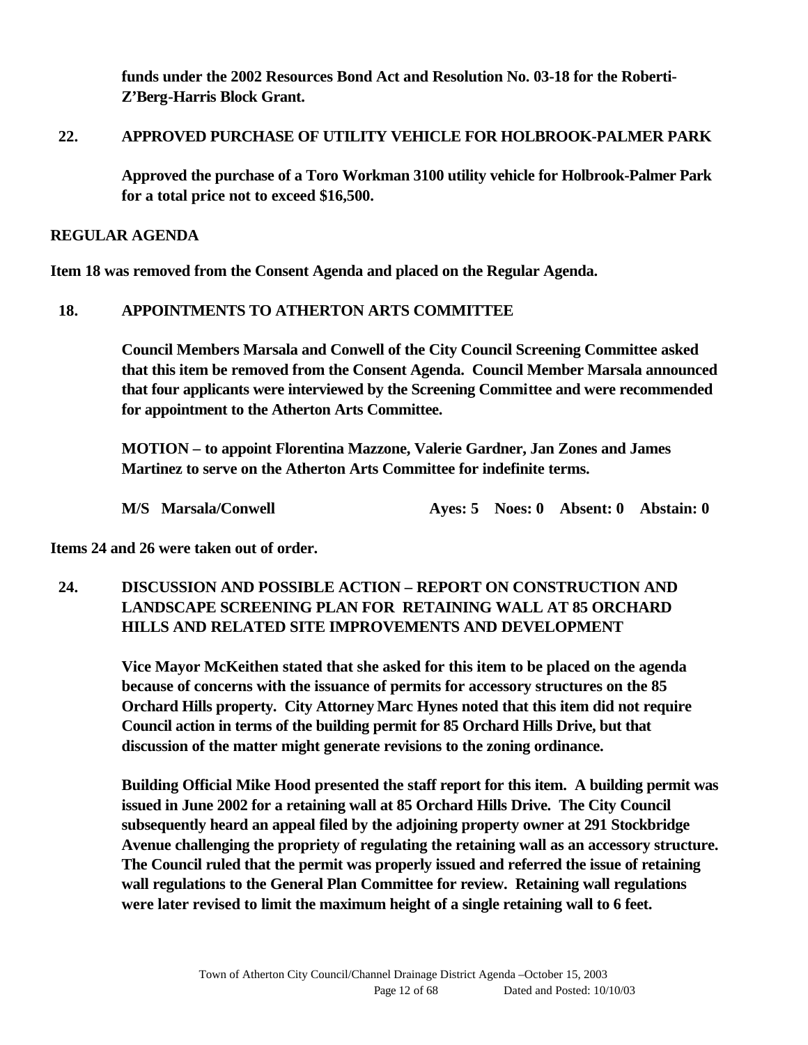**funds under the 2002 Resources Bond Act and Resolution No. 03-18 for the Roberti-Z'Berg-Harris Block Grant.**

**22. APPROVED PURCHASE OF UTILITY VEHICLE FOR HOLBROOK-PALMER PARK**

**Approved the purchase of a Toro Workman 3100 utility vehicle for Holbrook-Palmer Park for a total price not to exceed $16,500.**

**REGULAR AGENDA**

**Item 18 was removed from the Consent Agenda and placed on the Regular Agenda.**

**18. APPOINTMENTS TO ATHERTON ARTS COMMITTEE**

**Council Members Marsala and Conwell of the City Council Screening Committee asked that this item be removed from the Consent Agenda. Council Member Marsala announced that four applicants were interviewed by the Screening Committee and were recommended for appointment to the Atherton Arts Committee.**

**MOTION – to appoint Florentina Mazzone, Valerie Gardner, Jan Zones and James Martinez to serve on the Atherton Arts Committee for indefinite terms.**

**M/S Marsala/Conwell Ayes: 5 Noes: 0 Absent: 0 Abstain: 0**

**Items 24 and 26 were taken out of order.**

**24. DISCUSSION AND POSSIBLE ACTION – REPORT ON CONSTRUCTION AND LANDSCAPE SCREENING PLAN FOR RETAINING WALL AT 85 ORCHARD HILLS AND RELATED SITE IMPROVEMENTS AND DEVELOPMENT**

**Vice Mayor McKeithen stated that she asked for this item to be placed on the agenda because of concerns with the issuance of permits for accessory structures on the 85 Orchard Hills property. City Attorney Marc Hynes noted that this item did not require Council action in terms of the building permit for 85 Orchard Hills Drive, but that discussion of the matter might generate revisions to the zoning ordinance.**

**Building Official Mike Hood presented the staff report for this item. A building permit was issued in June 2002 for a retaining wall at 85 Orchard Hills Drive. The City Council subsequently heard an appeal filed by the adjoining property owner at 291 Stockbridge Avenue challenging the propriety of regulating the retaining wall as an accessory structure. The Council ruled that the permit was properly issued and referred the issue of retaining wall regulations to the General Plan Committee for review. Retaining wall regulations were later revised to limit the maximum height of a single retaining wall to 6 feet.**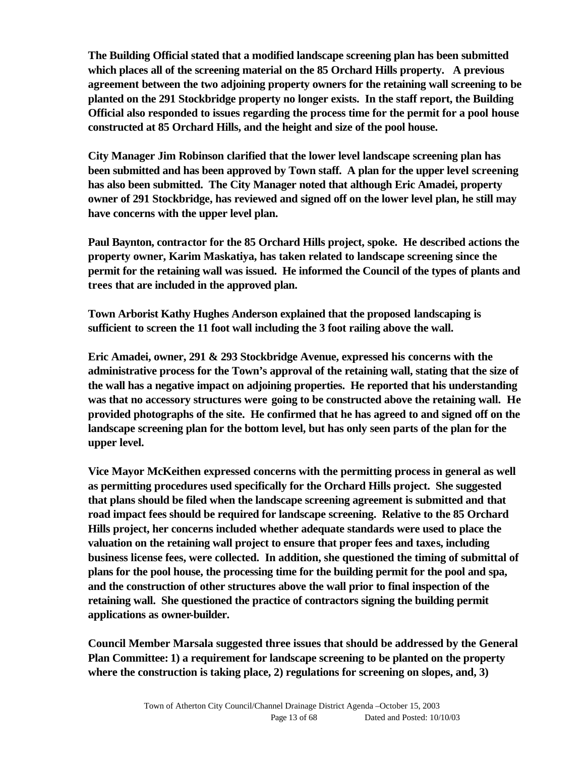**The Building Official stated that a modified landscape screening plan has been submitted which places all of the screening material on the 85 Orchard Hills property. A previous agreement between the two adjoining property owners for the retaining wall screening to be planted on the 291 Stockbridge property no longer exists. In the staff report, the Building Official also responded to issues regarding the process time for the permit for a pool house constructed at 85 Orchard Hills, and the height and size of the pool house.**

**City Manager Jim Robinson clarified that the lower level landscape screening plan has been submitted and has been approved by Town staff. A plan for the upper level screening has also been submitted. The City Manager noted that although Eric Amadei, property owner of 291 Stockbridge, has reviewed and signed off on the lower level plan, he still may have concerns with the upper level plan.**

**Paul Baynton, contractor for the 85 Orchard Hills project, spoke. He described actions the property owner, Karim Maskatiya, has taken related to landscape screening since the permit for the retaining wall was issued. He informed the Council of the types of plants and trees that are included in the approved plan.**

**Town Arborist Kathy Hughes Anderson explained that the proposed landscaping is sufficient to screen the 11 foot wall including the 3 foot railing above the wall.**

**Eric Amadei, owner, 291 & 293 Stockbridge Avenue, expressed his concerns with the administrative process for the Town's approval of the retaining wall, stating that the size of the wall has a negative impact on adjoining properties. He reported that his understanding was that no accessory structures were going to be constructed above the retaining wall. He provided photographs of the site. He confirmed that he has agreed to and signed off on the landscape screening plan for the bottom level, but has only seen parts of the plan for the upper level.**

**Vice Mayor McKeithen expressed concerns with the permitting process in general as well as permitting procedures used specifically for the Orchard Hills project. She suggested that plans should be filed when the landscape screening agreement is submitted and that road impact fees should be required for landscape screening. Relative to the 85 Orchard Hills project, her concerns included whether adequate standards were used to place the valuation on the retaining wall project to ensure that proper fees and taxes, including business license fees, were collected. In addition, she questioned the timing of submittal of plans for the pool house, the processing time for the building permit for the pool and spa, and the construction of other structures above the wall prior to final inspection of the retaining wall. She questioned the practice of contractors signing the building permit applications as owner-builder.**

**Council Member Marsala suggested three issues that should be addressed by the General Plan Committee: 1) a requirement for landscape screening to be planted on the property where the construction is taking place, 2) regulations for screening on slopes, and, 3)**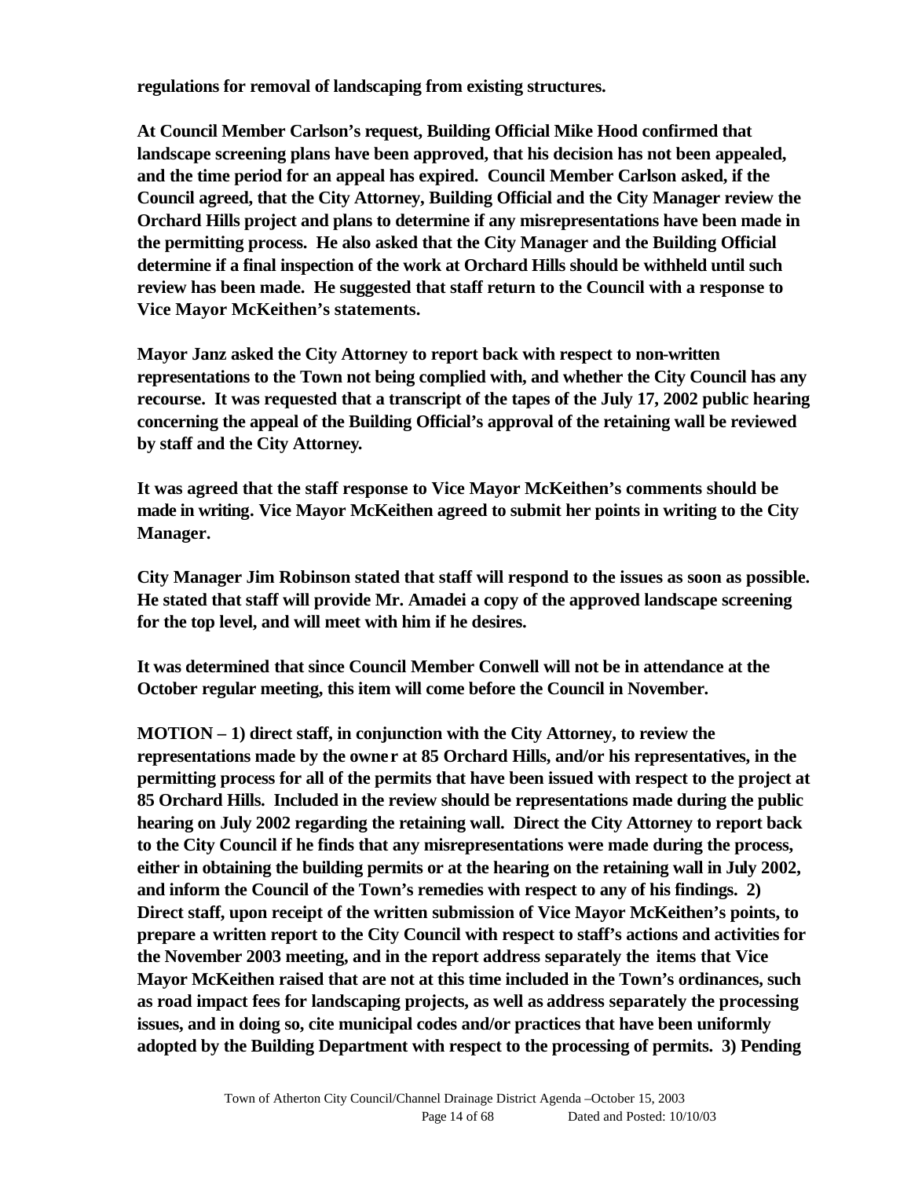**regulations for removal of landscaping from existing structures.**

**At Council Member Carlson's request, Building Official Mike Hood confirmed that landscape screening plans have been approved, that his decision has not been appealed, and the time period for an appeal has expired. Council Member Carlson asked, if the Council agreed, that the City Attorney, Building Official and the City Manager review the Orchard Hills project and plans to determine if any misrepresentations have been made in the permitting process. He also asked that the City Manager and the Building Official determine if a final inspection of the work at Orchard Hills should be withheld until such review has been made. He suggested that staff return to the Council with a response to Vice Mayor McKeithen's statements.**

**Mayor Janz asked the City Attorney to report back with respect to non-written representations to the Town not being complied with, and whether the City Council has any recourse. It was requested that a transcript of the tapes of the July 17, 2002 public hearing concerning the appeal of the Building Official's approval of the retaining wall be reviewed by staff and the City Attorney.**

**It was agreed that the staff response to Vice Mayor McKeithen's comments should be made in writing. Vice Mayor McKeithen agreed to submit her points in writing to the City Manager.**

**City Manager Jim Robinson stated that staff will respond to the issues as soon as possible. He stated that staff will provide Mr. Amadei a copy of the approved landscape screening for the top level, and will meet with him if he desires.**

**It was determined that since Council Member Conwell will not be in attendance at the October regular meeting, this item will come before the Council in November.**

**MOTION – 1) direct staff, in conjunction with the City Attorney, to review the representations made by the owner at 85 Orchard Hills, and/or his representatives, in the permitting process for all of the permits that have been issued with respect to the project at 85 Orchard Hills. Included in the review should be representations made during the public hearing on July 2002 regarding the retaining wall. Direct the City Attorney to report back to the City Council if he finds that any misrepresentations were made during the process, either in obtaining the building permits or at the hearing on the retaining wall in July 2002, and inform the Council of the Town's remedies with respect to any of his findings. 2) Direct staff, upon receipt of the written submission of Vice Mayor McKeithen's points, to prepare a written report to the City Council with respect to staff's actions and activities for the November 2003 meeting, and in the report address separately the items that Vice Mayor McKeithen raised that are not at this time included in the Town's ordinances, such as road impact fees for landscaping projects, as well as address separately the processing issues, and in doing so, cite municipal codes and/or practices that have been uniformly adopted by the Building Department with respect to the processing of permits. 3) Pending**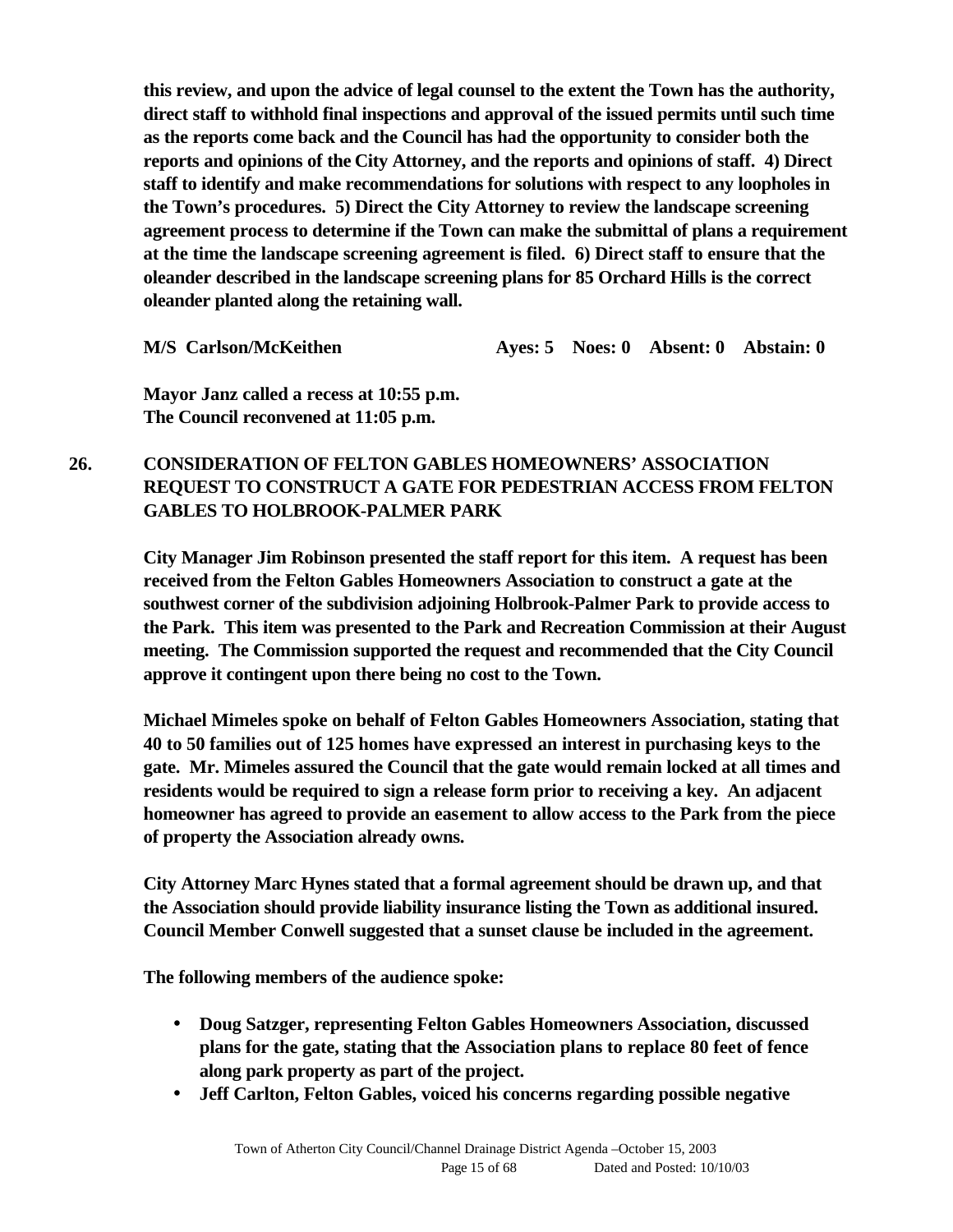**this review, and upon the advice of legal counsel to the extent the Town has the authority, direct staff to withhold final inspections and approval of the issued permits until such time as the reports come back and the Council has had the opportunity to consider both the reports and opinions of the City Attorney, and the reports and opinions of staff. 4) Direct staff to identify and make recommendations for solutions with respect to any loopholes in the Town's procedures. 5) Direct the City Attorney to review the landscape screening agreement process to determine if the Town can make the submittal of plans a requirement at the time the landscape screening agreement is filed. 6) Direct staff to ensure that the oleander described in the landscape screening plans for 85 Orchard Hills is the correct oleander planted along the retaining wall.**

**M/S Carlson/McKeithen Ayes: 5 Noes: 0 Absent: 0 Abstain: 0**

**Mayor Janz called a recess at 10:55 p.m.**
**The Council reconvened at 11:05 p.m.**

## 26. CONSIDERATION OF FELTON GABLES HOMEOWNERS' ASSOCIATION REQUEST TO CONSTRUCT A GATE FOR PEDESTRIAN ACCESS FROM FELTON GABLES TO HOLBROOK-PALMER PARK

**City Manager Jim Robinson presented the staff report for this item. A request has been received from the Felton Gables Homeowners Association to construct a gate at the southwest corner of the subdivision adjoining Holbrook-Palmer Park to provide access to the Park. This item was presented to the Park and Recreation Commission at their August meeting. The Commission supported the request and recommended that the City Council approve it contingent upon there being no cost to the Town.**

**Michael Mimeles spoke on behalf of Felton Gables Homeowners Association, stating that 40 to 50 families out of 125 homes have expressed an interest in purchasing keys to the gate. Mr. Mimeles assured the Council that the gate would remain locked at all times and residents would be required to sign a release form prior to receiving a key. An adjacent homeowner has agreed to provide an easement to allow access to the Park from the piece of property the Association already owns.**

**City Attorney Marc Hynes stated that a formal agreement should be drawn up, and that the Association should provide liability insurance listing the Town as additional insured. Council Member Conwell suggested that a sunset clause be included in the agreement.**

**The following members of the audience spoke:**

- **Doug Satzger, representing Felton Gables Homeowners Association, discussed plans for the gate, stating that the Association plans to replace 80 feet of fence along park property as part of the project.**
- **Jeff Carlton, Felton Gables, voiced his concerns regarding possible negative**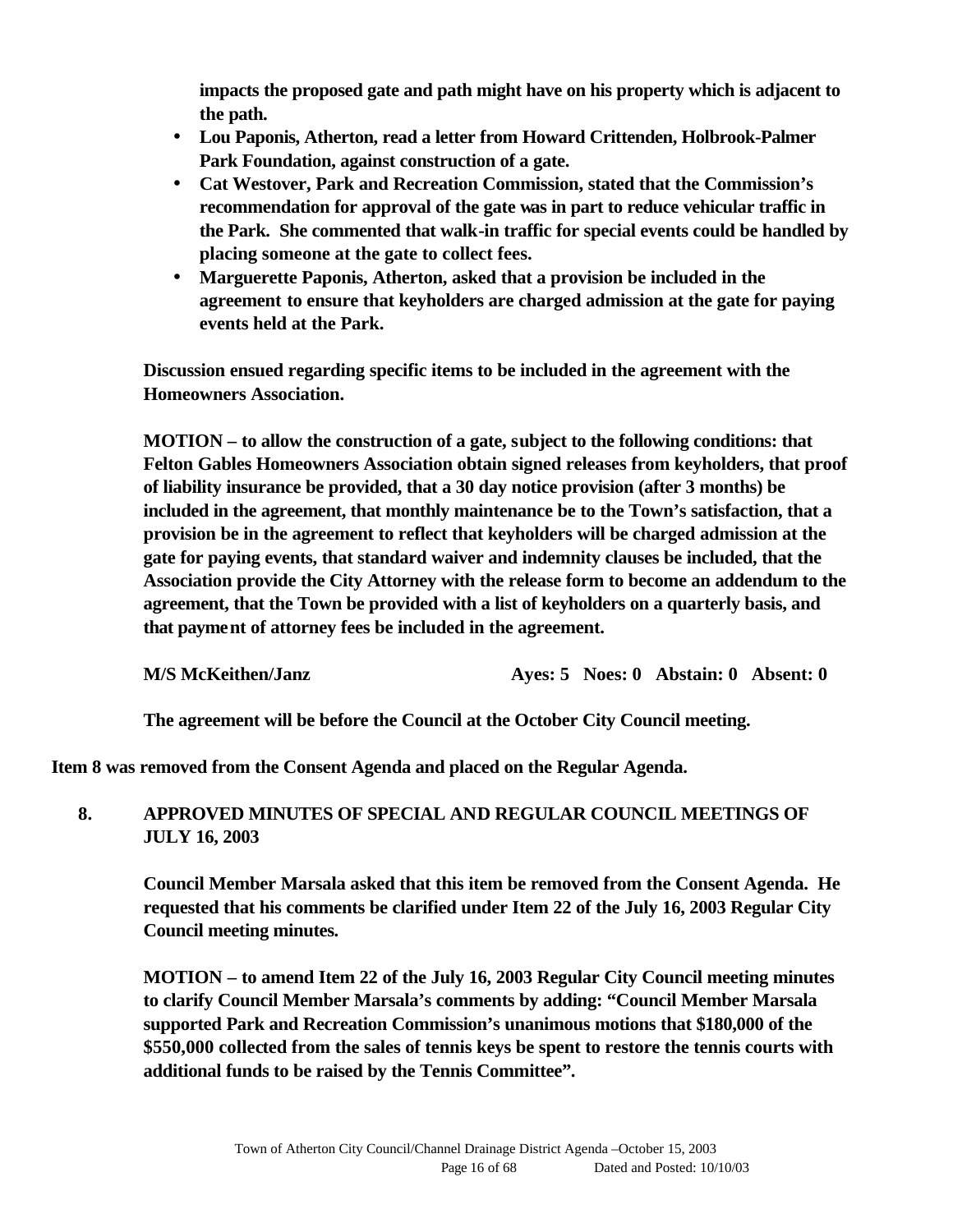**impacts the proposed gate and path might have on his property which is adjacent to the path.**

- **Lou Paponis, Atherton, read a letter from Howard Crittenden, Holbrook-Palmer Park Foundation, against construction of a gate.**
- **Cat Westover, Park and Recreation Commission, stated that the Commission's recommendation for approval of the gate was in part to reduce vehicular traffic in the Park. She commented that walk-in traffic for special events could be handled by placing someone at the gate to collect fees.**
- **Marguerette Paponis, Atherton, asked that a provision be included in the agreement to ensure that keyholders are charged admission at the gate for paying events held at the Park.**

**Discussion ensued regarding specific items to be included in the agreement with the Homeowners Association.**

**MOTION – to allow the construction of a gate, subject to the following conditions: that Felton Gables Homeowners Association obtain signed releases from keyholders, that proof of liability insurance be provided, that a 30 day notice provision (after 3 months) be included in the agreement, that monthly maintenance be to the Town's satisfaction, that a provision be in the agreement to reflect that keyholders will be charged admission at the gate for paying events, that standard waiver and indemnity clauses be included, that the Association provide the City Attorney with the release form to become an addendum to the agreement, that the Town be provided with a list of keyholders on a quarterly basis, and that payment of attorney fees be included in the agreement.**

**M/S McKeithen/Janz** **Ayes: 5 Noes: 0 Abstain: 0 Absent: 0**

**The agreement will be before the Council at the October City Council meeting.**

**Item 8 was removed from the Consent Agenda and placed on the Regular Agenda.**

**8. APPROVED MINUTES OF SPECIAL AND REGULAR COUNCIL MEETINGS OF JULY 16, 2003**

**Council Member Marsala asked that this item be removed from the Consent Agenda. He requested that his comments be clarified under Item 22 of the July 16, 2003 Regular City Council meeting minutes.**

**MOTION – to amend Item 22 of the July 16, 2003 Regular City Council meeting minutes to clarify Council Member Marsala's comments by adding: "Council Member Marsala supported Park and Recreation Commission's unanimous motions that $180,000 of the $550,000 collected from the sales of tennis keys be spent to restore the tennis courts with additional funds to be raised by the Tennis Committee".**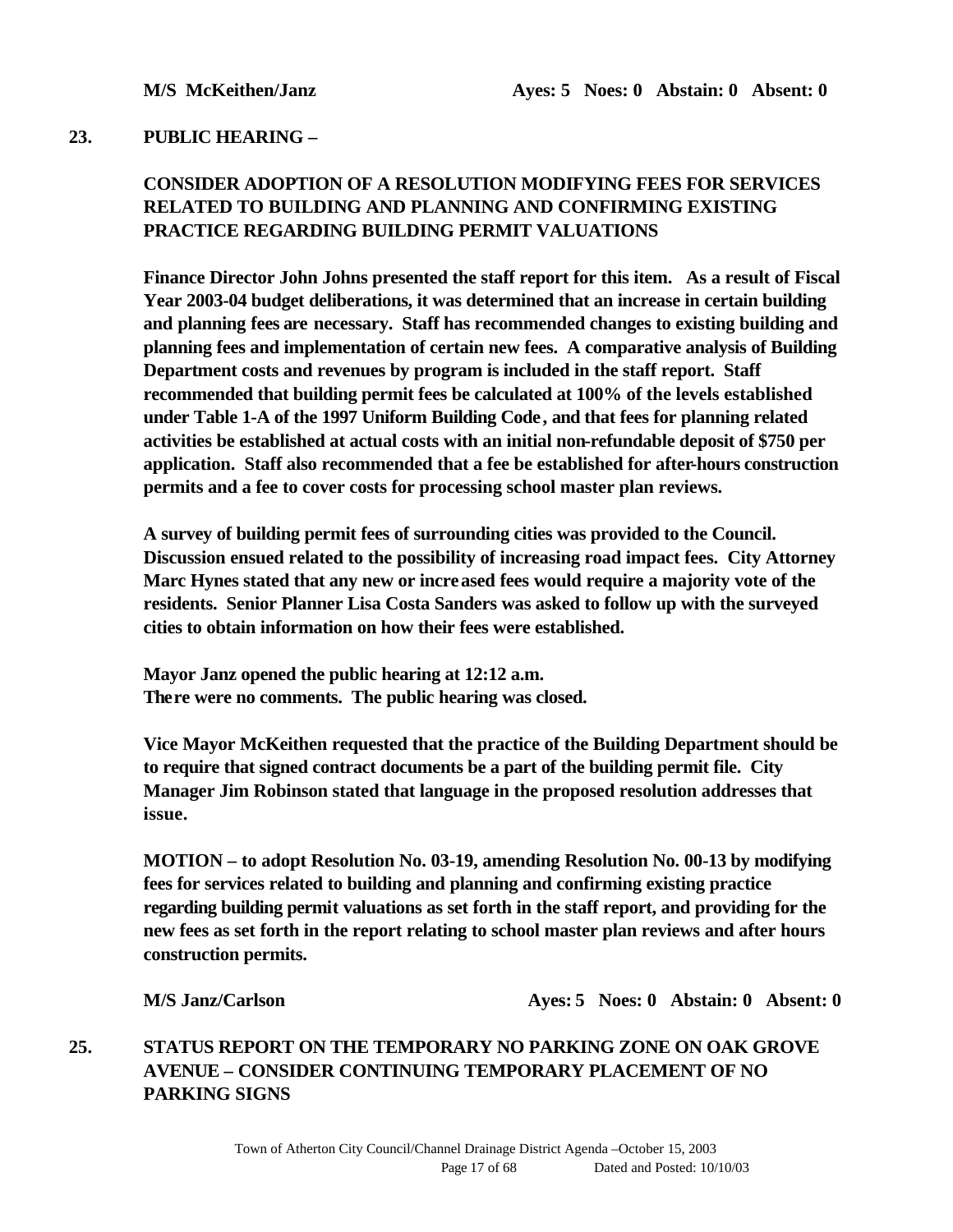**M/S McKeithen/Janz** **Ayes: 5 Noes: 0 Abstain: 0 Absent: 0**

## 23. PUBLIC HEARING –

### CONSIDER ADOPTION OF A RESOLUTION MODIFYING FEES FOR SERVICES RELATED TO BUILDING AND PLANNING AND CONFIRMING EXISTING PRACTICE REGARDING BUILDING PERMIT VALUATIONS

**Finance Director John Johns presented the staff report for this item. As a result of Fiscal Year 2003-04 budget deliberations, it was determined that an increase in certain building and planning fees are necessary. Staff has recommended changes to existing building and planning fees and implementation of certain new fees. A comparative analysis of Building Department costs and revenues by program is included in the staff report. Staff recommended that building permit fees be calculated at 100% of the levels established under Table 1-A of the 1997 Uniform Building Code, and that fees for planning related activities be established at actual costs with an initial non-refundable deposit of $750 per application. Staff also recommended that a fee be established for after-hours construction permits and a fee to cover costs for processing school master plan reviews.**

**A survey of building permit fees of surrounding cities was provided to the Council. Discussion ensued related to the possibility of increasing road impact fees. City Attorney Marc Hynes stated that any new or increased fees would require a majority vote of the residents. Senior Planner Lisa Costa Sanders was asked to follow up with the surveyed cities to obtain information on how their fees were established.**

**Mayor Janz opened the public hearing at 12:12 a.m.**
**There were no comments. The public hearing was closed.**

**Vice Mayor McKeithen requested that the practice of the Building Department should be to require that signed contract documents be a part of the building permit file. City Manager Jim Robinson stated that language in the proposed resolution addresses that issue.**

**MOTION – to adopt Resolution No. 03-19, amending Resolution No. 00-13 by modifying fees for services related to building and planning and confirming existing practice regarding building permit valuations as set forth in the staff report, and providing for the new fees as set forth in the report relating to school master plan reviews and after hours construction permits.**

**M/S Janz/Carlson** **Ayes: 5 Noes: 0 Abstain: 0 Absent: 0**

## 25. STATUS REPORT ON THE TEMPORARY NO PARKING ZONE ON OAK GROVE AVENUE – CONSIDER CONTINUING TEMPORARY PLACEMENT OF NO PARKING SIGNS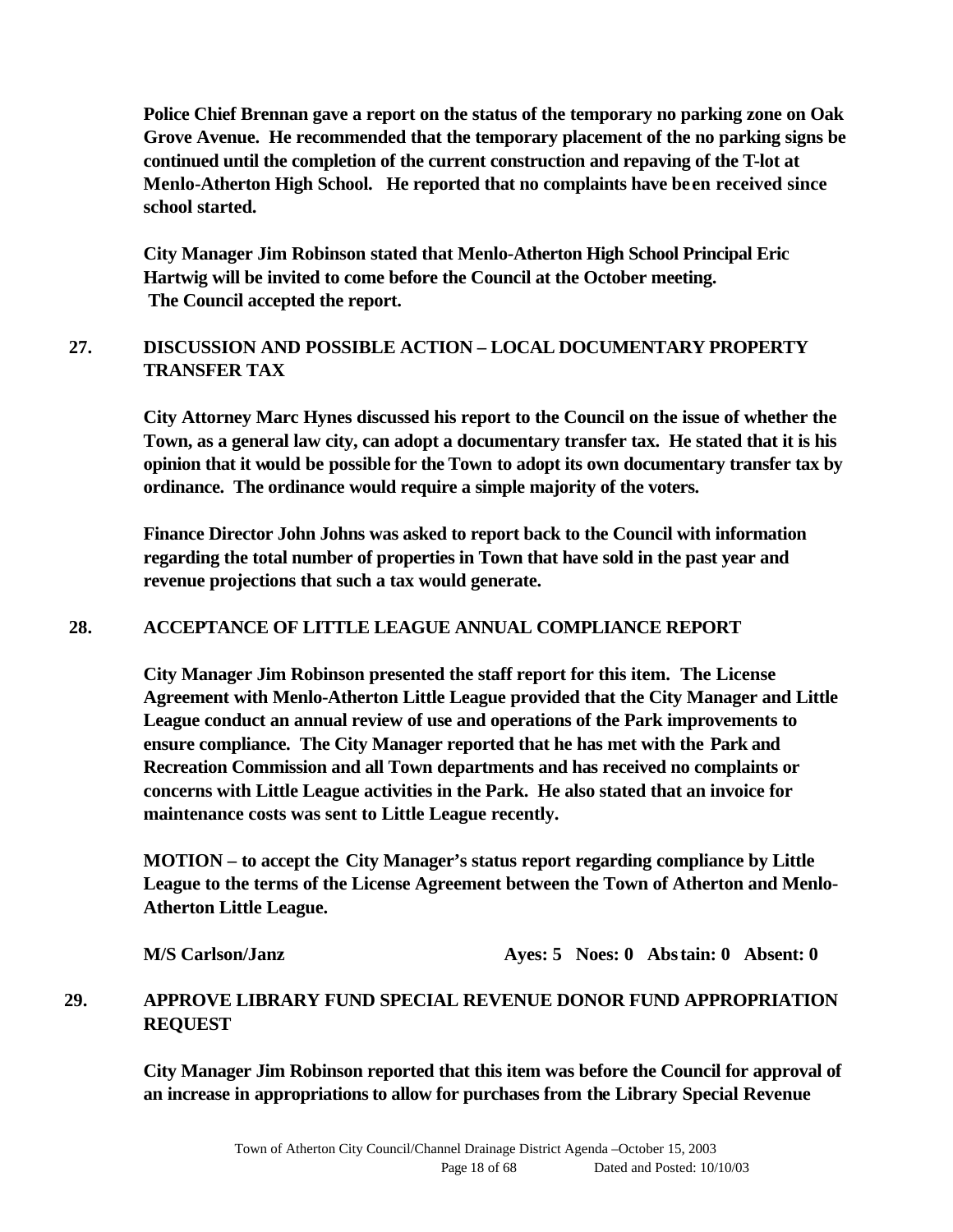**Police Chief Brennan gave a report on the status of the temporary no parking zone on Oak Grove Avenue. He recommended that the temporary placement of the no parking signs be continued until the completion of the current construction and repaving of the T-lot at Menlo-Atherton High School. He reported that no complaints have been received since school started.**

**City Manager Jim Robinson stated that Menlo-Atherton High School Principal Eric Hartwig will be invited to come before the Council at the October meeting. The Council accepted the report.**

## 27. DISCUSSION AND POSSIBLE ACTION – LOCAL DOCUMENTARY PROPERTY TRANSFER TAX

**City Attorney Marc Hynes discussed his report to the Council on the issue of whether the Town, as a general law city, can adopt a documentary transfer tax. He stated that it is his opinion that it would be possible for the Town to adopt its own documentary transfer tax by ordinance. The ordinance would require a simple majority of the voters.**

**Finance Director John Johns was asked to report back to the Council with information regarding the total number of properties in Town that have sold in the past year and revenue projections that such a tax would generate.**

## 28. ACCEPTANCE OF LITTLE LEAGUE ANNUAL COMPLIANCE REPORT

**City Manager Jim Robinson presented the staff report for this item. The License Agreement with Menlo-Atherton Little League provided that the City Manager and Little League conduct an annual review of use and operations of the Park improvements to ensure compliance. The City Manager reported that he has met with the Park and Recreation Commission and all Town departments and has received no complaints or concerns with Little League activities in the Park. He also stated that an invoice for maintenance costs was sent to Little League recently.**

**MOTION – to accept the City Manager's status report regarding compliance by Little League to the terms of the License Agreement between the Town of Atherton and Menlo-Atherton Little League.**

**M/S Carlson/Janz Ayes: 5 Noes: 0 Abstain: 0 Absent: 0**

## 29. APPROVE LIBRARY FUND SPECIAL REVENUE DONOR FUND APPROPRIATION REQUEST

**City Manager Jim Robinson reported that this item was before the Council for approval of an increase in appropriations to allow for purchases from the Library Special Revenue**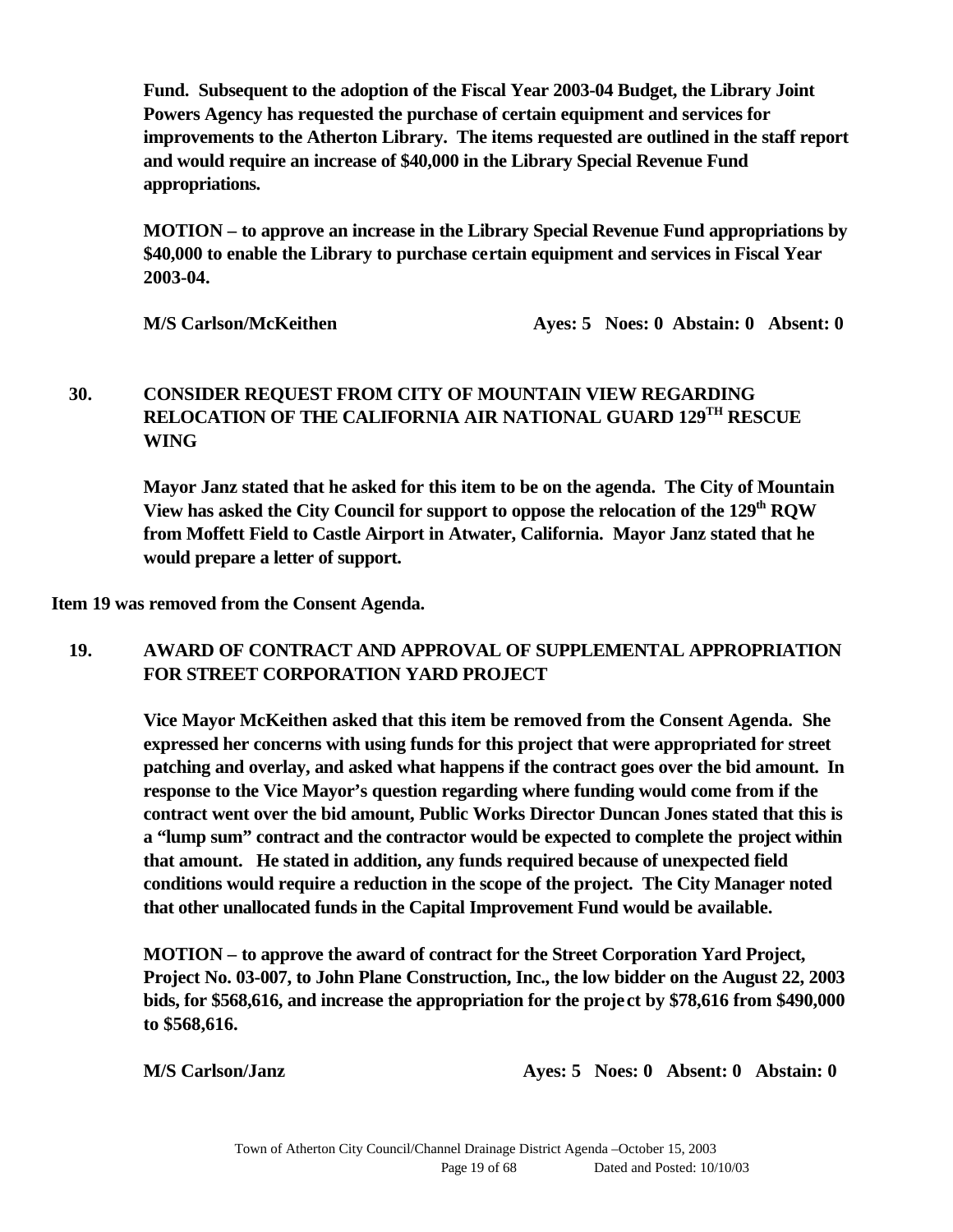**Fund. Subsequent to the adoption of the Fiscal Year 2003-04 Budget, the Library Joint Powers Agency has requested the purchase of certain equipment and services for improvements to the Atherton Library. The items requested are outlined in the staff report and would require an increase of $40,000 in the Library Special Revenue Fund appropriations.**

**MOTION – to approve an increase in the Library Special Revenue Fund appropriations by $40,000 to enable the Library to purchase certain equipment and services in Fiscal Year 2003-04.**

**M/S Carlson/McKeithen — Ayes: 5 Noes: 0 Abstain: 0 Absent: 0**

## 30. CONSIDER REQUEST FROM CITY OF MOUNTAIN VIEW REGARDING RELOCATION OF THE CALIFORNIA AIR NATIONAL GUARD 129TH RESCUE WING

**Mayor Janz stated that he asked for this item to be on the agenda. The City of Mountain View has asked the City Council for support to oppose the relocation of the 129th RQW from Moffett Field to Castle Airport in Atwater, California. Mayor Janz stated that he would prepare a letter of support.**

**Item 19 was removed from the Consent Agenda.**

## 19. AWARD OF CONTRACT AND APPROVAL OF SUPPLEMENTAL APPROPRIATION FOR STREET CORPORATION YARD PROJECT

**Vice Mayor McKeithen asked that this item be removed from the Consent Agenda. She expressed her concerns with using funds for this project that were appropriated for street patching and overlay, and asked what happens if the contract goes over the bid amount. In response to the Vice Mayor's question regarding where funding would come from if the contract went over the bid amount, Public Works Director Duncan Jones stated that this is a "lump sum" contract and the contractor would be expected to complete the project within that amount. He stated in addition, any funds required because of unexpected field conditions would require a reduction in the scope of the project. The City Manager noted that other unallocated funds in the Capital Improvement Fund would be available.**

**MOTION – to approve the award of contract for the Street Corporation Yard Project, Project No. 03-007, to John Plane Construction, Inc., the low bidder on the August 22, 2003 bids, for $568,616, and increase the appropriation for the project by $78,616 from $490,000 to $568,616.**

**M/S Carlson/Janz — Ayes: 5 Noes: 0 Absent: 0 Abstain: 0**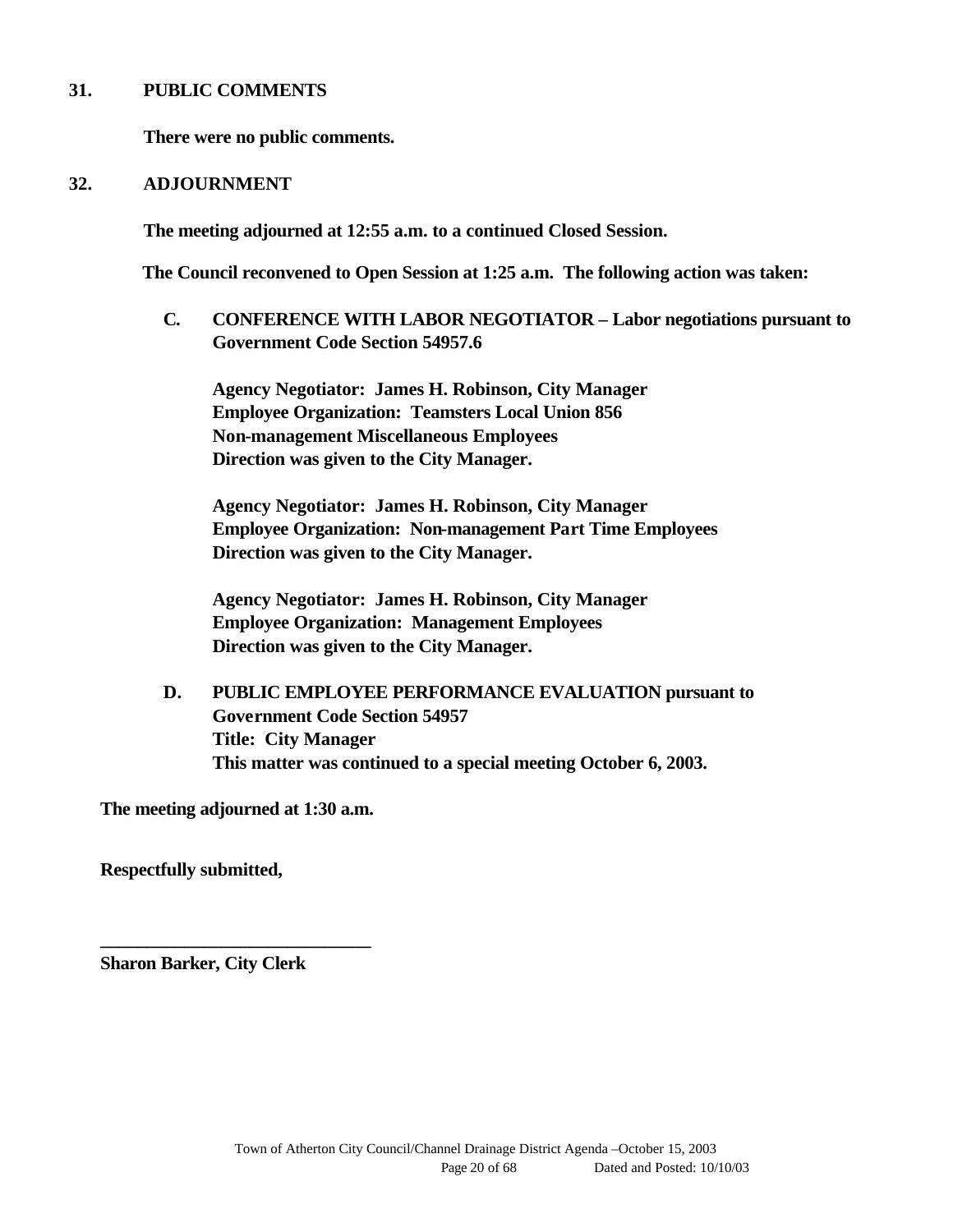## 31. PUBLIC COMMENTS

**There were no public comments.**

## 32. ADJOURNMENT

**The meeting adjourned at 12:55 a.m. to a continued Closed Session.**

**The Council reconvened to Open Session at 1:25 a.m. The following action was taken:**

**C. CONFERENCE WITH LABOR NEGOTIATOR – Labor negotiations pursuant to Government Code Section 54957.6**

**Agency Negotiator: James H. Robinson, City Manager**
**Employee Organization: Teamsters Local Union 856**
**Non-management Miscellaneous Employees**
**Direction was given to the City Manager.**

**Agency Negotiator: James H. Robinson, City Manager**
**Employee Organization: Non-management Part Time Employees**
**Direction was given to the City Manager.**

**Agency Negotiator: James H. Robinson, City Manager**
**Employee Organization: Management Employees**
**Direction was given to the City Manager.**

**D. PUBLIC EMPLOYEE PERFORMANCE EVALUATION pursuant to Government Code Section 54957**
**Title: City Manager**
**This matter was continued to a special meeting October 6, 2003.**

**The meeting adjourned at 1:30 a.m.**

**Respectfully submitted,**

**______________________________**
**Sharon Barker, City Clerk**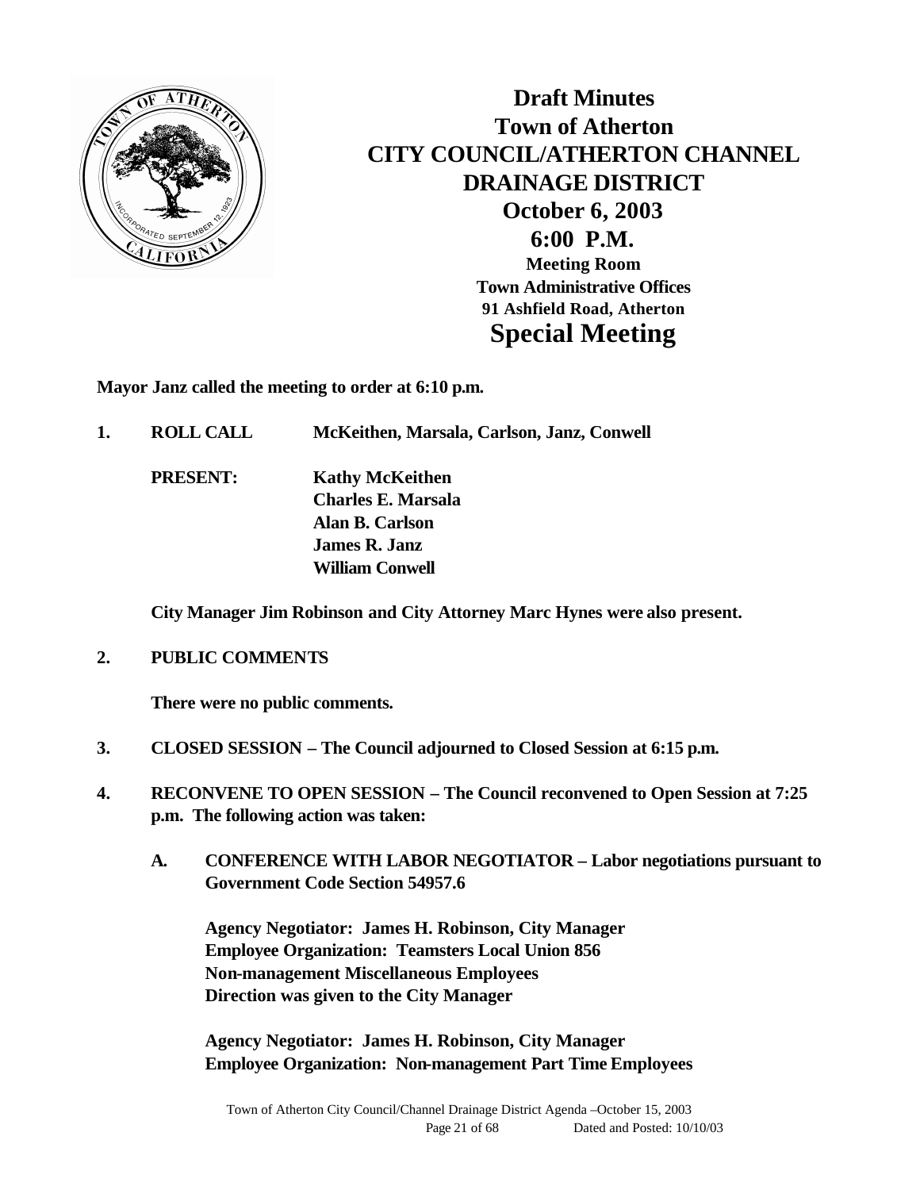# Draft Minutes
# Town of Atherton
# CITY COUNCIL/ATHERTON CHANNEL DRAINAGE DISTRICT
## October 6, 2003
## 6:00 P.M.

**Meeting Room**
**Town Administrative Offices**
**91 Ashfield Road, Atherton**

# Special Meeting

**Mayor Janz called the meeting to order at 6:10 p.m.**

**1. ROLL CALL McKeithen, Marsala, Carlson, Janz, Conwell**

**PRESENT:**
**Kathy McKeithen**
**Charles E. Marsala**
**Alan B. Carlson**
**James R. Janz**
**William Conwell**

**City Manager Jim Robinson and City Attorney Marc Hynes were also present.**

**2. PUBLIC COMMENTS**

**There were no public comments.**

**3. CLOSED SESSION – The Council adjourned to Closed Session at 6:15 p.m.**

**4. RECONVENE TO OPEN SESSION – The Council reconvened to Open Session at 7:25 p.m. The following action was taken:**

**A. CONFERENCE WITH LABOR NEGOTIATOR – Labor negotiations pursuant to Government Code Section 54957.6**

**Agency Negotiator: James H. Robinson, City Manager**
**Employee Organization: Teamsters Local Union 856**
**Non-management Miscellaneous Employees**
**Direction was given to the City Manager**

**Agency Negotiator: James H. Robinson, City Manager**
**Employee Organization: Non-management Part Time Employees**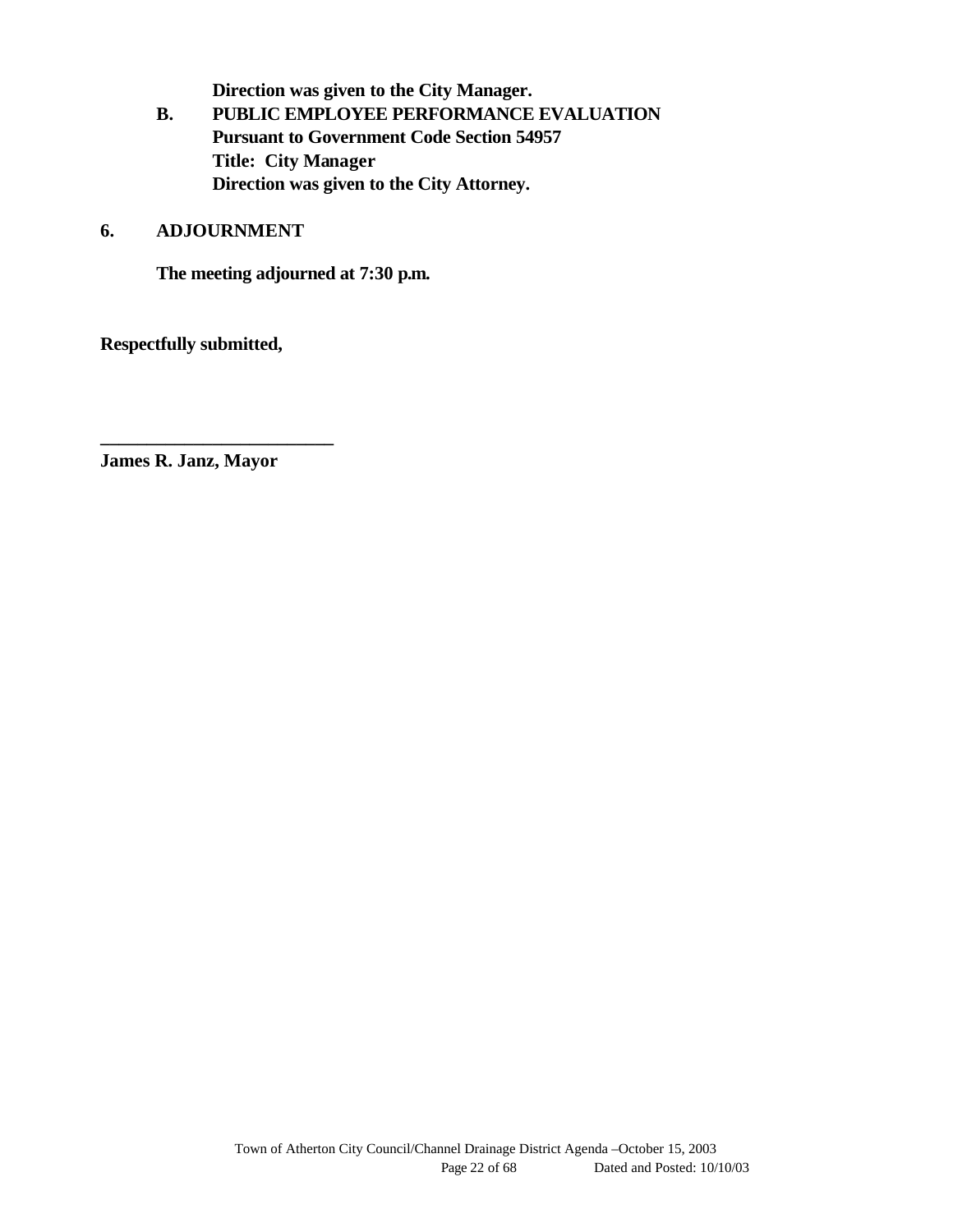**Direction was given to the City Manager.**

**B. PUBLIC EMPLOYEE PERFORMANCE EVALUATION**
**Pursuant to Government Code Section 54957**
**Title: City Manager**
**Direction was given to the City Attorney.**

**6. ADJOURNMENT**

**The meeting adjourned at 7:30 p.m.**

**Respectfully submitted,**

**_________________________**
**James R. Janz, Mayor**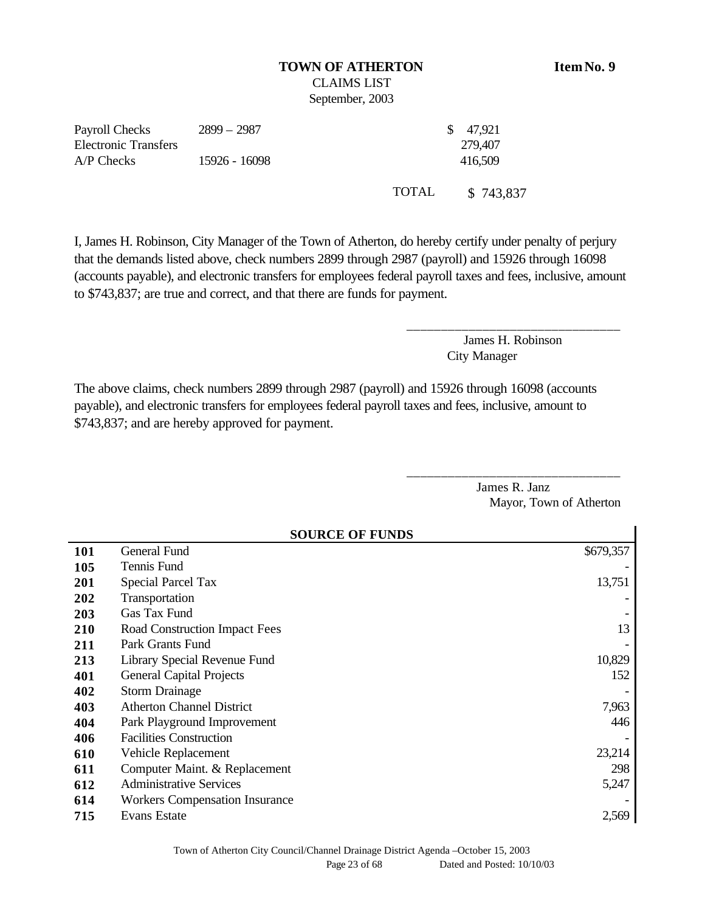**TOWN OF ATHERTON** **Item No. 9**

CLAIMS LIST

September, 2003

| | | | |
|---|---|---|---|
| Payroll Checks | 2899 – 2987 | | $ 47,921 |
| Electronic Transfers | | | 279,407 |
| A/P Checks | 15926 - 16098 | | 416,509 |
| | | TOTAL | $ 743,837 |

I, James H. Robinson, City Manager of the Town of Atherton, do hereby certify under penalty of perjury that the demands listed above, check numbers 2899 through 2987 (payroll) and 15926 through 16098 (accounts payable), and electronic transfers for employees federal payroll taxes and fees, inclusive, amount to $743,837; are true and correct, and that there are funds for payment.

\_\_\_\_\_\_\_\_\_\_\_\_\_\_\_\_\_\_\_\_\_\_\_\_\_\_\_\_\_\_\_\_

James H. Robinson

City Manager

The above claims, check numbers 2899 through 2987 (payroll) and 15926 through 16098 (accounts payable), and electronic transfers for employees federal payroll taxes and fees, inclusive, amount to $743,837; and are hereby approved for payment.

\_\_\_\_\_\_\_\_\_\_\_\_\_\_\_\_\_\_\_\_\_\_\_\_\_\_\_\_\_\_\_\_

James R. Janz

Mayor, Town of Atherton

| | SOURCE OF FUNDS | |
|---|---|---|
| **101** | General Fund | $679,357 |
| **105** | Tennis Fund | - |
| **201** | Special Parcel Tax | 13,751 |
| **202** | Transportation | - |
| **203** | Gas Tax Fund | - |
| **210** | Road Construction Impact Fees | 13 |
| **211** | Park Grants Fund | - |
| **213** | Library Special Revenue Fund | 10,829 |
| **401** | General Capital Projects | 152 |
| **402** | Storm Drainage | - |
| **403** | Atherton Channel District | 7,963 |
| **404** | Park Playground Improvement | 446 |
| **406** | Facilities Construction | - |
| **610** | Vehicle Replacement | 23,214 |
| **611** | Computer Maint. & Replacement | 298 |
| **612** | Administrative Services | 5,247 |
| **614** | Workers Compensation Insurance | - |
| **715** | Evans Estate | 2,569 |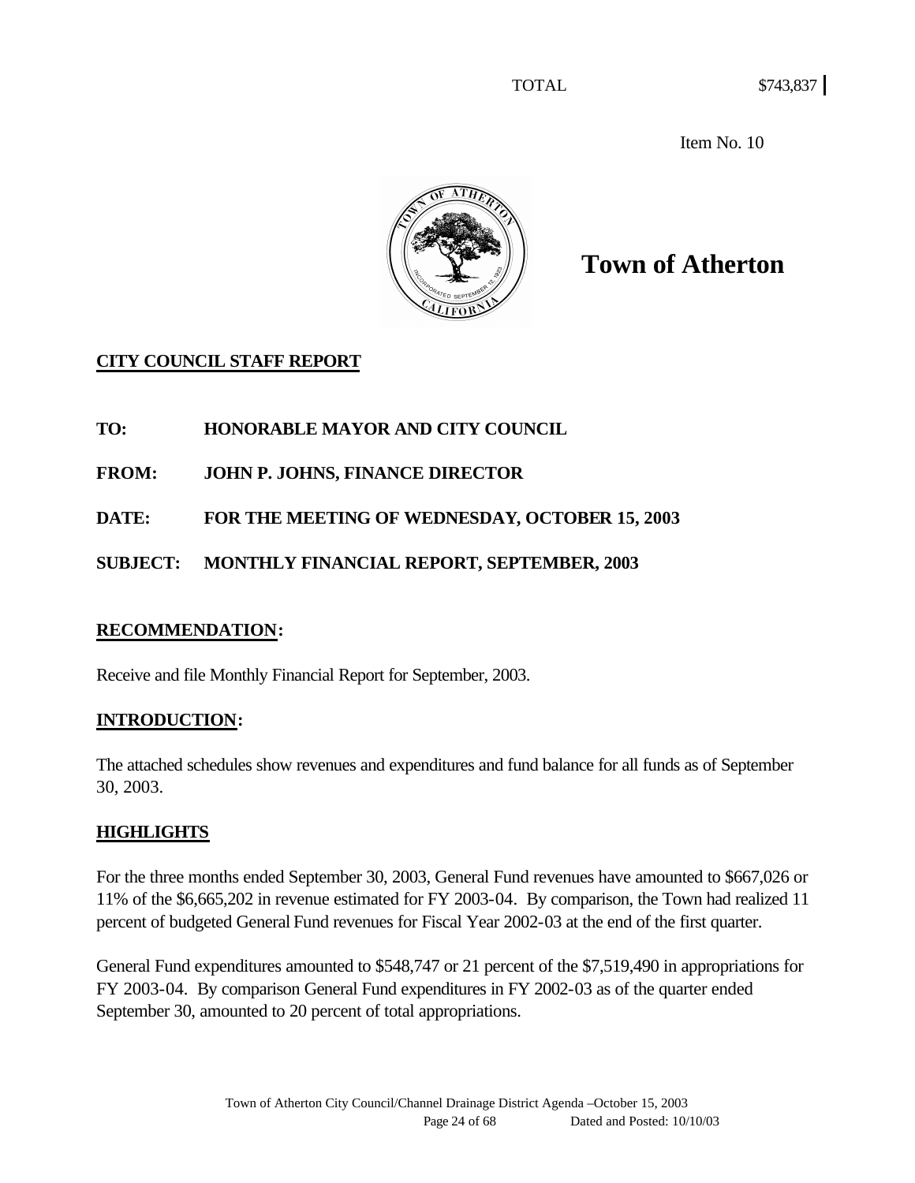TOTAL $743,837

Item No. 10

# Town of Atherton

**CITY COUNCIL STAFF REPORT**

**TO: HONORABLE MAYOR AND CITY COUNCIL**

**FROM: JOHN P. JOHNS, FINANCE DIRECTOR**

**DATE: FOR THE MEETING OF WEDNESDAY, OCTOBER 15, 2003**

**SUBJECT: MONTHLY FINANCIAL REPORT, SEPTEMBER, 2003**

## RECOMMENDATION:

Receive and file Monthly Financial Report for September, 2003.

## INTRODUCTION:

The attached schedules show revenues and expenditures and fund balance for all funds as of September 30, 2003.

## HIGHLIGHTS

For the three months ended September 30, 2003, General Fund revenues have amounted to $667,026 or 11% of the $6,665,202 in revenue estimated for FY 2003-04. By comparison, the Town had realized 11 percent of budgeted General Fund revenues for Fiscal Year 2002-03 at the end of the first quarter.

General Fund expenditures amounted to $548,747 or 21 percent of the $7,519,490 in appropriations for FY 2003-04. By comparison General Fund expenditures in FY 2002-03 as of the quarter ended September 30, amounted to 20 percent of total appropriations.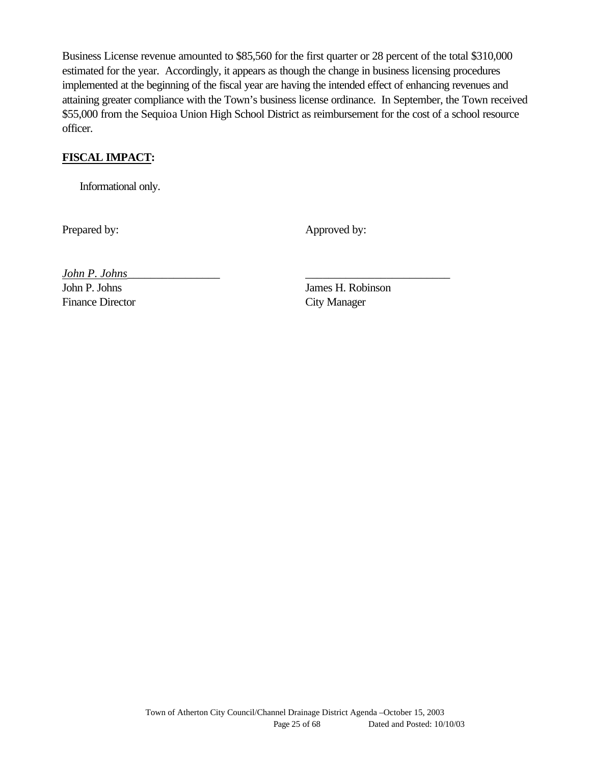Business License revenue amounted to $85,560 for the first quarter or 28 percent of the total $310,000 estimated for the year. Accordingly, it appears as though the change in business licensing procedures implemented at the beginning of the fiscal year are having the intended effect of enhancing revenues and attaining greater compliance with the Town's business license ordinance. In September, the Town received $55,000 from the Sequioa Union High School District as reimbursement for the cost of a school resource officer.

**FISCAL IMPACT:**

Informational only.

Prepared by:

*John P. Johns*
John P. Johns
Finance Director

Approved by:

James H. Robinson
City Manager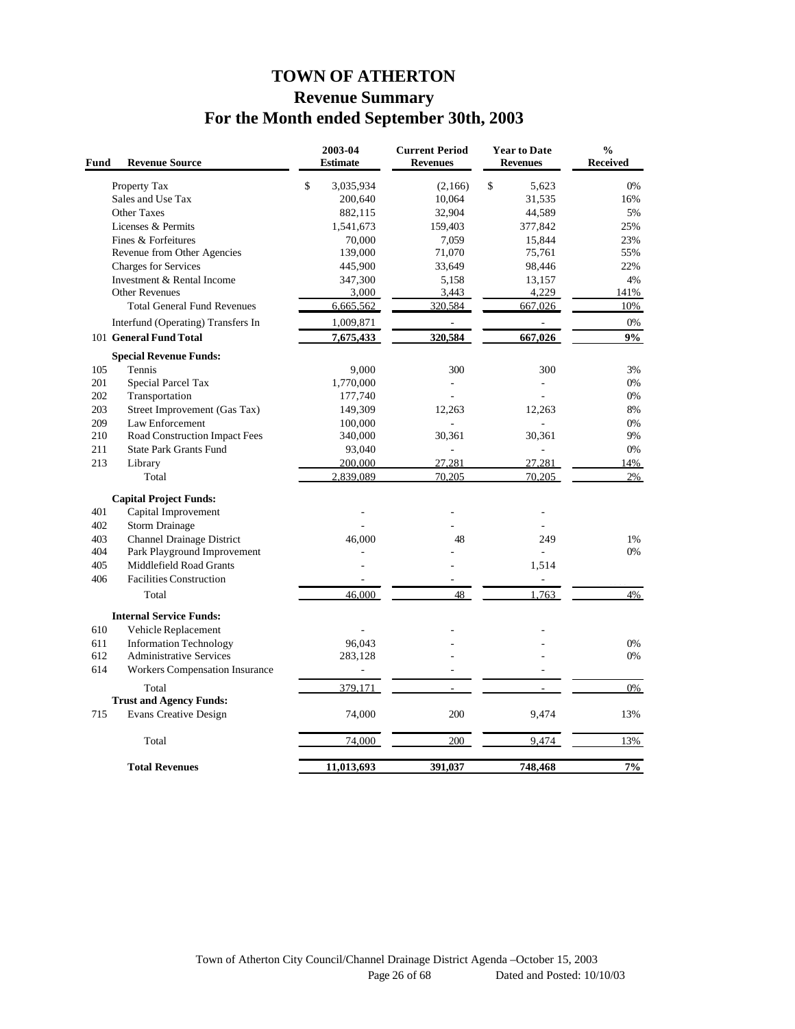# TOWN OF ATHERTON
## Revenue Summary
## For the Month ended September 30th, 2003

| Fund | Revenue Source | 2003-04 Estimate | Current Period Revenues | Year to Date Revenues | % Received |
|---|---|---|---|---|---|
| | Property Tax | $ 3,035,934 | (2,166) | $ 5,623 | 0% |
| | Sales and Use Tax | 200,640 | 10,064 | 31,535 | 16% |
| | Other Taxes | 882,115 | 32,904 | 44,589 | 5% |
| | Licenses & Permits | 1,541,673 | 159,403 | 377,842 | 25% |
| | Fines & Forfeitures | 70,000 | 7,059 | 15,844 | 23% |
| | Revenue from Other Agencies | 139,000 | 71,070 | 75,761 | 55% |
| | Charges for Services | 445,900 | 33,649 | 98,446 | 22% |
| | Investment & Rental Income | 347,300 | 5,158 | 13,157 | 4% |
| | Other Revenues | 3,000 | 3,443 | 4,229 | 141% |
| | Total General Fund Revenues | 6,665,562 | 320,584 | 667,026 | 10% |
| | Interfund (Operating) Transfers In | 1,009,871 | - | - | 0% |
| 101 | **General Fund Total** | **7,675,433** | **320,584** | **667,026** | **9%** |
| | **Special Revenue Funds:** | | | | |
| 105 | Tennis | 9,000 | 300 | 300 | 3% |
| 201 | Special Parcel Tax | 1,770,000 | - | - | 0% |
| 202 | Transportation | 177,740 | - | - | 0% |
| 203 | Street Improvement (Gas Tax) | 149,309 | 12,263 | 12,263 | 8% |
| 209 | Law Enforcement | 100,000 | - | - | 0% |
| 210 | Road Construction Impact Fees | 340,000 | 30,361 | 30,361 | 9% |
| 211 | State Park Grants Fund | 93,040 | - | - | 0% |
| 213 | Library | 200,000 | 27,281 | 27,281 | 14% |
| | Total | 2,839,089 | 70,205 | 70,205 | 2% |
| | **Capital Project Funds:** | | | | |
| 401 | Capital Improvement | - | - | - | |
| 402 | Storm Drainage | - | - | - | |
| 403 | Channel Drainage District | 46,000 | 48 | 249 | 1% |
| 404 | Park Playground Improvement | - | - | - | 0% |
| 405 | Middlefield Road Grants | - | - | 1,514 | |
| 406 | Facilities Construction | - | - | - | |
| | Total | 46,000 | 48 | 1,763 | 4% |
| | **Internal Service Funds:** | | | | |
| 610 | Vehicle Replacement | - | - | - | |
| 611 | Information Technology | 96,043 | - | - | 0% |
| 612 | Administrative Services | 283,128 | - | - | 0% |
| 614 | Workers Compensation Insurance | - | - | - | |
| | Total | 379,171 | - | - | 0% |
| | **Trust and Agency Funds:** | | | | |
| 715 | Evans Creative Design | 74,000 | 200 | 9,474 | 13% |
| | Total | 74,000 | 200 | 9,474 | 13% |
| | **Total Revenues** | **11,013,693** | **391,037** | **748,468** | **7%** |

Town of Atherton City Council/Channel Drainage District Agenda –October 15, 2003
Dated and Posted: 10/10/03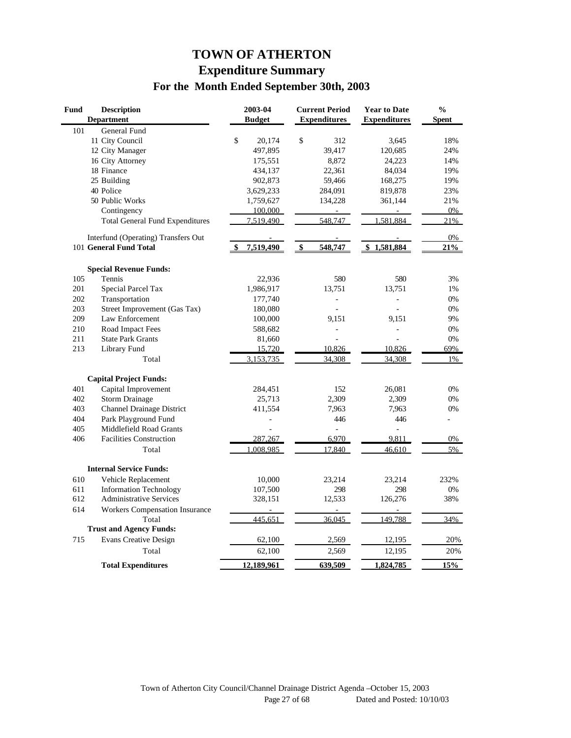# TOWN OF ATHERTON
## Expenditure Summary
### For the Month Ended September 30th, 2003

| Fund | Description<br>Department | 2003-04<br>Budget | Current Period<br>Expenditures | Year to Date<br>Expenditures | %<br>Spent |
|---|---|---|---|---|---|
| 101 | General Fund | | | | |
| | 11 City Council | $ 20,174 | $ 312 | 3,645 | 18% |
| | 12 City Manager | 497,895 | 39,417 | 120,685 | 24% |
| | 16 City Attorney | 175,551 | 8,872 | 24,223 | 14% |
| | 18 Finance | 434,137 | 22,361 | 84,034 | 19% |
| | 25 Building | 902,873 | 59,466 | 168,275 | 19% |
| | 40 Police | 3,629,233 | 284,091 | 819,878 | 23% |
| | 50 Public Works | 1,759,627 | 134,228 | 361,144 | 21% |
| | Contingency | 100,000 | - | - | 0% |
| | Total General Fund Expenditures | 7,519,490 | 548,747 | 1,581,884 | 21% |
| | Interfund (Operating) Transfers Out | - | - | - | 0% |
| 101 | **General Fund Total** | **$ 7,519,490** | **$ 548,747** | **$ 1,581,884** | **21%** |
| | **Special Revenue Funds:** | | | | |
| 105 | Tennis | 22,936 | 580 | 580 | 3% |
| 201 | Special Parcel Tax | 1,986,917 | 13,751 | 13,751 | 1% |
| 202 | Transportation | 177,740 | - | - | 0% |
| 203 | Street Improvement (Gas Tax) | 180,080 | - | - | 0% |
| 209 | Law Enforcement | 100,000 | 9,151 | 9,151 | 9% |
| 210 | Road Impact Fees | 588,682 | - | - | 0% |
| 211 | State Park Grants | 81,660 | - | - | 0% |
| 213 | Library Fund | 15,720 | 10,826 | 10,826 | 69% |
| | Total | 3,153,735 | 34,308 | 34,308 | 1% |
| | **Capital Project Funds:** | | | | |
| 401 | Capital Improvement | 284,451 | 152 | 26,081 | 0% |
| 402 | Storm Drainage | 25,713 | 2,309 | 2,309 | 0% |
| 403 | Channel Drainage District | 411,554 | 7,963 | 7,963 | 0% |
| 404 | Park Playground Fund | - | 446 | 446 | - |
| 405 | Middlefield Road Grants | - | - | - | |
| 406 | Facilities Construction | 287,267 | 6,970 | 9,811 | 0% |
| | Total | 1,008,985 | 17,840 | 46,610 | 5% |
| | **Internal Service Funds:** | | | | |
| 610 | Vehicle Replacement | 10,000 | 23,214 | 23,214 | 232% |
| 611 | Information Technology | 107,500 | 298 | 298 | 0% |
| 612 | Administrative Services | 328,151 | 12,533 | 126,276 | 38% |
| 614 | Workers Compensation Insurance | - | - | - | |
| | Total | 445,651 | 36,045 | 149,788 | 34% |
| | **Trust and Agency Funds:** | | | | |
| 715 | Evans Creative Design | 62,100 | 2,569 | 12,195 | 20% |
| | Total | 62,100 | 2,569 | 12,195 | 20% |
| | **Total Expenditures** | **12,189,961** | **639,509** | **1,824,785** | **15%** |

Town of Atherton City Council/Channel Drainage District Agenda –October 15, 2003
Dated and Posted: 10/10/03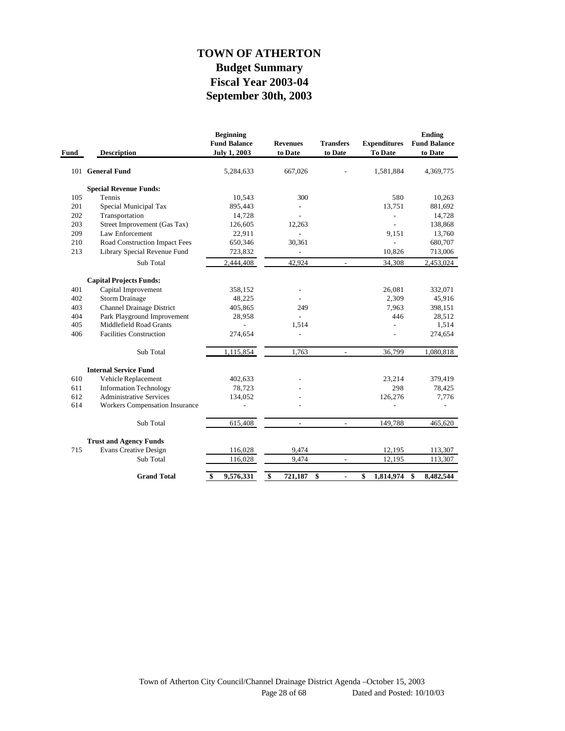# TOWN OF ATHERTON
## Budget Summary
## Fiscal Year 2003-04
## September 30th, 2003

| Fund | Description | Beginning Fund Balance July 1, 2003 | Revenues to Date | Transfers to Date | Expenditures To Date | Ending Fund Balance to Date |
|---|---|---|---|---|---|---|
| 101 | **General Fund** | 5,284,633 | 667,026 | - | 1,581,884 | 4,369,775 |
| | **Special Revenue Funds:** | | | | | |
| 105 | Tennis | 10,543 | 300 | | 580 | 10,263 |
| 201 | Special Municipal Tax | 895,443 | - | | 13,751 | 881,692 |
| 202 | Transportation | 14,728 | - | | - | 14,728 |
| 203 | Street Improvement (Gas Tax) | 126,605 | 12,263 | | - | 138,868 |
| 209 | Law Enforcement | 22,911 | - | | 9,151 | 13,760 |
| 210 | Road Construction Impact Fees | 650,346 | 30,361 | | - | 680,707 |
| 213 | Library Special Revenue Fund | 723,832 | - | | 10,826 | 713,006 |
| | Sub Total | 2,444,408 | 42,924 | - | 34,308 | 2,453,024 |
| | **Capital Projects Funds:** | | | | | |
| 401 | Capital Improvement | 358,152 | - | | 26,081 | 332,071 |
| 402 | Storm Drainage | 48,225 | - | | 2,309 | 45,916 |
| 403 | Channel Drainage District | 405,865 | 249 | | 7,963 | 398,151 |
| 404 | Park Playground Improvement | 28,958 | - | | 446 | 28,512 |
| 405 | Middlefield Road Grants | - | 1,514 | | - | 1,514 |
| 406 | Facilities Construction | 274,654 | - | | - | 274,654 |
| | Sub Total | 1,115,854 | 1,763 | - | 36,799 | 1,080,818 |
| | **Internal Service Fund** | | | | | |
| 610 | Vehicle Replacement | 402,633 | - | | 23,214 | 379,419 |
| 611 | Information Technology | 78,723 | - | | 298 | 78,425 |
| 612 | Administrative Services | 134,052 | - | | 126,276 | 7,776 |
| 614 | Workers Compensation Insurance | - | - | | - | - |
| | Sub Total | 615,408 | - | - | 149,788 | 465,620 |
| | **Trust and Agency Funds** | | | | | |
| 715 | Evans Creative Design | 116,028 | 9,474 | | 12,195 | 113,307 |
| | Sub Total | 116,028 | 9,474 | - | 12,195 | 113,307 |
| | **Grand Total** | **$ 9,576,331** | **$ 721,187** | **$ -** | **$ 1,814,974** | **$ 8,482,544** |

Town of Atherton City Council/Channel Drainage District Agenda –October 15, 2003

Dated and Posted: 10/10/03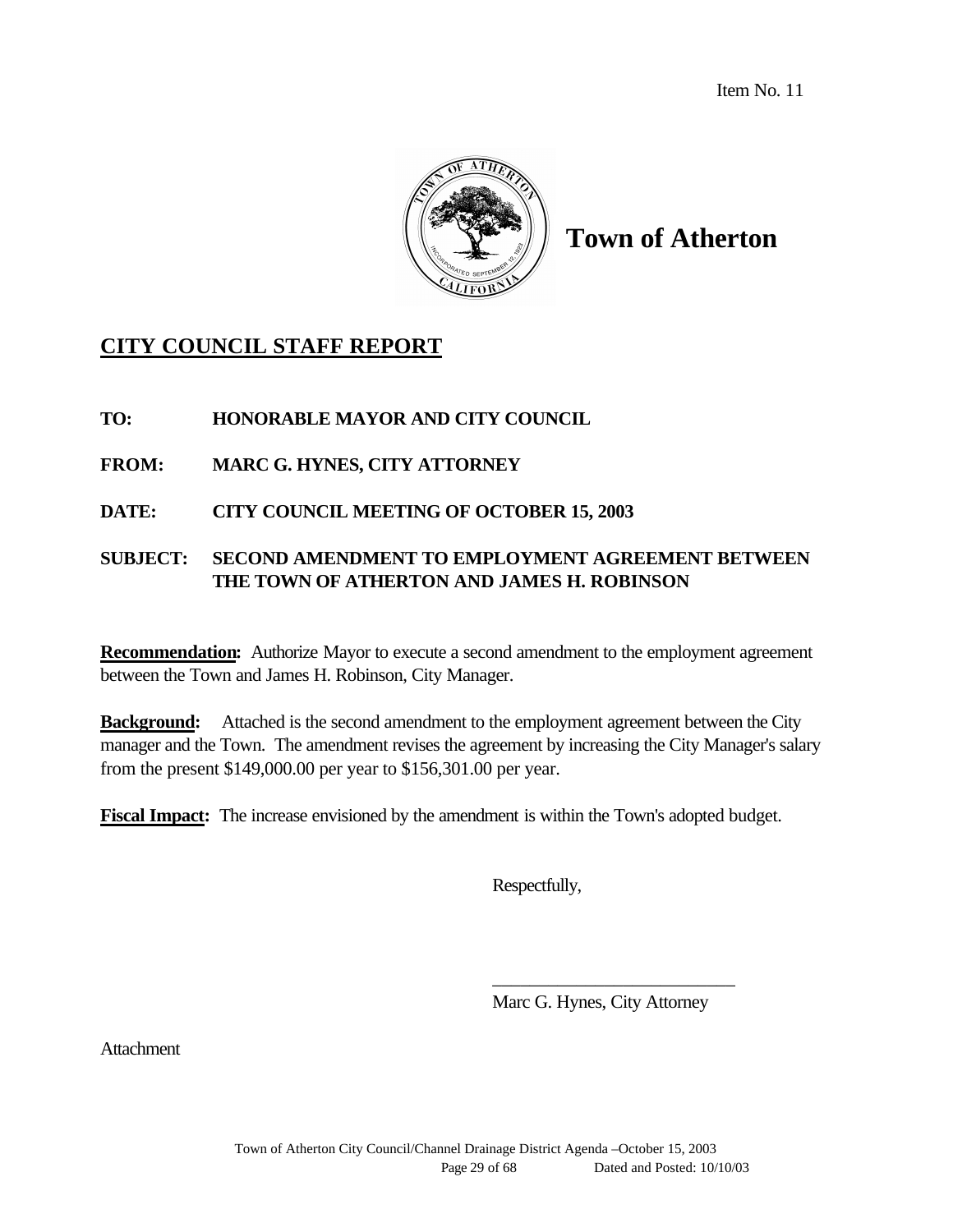Item No. 11

# Town of Atherton

## CITY COUNCIL STAFF REPORT

**TO:** **HONORABLE MAYOR AND CITY COUNCIL**

**FROM:** **MARC G. HYNES, CITY ATTORNEY**

**DATE:** **CITY COUNCIL MEETING OF OCTOBER 15, 2003**

**SUBJECT:** **SECOND AMENDMENT TO EMPLOYMENT AGREEMENT BETWEEN THE TOWN OF ATHERTON AND JAMES H. ROBINSON**

**Recommendation:** Authorize Mayor to execute a second amendment to the employment agreement between the Town and James H. Robinson, City Manager.

**Background:** Attached is the second amendment to the employment agreement between the City manager and the Town. The amendment revises the agreement by increasing the City Manager's salary from the present $149,000.00 per year to $156,301.00 per year.

**Fiscal Impact:** The increase envisioned by the amendment is within the Town's adopted budget.

Respectfully,

___________________________
Marc G. Hynes, City Attorney

Attachment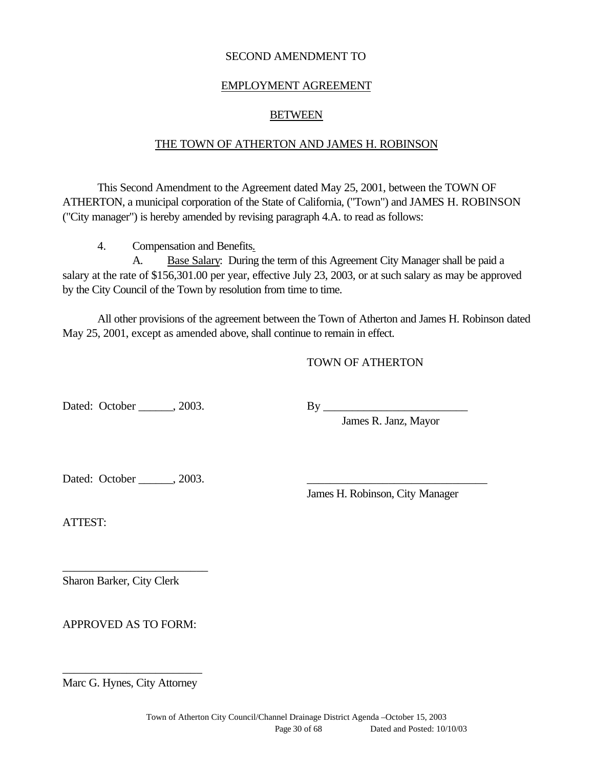SECOND AMENDMENT TO

EMPLOYMENT AGREEMENT

BETWEEN

THE TOWN OF ATHERTON AND JAMES H. ROBINSON

This Second Amendment to the Agreement dated May 25, 2001, between the TOWN OF ATHERTON, a municipal corporation of the State of California, ("Town") and JAMES H. ROBINSON ("City manager") is hereby amended by revising paragraph 4.A. to read as follows:

4. Compensation and Benefits.

A. Base Salary: During the term of this Agreement City Manager shall be paid a salary at the rate of $156,301.00 per year, effective July 23, 2003, or at such salary as may be approved by the City Council of the Town by resolution from time to time.

All other provisions of the agreement between the Town of Atherton and James H. Robinson dated May 25, 2001, except as amended above, shall continue to remain in effect.

TOWN OF ATHERTON

Dated: October ______, 2003.

By _________________________
James R. Janz, Mayor

Dated: October ______, 2003.

_______________________________
James H. Robinson, City Manager

ATTEST:

_________________________
Sharon Barker, City Clerk

APPROVED AS TO FORM:

________________________
Marc G. Hynes, City Attorney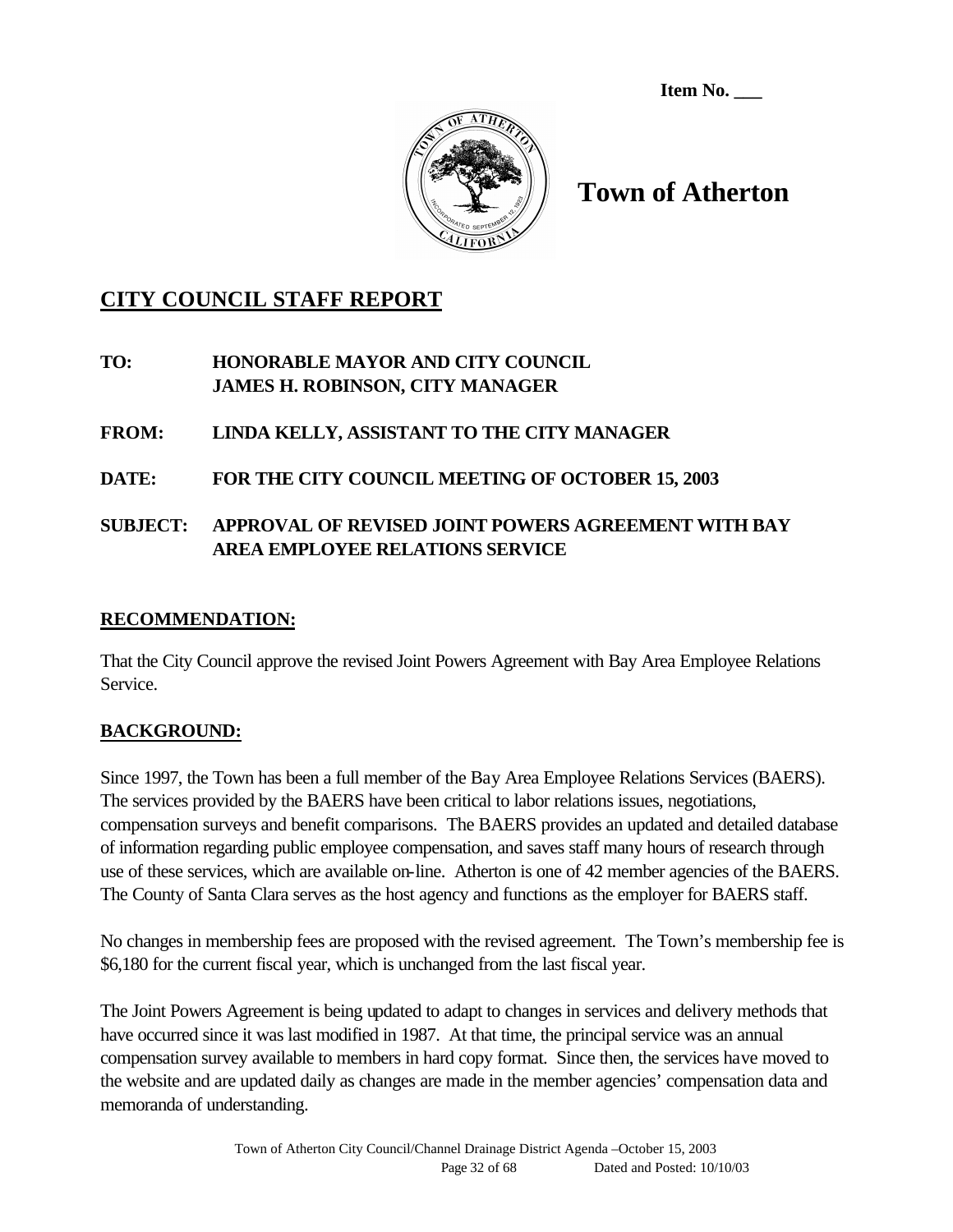**Item No. ___**

# Town of Atherton

## CITY COUNCIL STAFF REPORT

**TO:** HONORABLE MAYOR AND CITY COUNCIL
JAMES H. ROBINSON, CITY MANAGER

**FROM:** LINDA KELLY, ASSISTANT TO THE CITY MANAGER

**DATE:** FOR THE CITY COUNCIL MEETING OF OCTOBER 15, 2003

**SUBJECT:** APPROVAL OF REVISED JOINT POWERS AGREEMENT WITH BAY AREA EMPLOYEE RELATIONS SERVICE

### RECOMMENDATION:

That the City Council approve the revised Joint Powers Agreement with Bay Area Employee Relations Service.

### BACKGROUND:

Since 1997, the Town has been a full member of the Bay Area Employee Relations Services (BAERS). The services provided by the BAERS have been critical to labor relations issues, negotiations, compensation surveys and benefit comparisons. The BAERS provides an updated and detailed database of information regarding public employee compensation, and saves staff many hours of research through use of these services, which are available on-line. Atherton is one of 42 member agencies of the BAERS. The County of Santa Clara serves as the host agency and functions as the employer for BAERS staff.

No changes in membership fees are proposed with the revised agreement. The Town's membership fee is $6,180 for the current fiscal year, which is unchanged from the last fiscal year.

The Joint Powers Agreement is being updated to adapt to changes in services and delivery methods that have occurred since it was last modified in 1987. At that time, the principal service was an annual compensation survey available to members in hard copy format. Since then, the services have moved to the website and are updated daily as changes are made in the member agencies' compensation data and memoranda of understanding.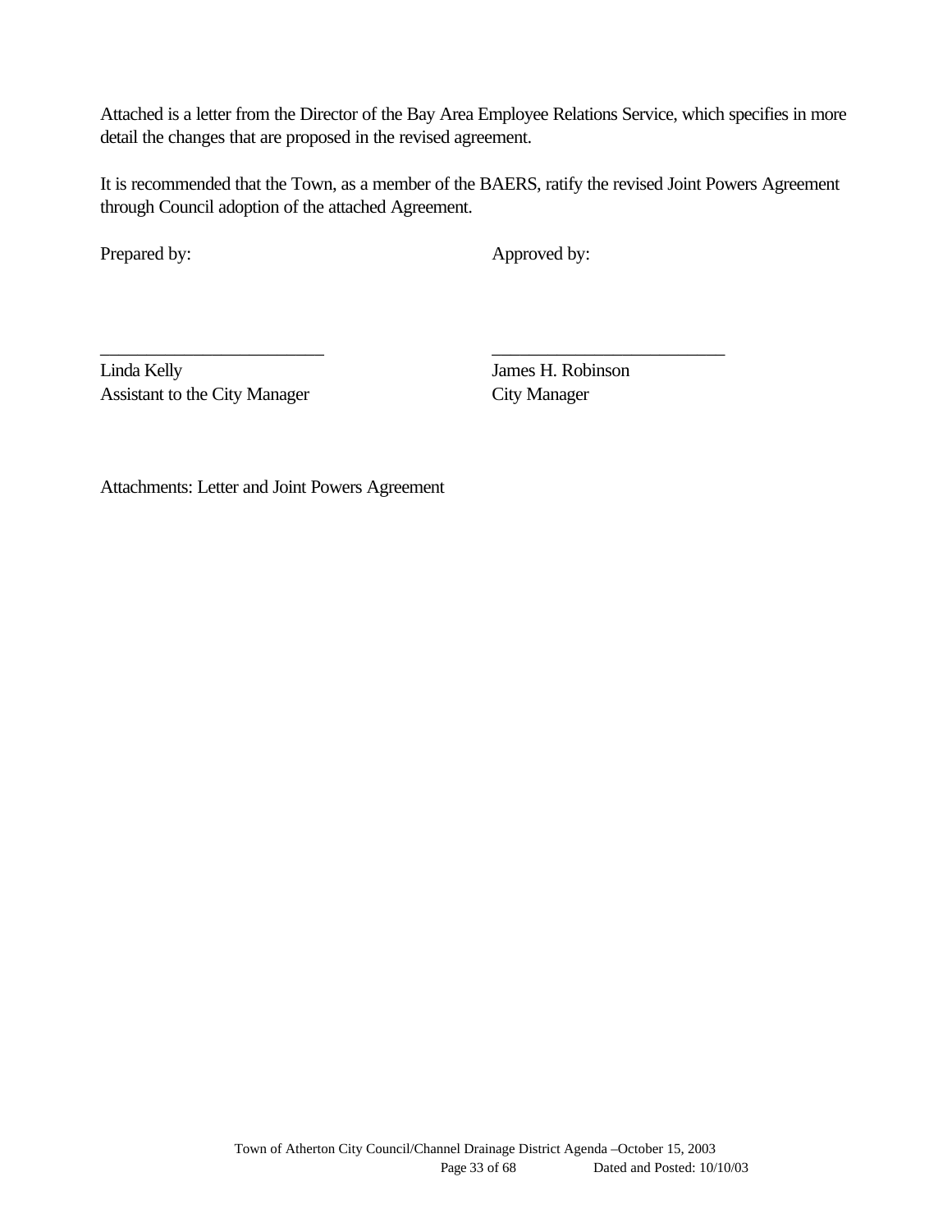Attached is a letter from the Director of the Bay Area Employee Relations Service, which specifies in more detail the changes that are proposed in the revised agreement.

It is recommended that the Town, as a member of the BAERS, ratify the revised Joint Powers Agreement through Council adoption of the attached Agreement.

| Prepared by: | Approved by: |
|---|---|
| _________________________ | __________________________ |
| Linda Kelly | James H. Robinson |
| Assistant to the City Manager | City Manager |

Attachments: Letter and Joint Powers Agreement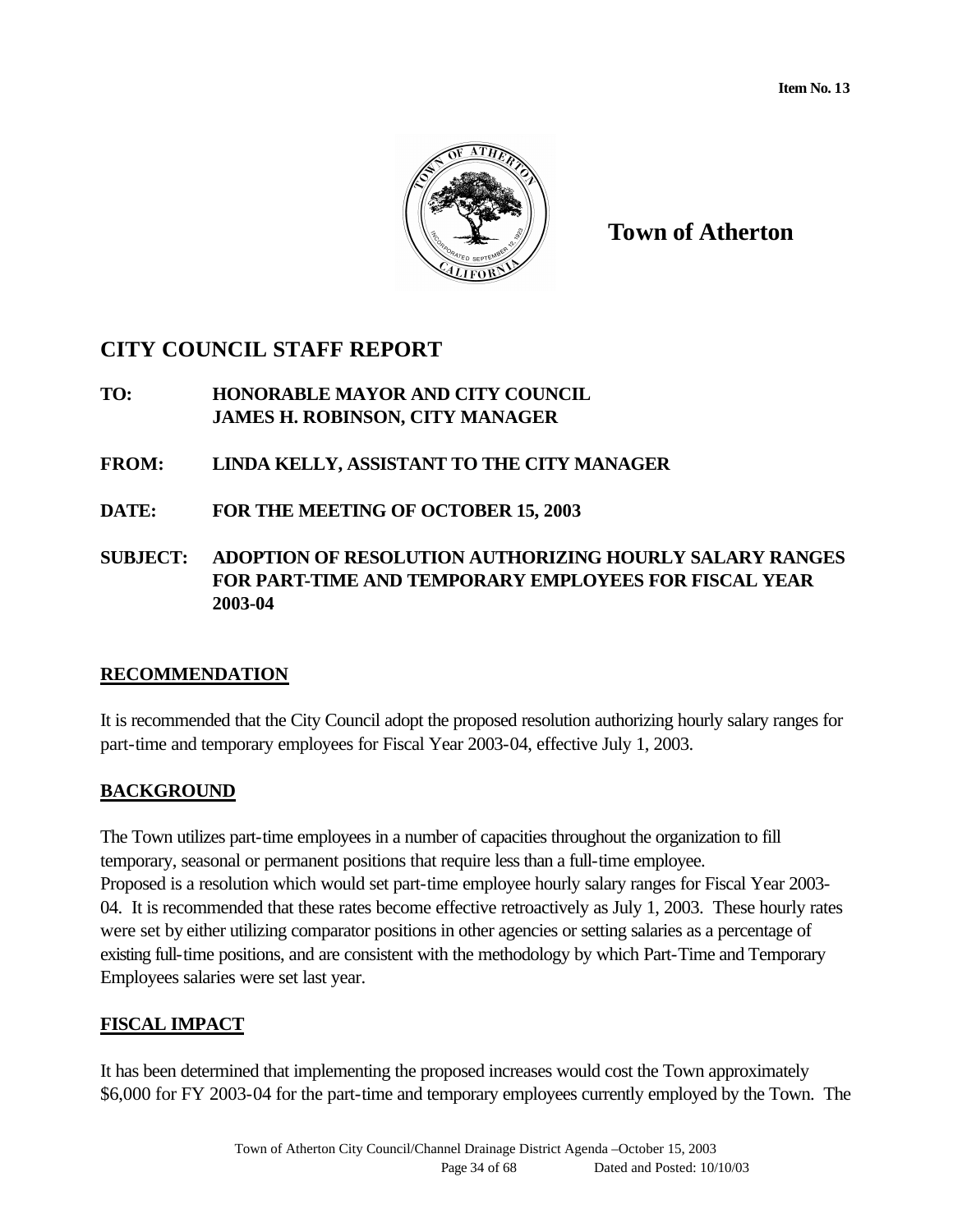**Item No. 13**

**Town of Atherton**

## CITY COUNCIL STAFF REPORT

**TO:** **HONORABLE MAYOR AND CITY COUNCIL**
**JAMES H. ROBINSON, CITY MANAGER**

**FROM:** **LINDA KELLY, ASSISTANT TO THE CITY MANAGER**

**DATE:** **FOR THE MEETING OF OCTOBER 15, 2003**

**SUBJECT:** **ADOPTION OF RESOLUTION AUTHORIZING HOURLY SALARY RANGES FOR PART-TIME AND TEMPORARY EMPLOYEES FOR FISCAL YEAR 2003-04**

### RECOMMENDATION

It is recommended that the City Council adopt the proposed resolution authorizing hourly salary ranges for part-time and temporary employees for Fiscal Year 2003-04, effective July 1, 2003.

### BACKGROUND

The Town utilizes part-time employees in a number of capacities throughout the organization to fill temporary, seasonal or permanent positions that require less than a full-time employee.
Proposed is a resolution which would set part-time employee hourly salary ranges for Fiscal Year 2003-04. It is recommended that these rates become effective retroactively as July 1, 2003. These hourly rates were set by either utilizing comparator positions in other agencies or setting salaries as a percentage of existing full-time positions, and are consistent with the methodology by which Part-Time and Temporary Employees salaries were set last year.

### FISCAL IMPACT

It has been determined that implementing the proposed increases would cost the Town approximately $6,000 for FY 2003-04 for the part-time and temporary employees currently employed by the Town. The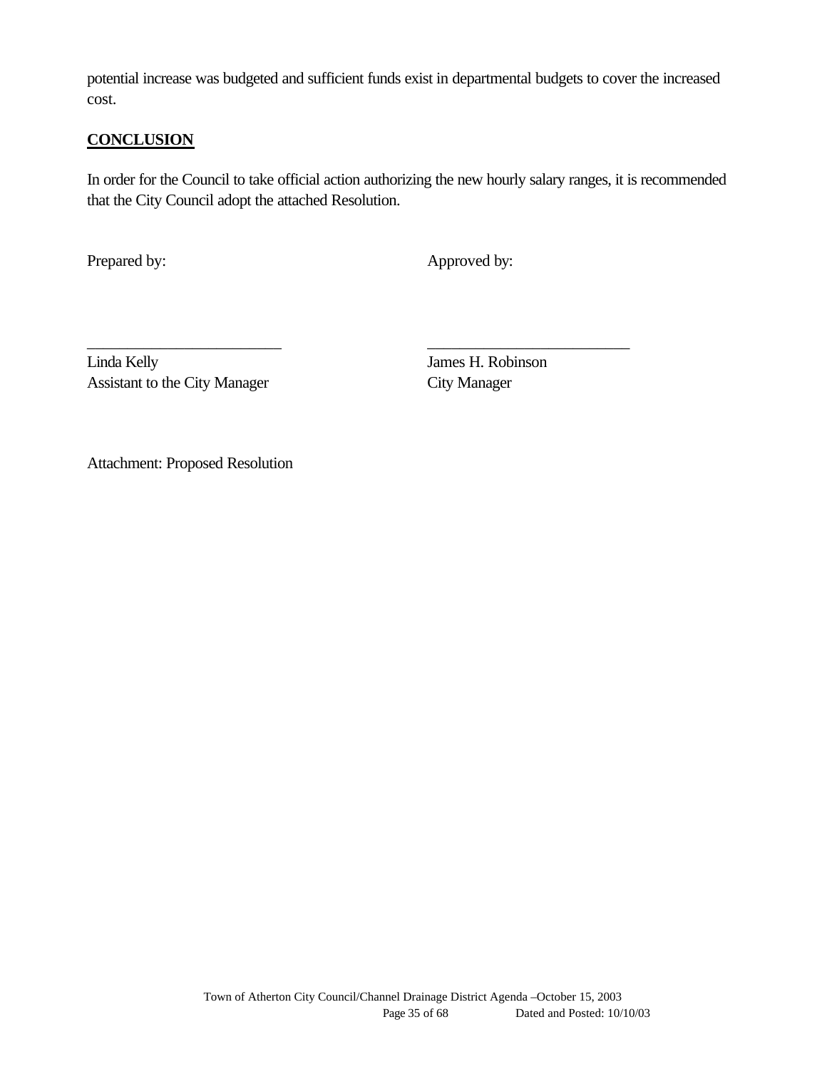potential increase was budgeted and sufficient funds exist in departmental budgets to cover the increased cost.

## CONCLUSION

In order for the Council to take official action authorizing the new hourly salary ranges, it is recommended that the City Council adopt the attached Resolution.

Prepared by: Approved by:

\_\_\_\_\_\_\_\_\_\_\_\_\_\_\_\_\_\_\_\_\_\_\_\_\_ \_\_\_\_\_\_\_\_\_\_\_\_\_\_\_\_\_\_\_\_\_\_\_\_\_\_

Linda Kelly
Assistant to the City Manager

James H. Robinson
City Manager

Attachment: Proposed Resolution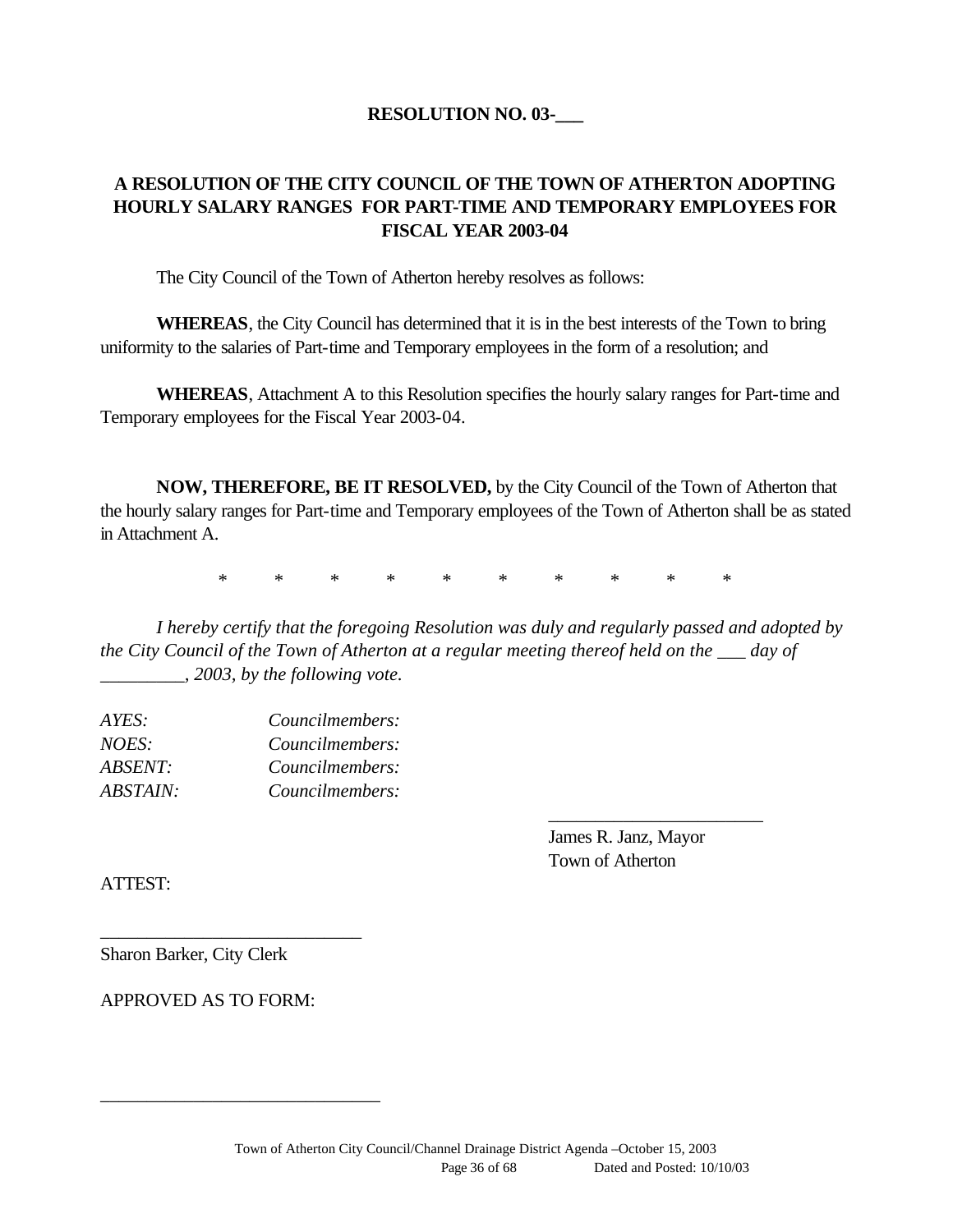**RESOLUTION NO. 03-___**

**A RESOLUTION OF THE CITY COUNCIL OF THE TOWN OF ATHERTON ADOPTING HOURLY SALARY RANGES FOR PART-TIME AND TEMPORARY EMPLOYEES FOR FISCAL YEAR 2003-04**

The City Council of the Town of Atherton hereby resolves as follows:

**WHEREAS**, the City Council has determined that it is in the best interests of the Town to bring uniformity to the salaries of Part-time and Temporary employees in the form of a resolution; and

**WHEREAS**, Attachment A to this Resolution specifies the hourly salary ranges for Part-time and Temporary employees for the Fiscal Year 2003-04.

**NOW, THEREFORE, BE IT RESOLVED,** by the City Council of the Town of Atherton that the hourly salary ranges for Part-time and Temporary employees of the Town of Atherton shall be as stated in Attachment A.

\* \* \* \* \* \* \* \* \* \*

*I hereby certify that the foregoing Resolution was duly and regularly passed and adopted by the City Council of the Town of Atherton at a regular meeting thereof held on the ___ day of _________, 2003, by the following vote.*

*AYES:* *Councilmembers:*
*NOES:* *Councilmembers:*
*ABSENT:* *Councilmembers:*
*ABSTAIN:* *Councilmembers:*

_______________________
James R. Janz, Mayor
Town of Atherton

ATTEST:

____________________________
Sharon Barker, City Clerk

APPROVED AS TO FORM:

______________________________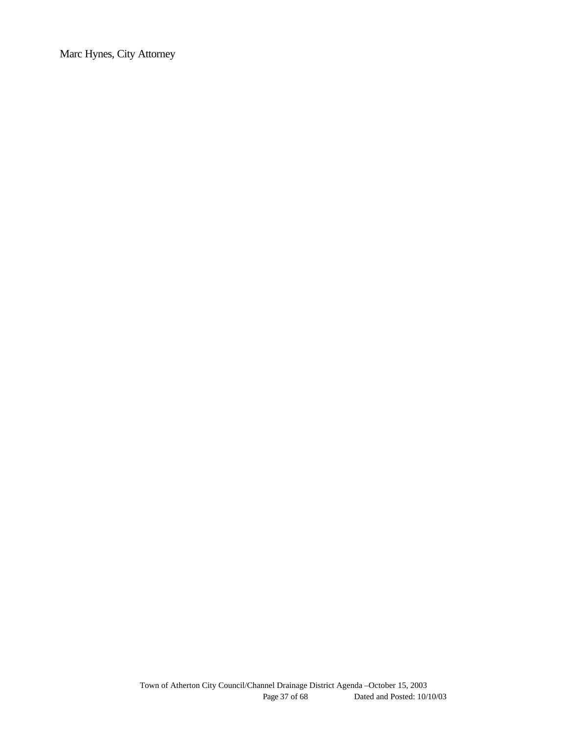Marc Hynes, City Attorney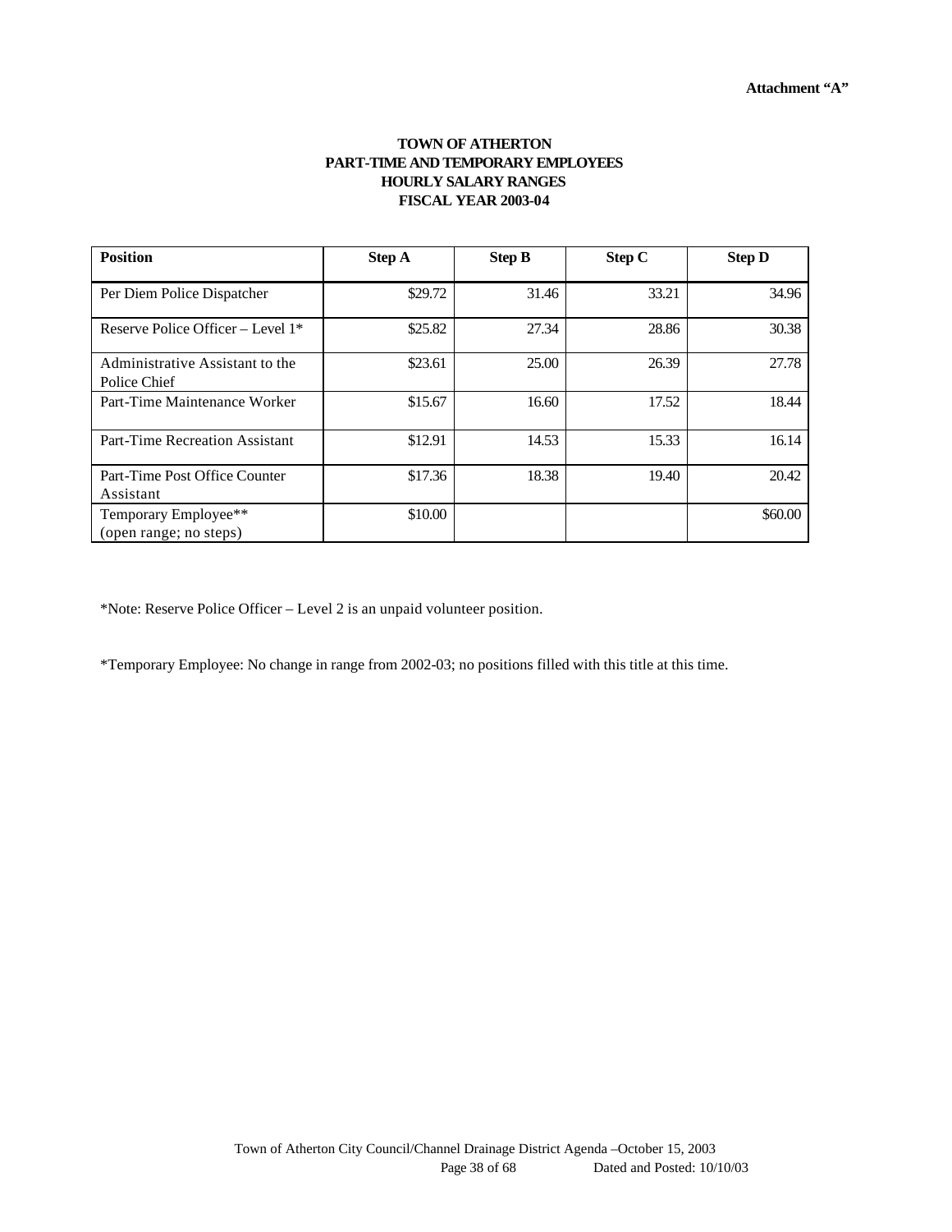**Attachment "A"**

# TOWN OF ATHERTON
## PART-TIME AND TEMPORARY EMPLOYEES
## HOURLY SALARY RANGES
## FISCAL YEAR 2003-04

| Position | Step A | Step B | Step C | Step D |
|---|---|---|---|---|
| Per Diem Police Dispatcher | $29.72 | 31.46 | 33.21 | 34.96 |
| Reserve Police Officer – Level 1* | $25.82 | 27.34 | 28.86 | 30.38 |
| Administrative Assistant to the Police Chief | $23.61 | 25.00 | 26.39 | 27.78 |
| Part-Time Maintenance Worker | $15.67 | 16.60 | 17.52 | 18.44 |
| Part-Time Recreation Assistant | $12.91 | 14.53 | 15.33 | 16.14 |
| Part-Time Post Office Counter Assistant | $17.36 | 18.38 | 19.40 | 20.42 |
| Temporary Employee** (open range; no steps) | $10.00 | | | $60.00 |

*Note: Reserve Police Officer – Level 2 is an unpaid volunteer position.

*Temporary Employee: No change in range from 2002-03; no positions filled with this title at this time.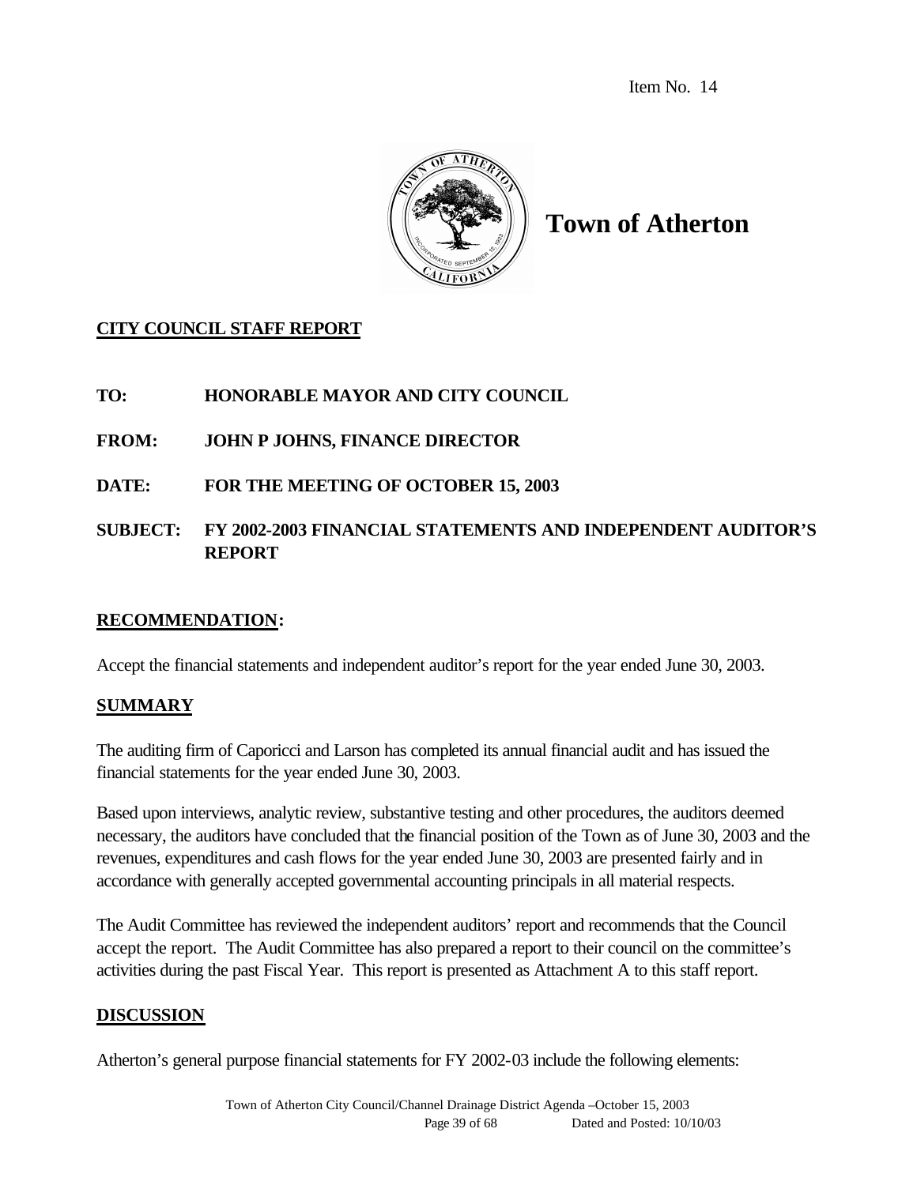Item No. 14

# Town of Atherton

**CITY COUNCIL STAFF REPORT**

**TO:** **HONORABLE MAYOR AND CITY COUNCIL**

**FROM:** **JOHN P JOHNS, FINANCE DIRECTOR**

**DATE:** **FOR THE MEETING OF OCTOBER 15, 2003**

**SUBJECT:** **FY 2002-2003 FINANCIAL STATEMENTS AND INDEPENDENT AUDITOR'S REPORT**

## RECOMMENDATION:

Accept the financial statements and independent auditor's report for the year ended June 30, 2003.

## SUMMARY

The auditing firm of Caporicci and Larson has completed its annual financial audit and has issued the financial statements for the year ended June 30, 2003.

Based upon interviews, analytic review, substantive testing and other procedures, the auditors deemed necessary, the auditors have concluded that the financial position of the Town as of June 30, 2003 and the revenues, expenditures and cash flows for the year ended June 30, 2003 are presented fairly and in accordance with generally accepted governmental accounting principals in all material respects.

The Audit Committee has reviewed the independent auditors' report and recommends that the Council accept the report. The Audit Committee has also prepared a report to their council on the committee's activities during the past Fiscal Year. This report is presented as Attachment A to this staff report.

## DISCUSSION

Atherton's general purpose financial statements for FY 2002-03 include the following elements: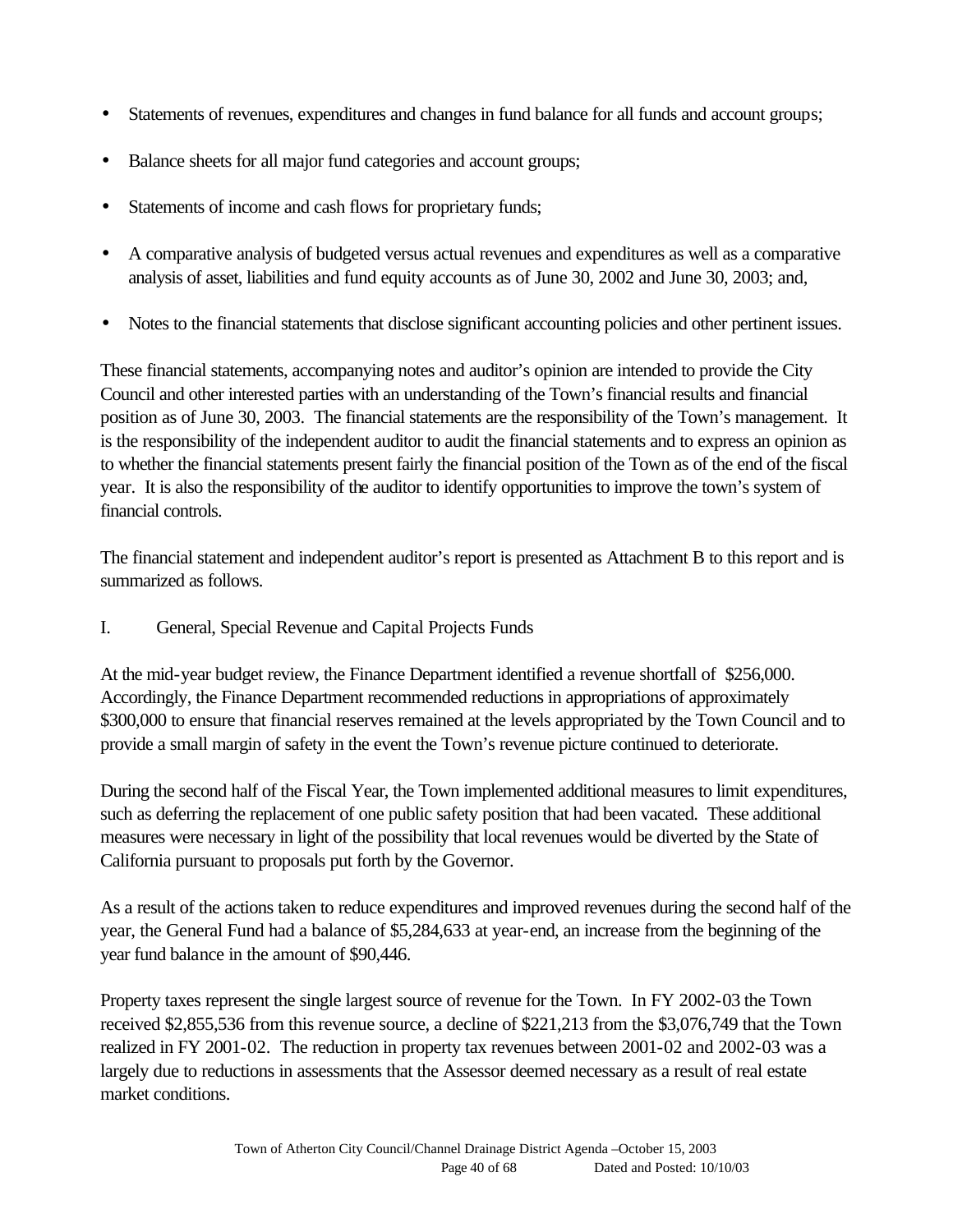- Statements of revenues, expenditures and changes in fund balance for all funds and account groups;
- Balance sheets for all major fund categories and account groups;
- Statements of income and cash flows for proprietary funds;
- A comparative analysis of budgeted versus actual revenues and expenditures as well as a comparative analysis of asset, liabilities and fund equity accounts as of June 30, 2002 and June 30, 2003; and,
- Notes to the financial statements that disclose significant accounting policies and other pertinent issues.

These financial statements, accompanying notes and auditor's opinion are intended to provide the City Council and other interested parties with an understanding of the Town's financial results and financial position as of June 30, 2003. The financial statements are the responsibility of the Town's management. It is the responsibility of the independent auditor to audit the financial statements and to express an opinion as to whether the financial statements present fairly the financial position of the Town as of the end of the fiscal year. It is also the responsibility of the auditor to identify opportunities to improve the town's system of financial controls.

The financial statement and independent auditor's report is presented as Attachment B to this report and is summarized as follows.

I. General, Special Revenue and Capital Projects Funds

At the mid-year budget review, the Finance Department identified a revenue shortfall of $256,000. Accordingly, the Finance Department recommended reductions in appropriations of approximately $300,000 to ensure that financial reserves remained at the levels appropriated by the Town Council and to provide a small margin of safety in the event the Town's revenue picture continued to deteriorate.

During the second half of the Fiscal Year, the Town implemented additional measures to limit expenditures, such as deferring the replacement of one public safety position that had been vacated. These additional measures were necessary in light of the possibility that local revenues would be diverted by the State of California pursuant to proposals put forth by the Governor.

As a result of the actions taken to reduce expenditures and improved revenues during the second half of the year, the General Fund had a balance of $5,284,633 at year-end, an increase from the beginning of the year fund balance in the amount of $90,446.

Property taxes represent the single largest source of revenue for the Town. In FY 2002-03 the Town received $2,855,536 from this revenue source, a decline of $221,213 from the $3,076,749 that the Town realized in FY 2001-02. The reduction in property tax revenues between 2001-02 and 2002-03 was a largely due to reductions in assessments that the Assessor deemed necessary as a result of real estate market conditions.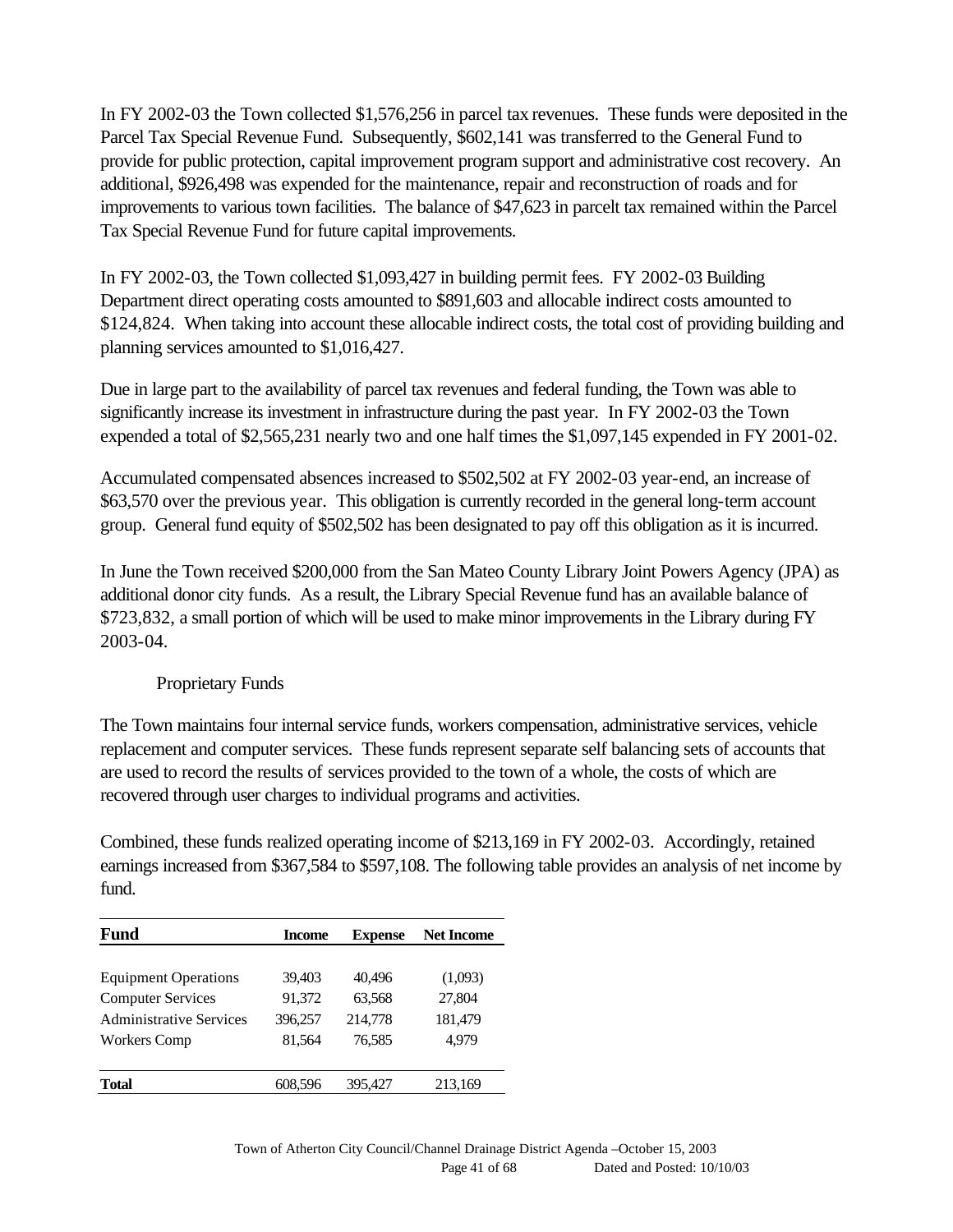In FY 2002-03 the Town collected $1,576,256 in parcel tax revenues. These funds were deposited in the Parcel Tax Special Revenue Fund. Subsequently, $602,141 was transferred to the General Fund to provide for public protection, capital improvement program support and administrative cost recovery. An additional, $926,498 was expended for the maintenance, repair and reconstruction of roads and for improvements to various town facilities. The balance of $47,623 in parcelt tax remained within the Parcel Tax Special Revenue Fund for future capital improvements.

In FY 2002-03, the Town collected $1,093,427 in building permit fees. FY 2002-03 Building Department direct operating costs amounted to $891,603 and allocable indirect costs amounted to $124,824. When taking into account these allocable indirect costs, the total cost of providing building and planning services amounted to $1,016,427.

Due in large part to the availability of parcel tax revenues and federal funding, the Town was able to significantly increase its investment in infrastructure during the past year. In FY 2002-03 the Town expended a total of $2,565,231 nearly two and one half times the $1,097,145 expended in FY 2001-02.

Accumulated compensated absences increased to $502,502 at FY 2002-03 year-end, an increase of $63,570 over the previous year. This obligation is currently recorded in the general long-term account group. General fund equity of $502,502 has been designated to pay off this obligation as it is incurred.

In June the Town received $200,000 from the San Mateo County Library Joint Powers Agency (JPA) as additional donor city funds. As a result, the Library Special Revenue fund has an available balance of $723,832, a small portion of which will be used to make minor improvements in the Library during FY 2003-04.

### Proprietary Funds

The Town maintains four internal service funds, workers compensation, administrative services, vehicle replacement and computer services. These funds represent separate self balancing sets of accounts that are used to record the results of services provided to the town of a whole, the costs of which are recovered through user charges to individual programs and activities.

Combined, these funds realized operating income of $213,169 in FY 2002-03. Accordingly, retained earnings increased from $367,584 to $597,108. The following table provides an analysis of net income by fund.

| Fund | Income | Expense | Net Income |
|---|---|---|---|
| Equipment Operations | 39,403 | 40,496 | (1,093) |
| Computer Services | 91,372 | 63,568 | 27,804 |
| Administrative Services | 396,257 | 214,778 | 181,479 |
| Workers Comp | 81,564 | 76,585 | 4,979 |
| **Total** | 608,596 | 395,427 | 213,169 |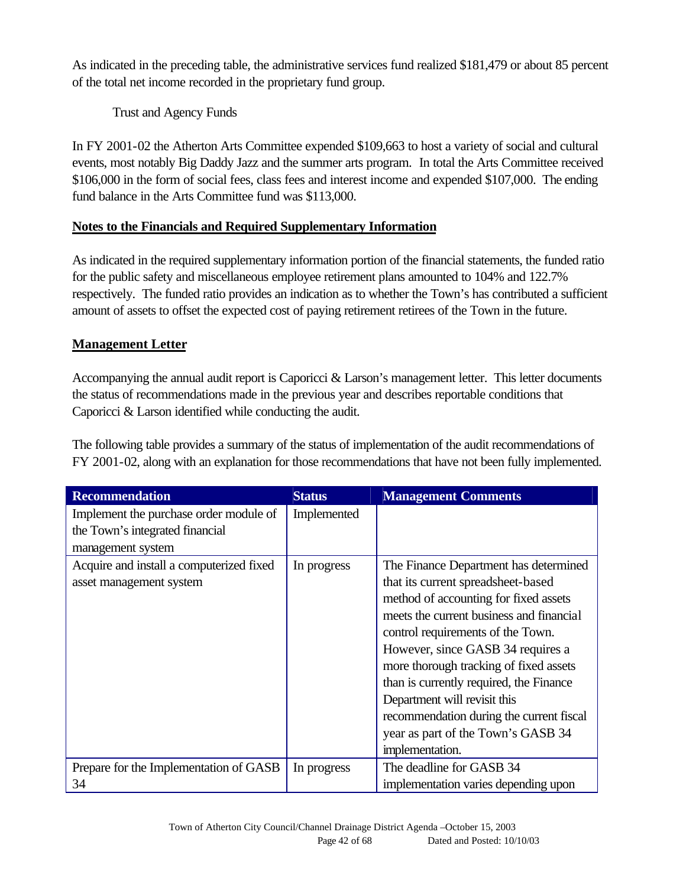As indicated in the preceding table, the administrative services fund realized $181,479 or about 85 percent of the total net income recorded in the proprietary fund group.

Trust and Agency Funds

In FY 2001-02 the Atherton Arts Committee expended $109,663 to host a variety of social and cultural events, most notably Big Daddy Jazz and the summer arts program. In total the Arts Committee received $106,000 in the form of social fees, class fees and interest income and expended $107,000. The ending fund balance in the Arts Committee fund was $113,000.

**Notes to the Financials and Required Supplementary Information**

As indicated in the required supplementary information portion of the financial statements, the funded ratio for the public safety and miscellaneous employee retirement plans amounted to 104% and 122.7% respectively. The funded ratio provides an indication as to whether the Town's has contributed a sufficient amount of assets to offset the expected cost of paying retirement retirees of the Town in the future.

**Management Letter**

Accompanying the annual audit report is Caporicci & Larson's management letter. This letter documents the status of recommendations made in the previous year and describes reportable conditions that Caporicci & Larson identified while conducting the audit.

The following table provides a summary of the status of implementation of the audit recommendations of FY 2001-02, along with an explanation for those recommendations that have not been fully implemented.

| Recommendation | Status | Management Comments |
|---|---|---|
| Implement the purchase order module of the Town's integrated financial management system | Implemented | |
| Acquire and install a computerized fixed asset management system | In progress | The Finance Department has determined that its current spreadsheet-based method of accounting for fixed assets meets the current business and financial control requirements of the Town. However, since GASB 34 requires a more thorough tracking of fixed assets than is currently required, the Finance Department will revisit this recommendation during the current fiscal year as part of the Town's GASB 34 implementation. |
| Prepare for the Implementation of GASB 34 | In progress | The deadline for GASB 34 implementation varies depending upon |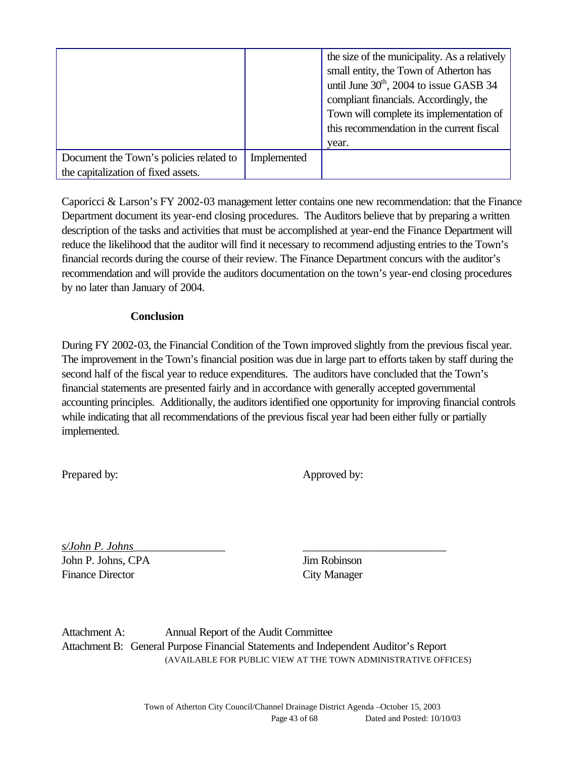| | | |
|---|---|---|
| | | the size of the municipality. As a relatively small entity, the Town of Atherton has until June 30$^{th}$, 2004 to issue GASB 34 compliant financials. Accordingly, the Town will complete its implementation of this recommendation in the current fiscal year. |
| Document the Town's policies related to the capitalization of fixed assets. | Implemented | |

Caporicci & Larson's FY 2002-03 management letter contains one new recommendation: that the Finance Department document its year-end closing procedures. The Auditors believe that by preparing a written description of the tasks and activities that must be accomplished at year-end the Finance Department will reduce the likelihood that the auditor will find it necessary to recommend adjusting entries to the Town's financial records during the course of their review. The Finance Department concurs with the auditor's recommendation and will provide the auditors documentation on the town's year-end closing procedures by no later than January of 2004.

**Conclusion**

During FY 2002-03, the Financial Condition of the Town improved slightly from the previous fiscal year. The improvement in the Town's financial position was due in large part to efforts taken by staff during the second half of the fiscal year to reduce expenditures. The auditors have concluded that the Town's financial statements are presented fairly and in accordance with generally accepted governmental accounting principles. Additionally, the auditors identified one opportunity for improving financial controls while indicating that all recommendations of the previous fiscal year had been either fully or partially implemented.

Prepared by: Approved by:

*s/John P. Johns*________________ _________________________

John P. Johns, CPA
Finance Director

Jim Robinson
City Manager

Attachment A: Annual Report of the Audit Committee
Attachment B: General Purpose Financial Statements and Independent Auditor's Report
(AVAILABLE FOR PUBLIC VIEW AT THE TOWN ADMINISTRATIVE OFFICES)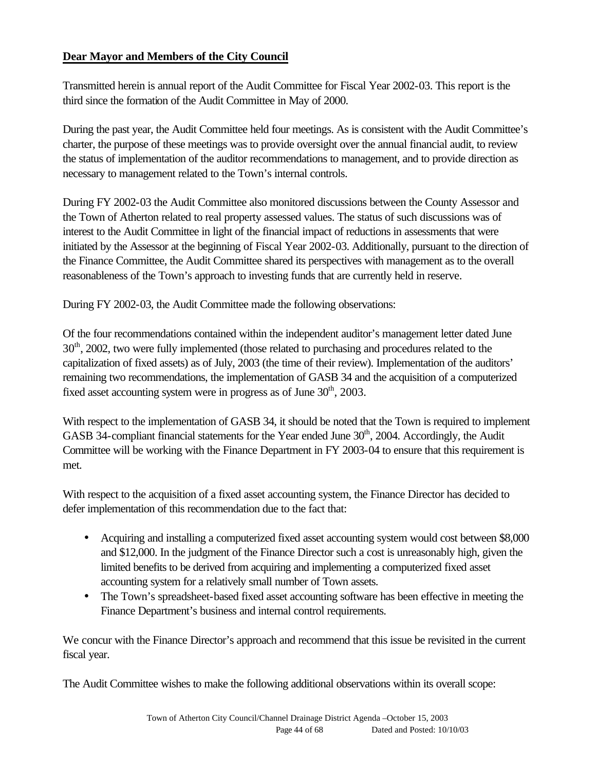**Dear Mayor and Members of the City Council**

Transmitted herein is annual report of the Audit Committee for Fiscal Year 2002-03. This report is the third since the formation of the Audit Committee in May of 2000.

During the past year, the Audit Committee held four meetings. As is consistent with the Audit Committee's charter, the purpose of these meetings was to provide oversight over the annual financial audit, to review the status of implementation of the auditor recommendations to management, and to provide direction as necessary to management related to the Town's internal controls.

During FY 2002-03 the Audit Committee also monitored discussions between the County Assessor and the Town of Atherton related to real property assessed values. The status of such discussions was of interest to the Audit Committee in light of the financial impact of reductions in assessments that were initiated by the Assessor at the beginning of Fiscal Year 2002-03. Additionally, pursuant to the direction of the Finance Committee, the Audit Committee shared its perspectives with management as to the overall reasonableness of the Town's approach to investing funds that are currently held in reserve.

During FY 2002-03, the Audit Committee made the following observations:

Of the four recommendations contained within the independent auditor's management letter dated June 30th, 2002, two were fully implemented (those related to purchasing and procedures related to the capitalization of fixed assets) as of July, 2003 (the time of their review). Implementation of the auditors' remaining two recommendations, the implementation of GASB 34 and the acquisition of a computerized fixed asset accounting system were in progress as of June 30th, 2003.

With respect to the implementation of GASB 34, it should be noted that the Town is required to implement GASB 34-compliant financial statements for the Year ended June 30th, 2004. Accordingly, the Audit Committee will be working with the Finance Department in FY 2003-04 to ensure that this requirement is met.

With respect to the acquisition of a fixed asset accounting system, the Finance Director has decided to defer implementation of this recommendation due to the fact that:

- Acquiring and installing a computerized fixed asset accounting system would cost between \$8,000 and \$12,000. In the judgment of the Finance Director such a cost is unreasonably high, given the limited benefits to be derived from acquiring and implementing a computerized fixed asset accounting system for a relatively small number of Town assets.
- The Town's spreadsheet-based fixed asset accounting software has been effective in meeting the Finance Department's business and internal control requirements.

We concur with the Finance Director's approach and recommend that this issue be revisited in the current fiscal year.

The Audit Committee wishes to make the following additional observations within its overall scope: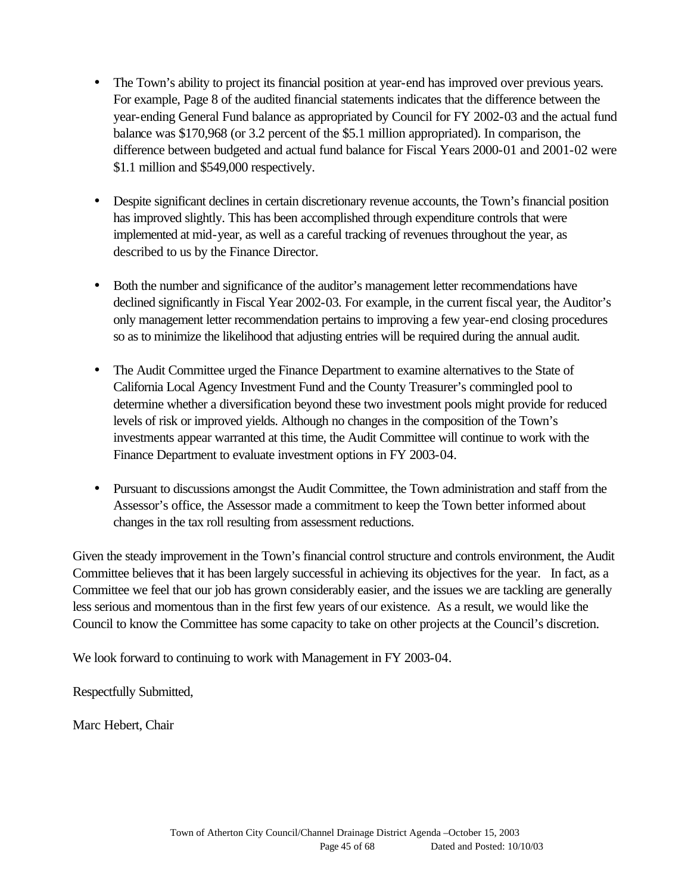- The Town's ability to project its financial position at year-end has improved over previous years. For example, Page 8 of the audited financial statements indicates that the difference between the year-ending General Fund balance as appropriated by Council for FY 2002-03 and the actual fund balance was $170,968 (or 3.2 percent of the $5.1 million appropriated). In comparison, the difference between budgeted and actual fund balance for Fiscal Years 2000-01 and 2001-02 were $1.1 million and $549,000 respectively.

- Despite significant declines in certain discretionary revenue accounts, the Town's financial position has improved slightly. This has been accomplished through expenditure controls that were implemented at mid-year, as well as a careful tracking of revenues throughout the year, as described to us by the Finance Director.

- Both the number and significance of the auditor's management letter recommendations have declined significantly in Fiscal Year 2002-03. For example, in the current fiscal year, the Auditor's only management letter recommendation pertains to improving a few year-end closing procedures so as to minimize the likelihood that adjusting entries will be required during the annual audit.

- The Audit Committee urged the Finance Department to examine alternatives to the State of California Local Agency Investment Fund and the County Treasurer's commingled pool to determine whether a diversification beyond these two investment pools might provide for reduced levels of risk or improved yields. Although no changes in the composition of the Town's investments appear warranted at this time, the Audit Committee will continue to work with the Finance Department to evaluate investment options in FY 2003-04.

- Pursuant to discussions amongst the Audit Committee, the Town administration and staff from the Assessor's office, the Assessor made a commitment to keep the Town better informed about changes in the tax roll resulting from assessment reductions.

Given the steady improvement in the Town's financial control structure and controls environment, the Audit Committee believes that it has been largely successful in achieving its objectives for the year. In fact, as a Committee we feel that our job has grown considerably easier, and the issues we are tackling are generally less serious and momentous than in the first few years of our existence. As a result, we would like the Council to know the Committee has some capacity to take on other projects at the Council's discretion.

We look forward to continuing to work with Management in FY 2003-04.

Respectfully Submitted,

Marc Hebert, Chair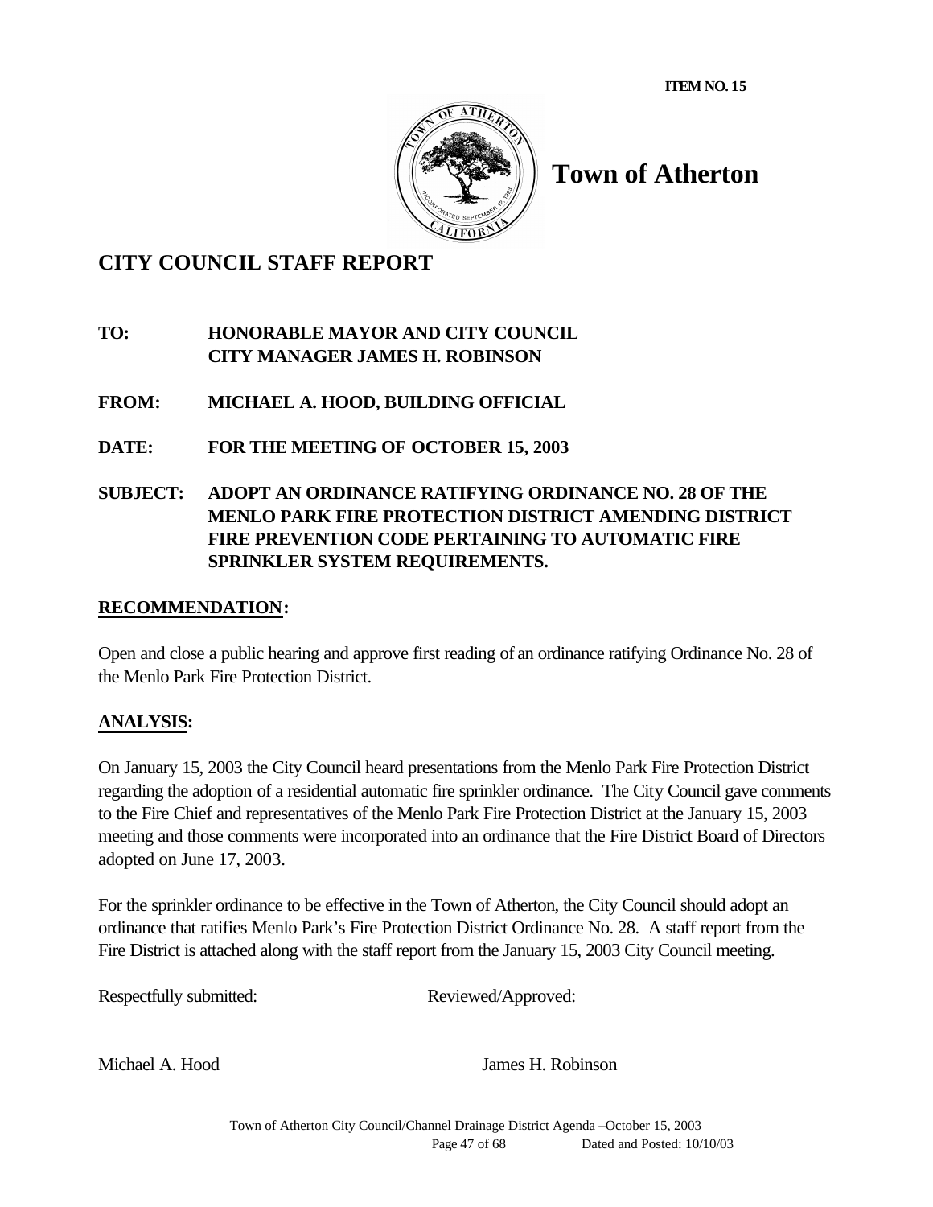**ITEM NO. 15**

# Town of Atherton

## CITY COUNCIL STAFF REPORT

**TO:** **HONORABLE MAYOR AND CITY COUNCIL**
**CITY MANAGER JAMES H. ROBINSON**

**FROM:** **MICHAEL A. HOOD, BUILDING OFFICIAL**

**DATE:** **FOR THE MEETING OF OCTOBER 15, 2003**

**SUBJECT:** **ADOPT AN ORDINANCE RATIFYING ORDINANCE NO. 28 OF THE MENLO PARK FIRE PROTECTION DISTRICT AMENDING DISTRICT FIRE PREVENTION CODE PERTAINING TO AUTOMATIC FIRE SPRINKLER SYSTEM REQUIREMENTS.**

**RECOMMENDATION:**

Open and close a public hearing and approve first reading of an ordinance ratifying Ordinance No. 28 of the Menlo Park Fire Protection District.

**ANALYSIS:**

On January 15, 2003 the City Council heard presentations from the Menlo Park Fire Protection District regarding the adoption of a residential automatic fire sprinkler ordinance. The City Council gave comments to the Fire Chief and representatives of the Menlo Park Fire Protection District at the January 15, 2003 meeting and those comments were incorporated into an ordinance that the Fire District Board of Directors adopted on June 17, 2003.

For the sprinkler ordinance to be effective in the Town of Atherton, the City Council should adopt an ordinance that ratifies Menlo Park's Fire Protection District Ordinance No. 28. A staff report from the Fire District is attached along with the staff report from the January 15, 2003 City Council meeting.

Respectfully submitted: Reviewed/Approved:

Michael A. Hood James H. Robinson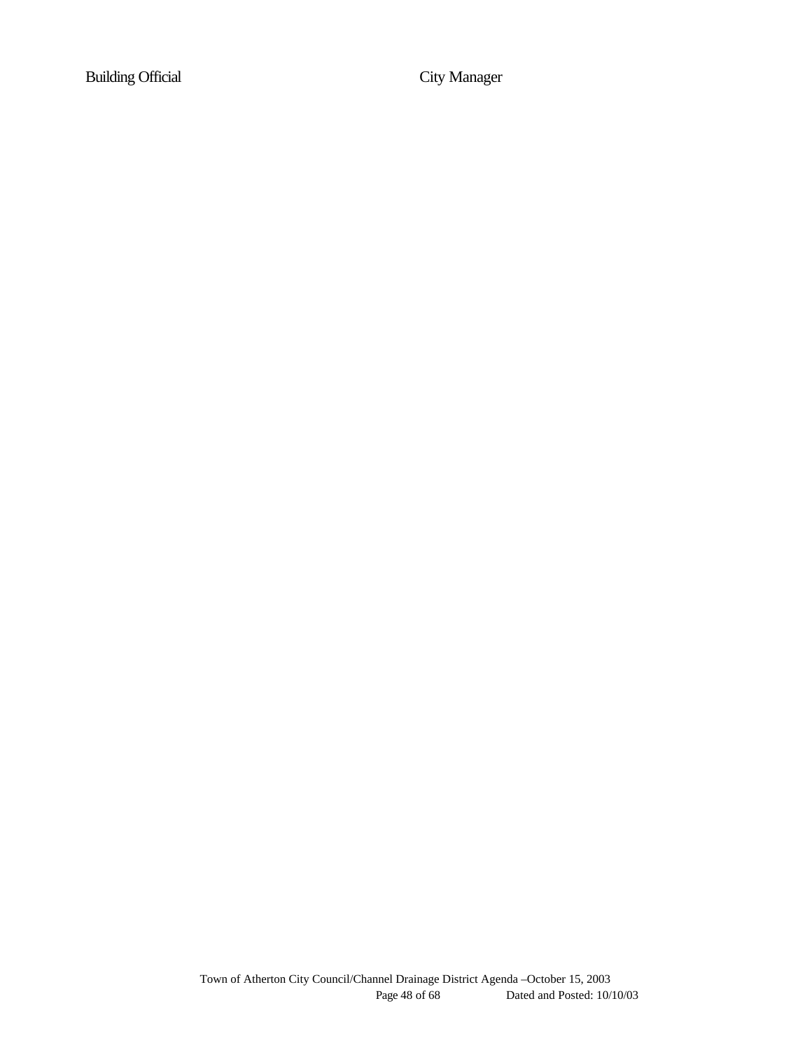Building Official City Manager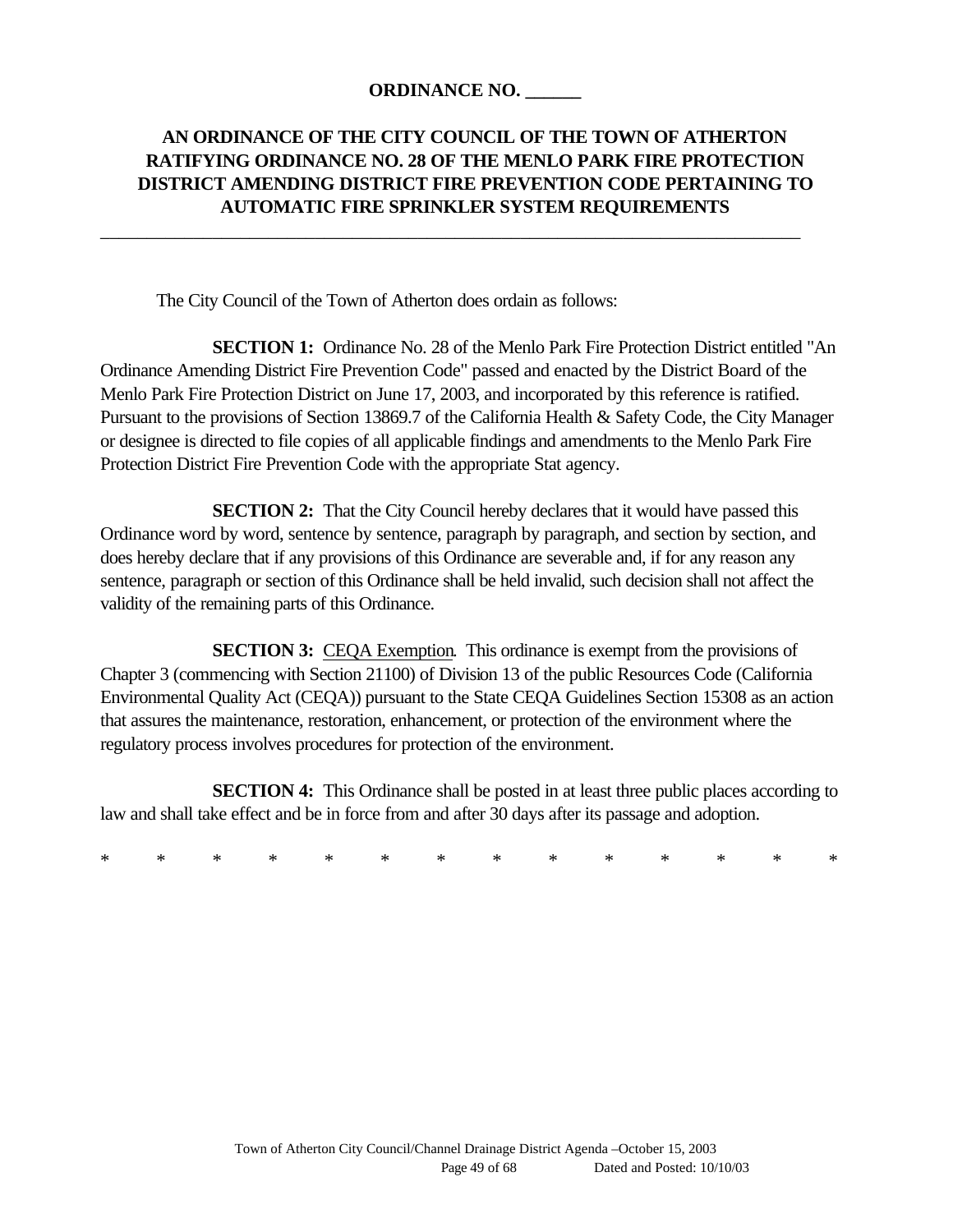**ORDINANCE NO. ______**

**AN ORDINANCE OF THE CITY COUNCIL OF THE TOWN OF ATHERTON RATIFYING ORDINANCE NO. 28 OF THE MENLO PARK FIRE PROTECTION DISTRICT AMENDING DISTRICT FIRE PREVENTION CODE PERTAINING TO AUTOMATIC FIRE SPRINKLER SYSTEM REQUIREMENTS**

---

The City Council of the Town of Atherton does ordain as follows:

**SECTION 1:** Ordinance No. 28 of the Menlo Park Fire Protection District entitled "An Ordinance Amending District Fire Prevention Code" passed and enacted by the District Board of the Menlo Park Fire Protection District on June 17, 2003, and incorporated by this reference is ratified. Pursuant to the provisions of Section 13869.7 of the California Health & Safety Code, the City Manager or designee is directed to file copies of all applicable findings and amendments to the Menlo Park Fire Protection District Fire Prevention Code with the appropriate Stat agency.

**SECTION 2:** That the City Council hereby declares that it would have passed this Ordinance word by word, sentence by sentence, paragraph by paragraph, and section by section, and does hereby declare that if any provisions of this Ordinance are severable and, if for any reason any sentence, paragraph or section of this Ordinance shall be held invalid, such decision shall not affect the validity of the remaining parts of this Ordinance.

**SECTION 3:** <u>CEQA Exemption</u>. This ordinance is exempt from the provisions of Chapter 3 (commencing with Section 21100) of Division 13 of the public Resources Code (California Environmental Quality Act (CEQA)) pursuant to the State CEQA Guidelines Section 15308 as an action that assures the maintenance, restoration, enhancement, or protection of the environment where the regulatory process involves procedures for protection of the environment.

**SECTION 4:** This Ordinance shall be posted in at least three public places according to law and shall take effect and be in force from and after 30 days after its passage and adoption.

\* \* \* \* \* \* \* \* \* \* \* \* \* \*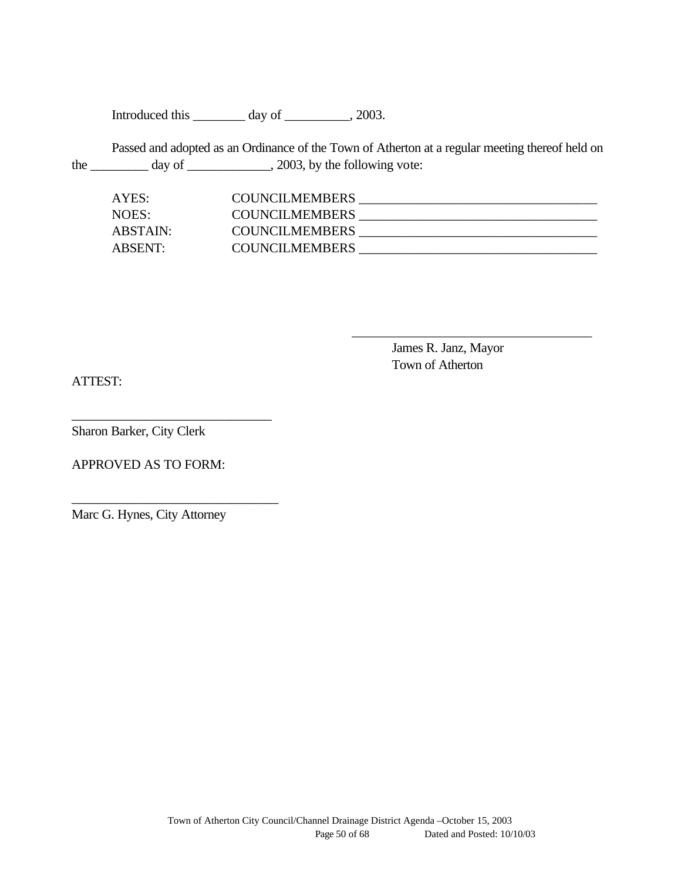Introduced this ________ day of __________, 2003.

Passed and adopted as an Ordinance of the Town of Atherton at a regular meeting thereof held on the _________ day of _____________, 2003, by the following vote:

| | |
|---|---|
| AYES: | COUNCILMEMBERS ____________________________________ |
| NOES: | COUNCILMEMBERS ____________________________________ |
| ABSTAIN: | COUNCILMEMBERS ____________________________________ |
| ABSENT: | COUNCILMEMBERS ____________________________________ |

_____________________________________
James R. Janz, Mayor
Town of Atherton

ATTEST:

_______________________________
Sharon Barker, City Clerk

APPROVED AS TO FORM:

________________________________
Marc G. Hynes, City Attorney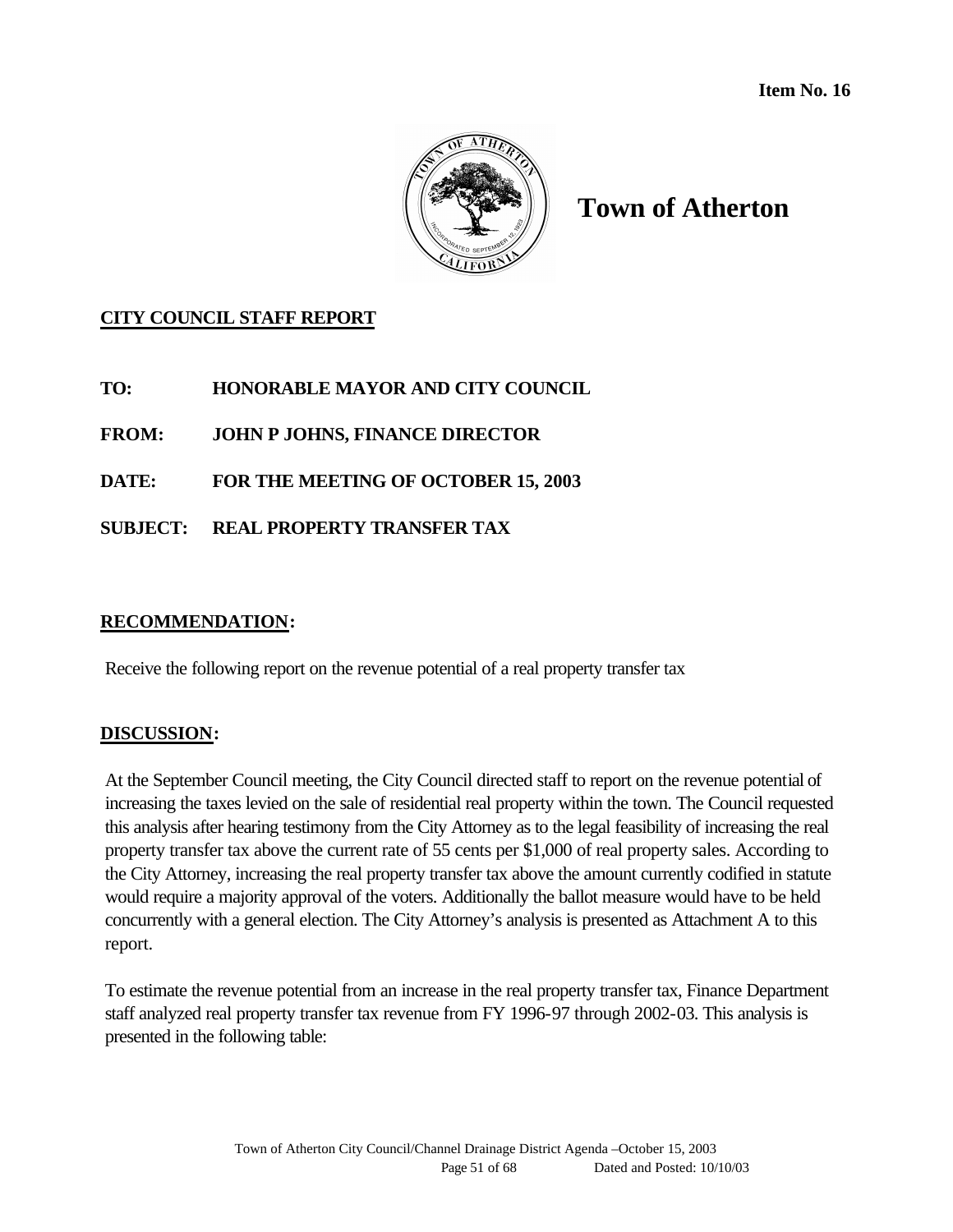**Item No. 16**

# Town of Atherton

## CITY COUNCIL STAFF REPORT

**TO:** HONORABLE MAYOR AND CITY COUNCIL

**FROM:** JOHN P JOHNS, FINANCE DIRECTOR

**DATE:** FOR THE MEETING OF OCTOBER 15, 2003

**SUBJECT:** REAL PROPERTY TRANSFER TAX

## RECOMMENDATION:

Receive the following report on the revenue potential of a real property transfer tax

## DISCUSSION:

At the September Council meeting, the City Council directed staff to report on the revenue potential of increasing the taxes levied on the sale of residential real property within the town. The Council requested this analysis after hearing testimony from the City Attorney as to the legal feasibility of increasing the real property transfer tax above the current rate of 55 cents per $1,000 of real property sales. According to the City Attorney, increasing the real property transfer tax above the amount currently codified in statute would require a majority approval of the voters. Additionally the ballot measure would have to be held concurrently with a general election. The City Attorney's analysis is presented as Attachment A to this report.

To estimate the revenue potential from an increase in the real property transfer tax, Finance Department staff analyzed real property transfer tax revenue from FY 1996-97 through 2002-03. This analysis is presented in the following table: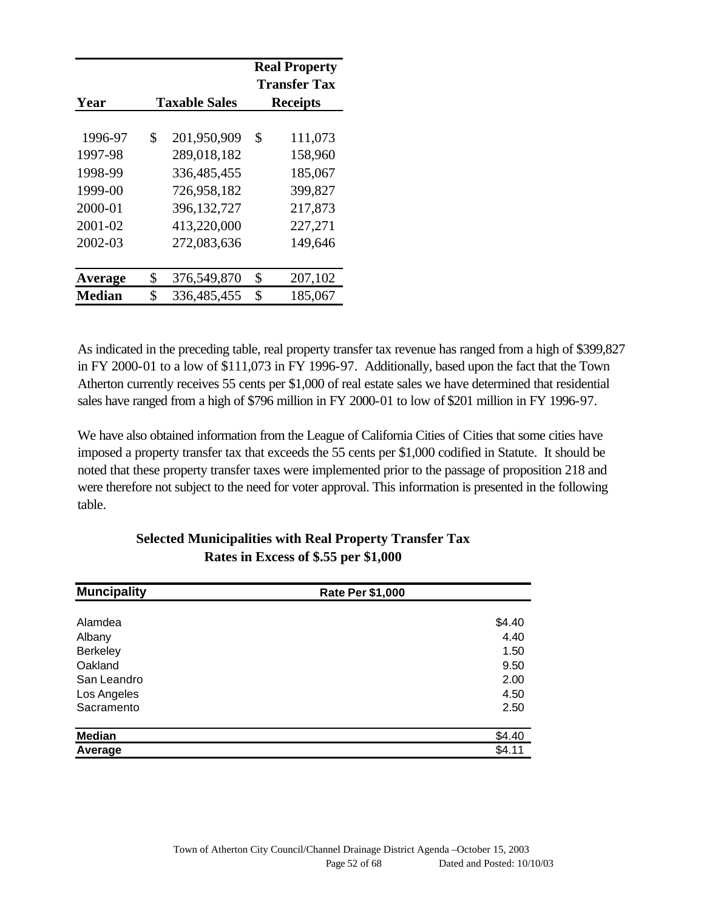| Year | Taxable Sales | Real Property Transfer Tax Receipts |
|---|---|---|
| 1996-97 | $ 201,950,909 | $ 111,073 |
| 1997-98 | 289,018,182 | 158,960 |
| 1998-99 | 336,485,455 | 185,067 |
| 1999-00 | 726,958,182 | 399,827 |
| 2000-01 | 396,132,727 | 217,873 |
| 2001-02 | 413,220,000 | 227,271 |
| 2002-03 | 272,083,636 | 149,646 |
| **Average** | $ 376,549,870 | $ 207,102 |
| **Median** | $ 336,485,455 | $ 185,067 |

As indicated in the preceding table, real property transfer tax revenue has ranged from a high of $399,827 in FY 2000-01 to a low of $111,073 in FY 1996-97. Additionally, based upon the fact that the Town Atherton currently receives 55 cents per $1,000 of real estate sales we have determined that residential sales have ranged from a high of $796 million in FY 2000-01 to low of $201 million in FY 1996-97.

We have also obtained information from the League of California Cities of Cities that some cities have imposed a property transfer tax that exceeds the 55 cents per $1,000 codified in Statute. It should be noted that these property transfer taxes were implemented prior to the passage of proposition 218 and were therefore not subject to the need for voter approval. This information is presented in the following table.

**Selected Municipalities with Real Property Transfer Tax Rates in Excess of $.55 per $1,000**

| Muncipality | Rate Per $1,000 |
|---|---|
| Alamdea | $4.40 |
| Albany | 4.40 |
| Berkeley | 1.50 |
| Oakland | 9.50 |
| San Leandro | 2.00 |
| Los Angeles | 4.50 |
| Sacramento | 2.50 |
| **Median** | $4.40 |
| **Average** | $4.11 |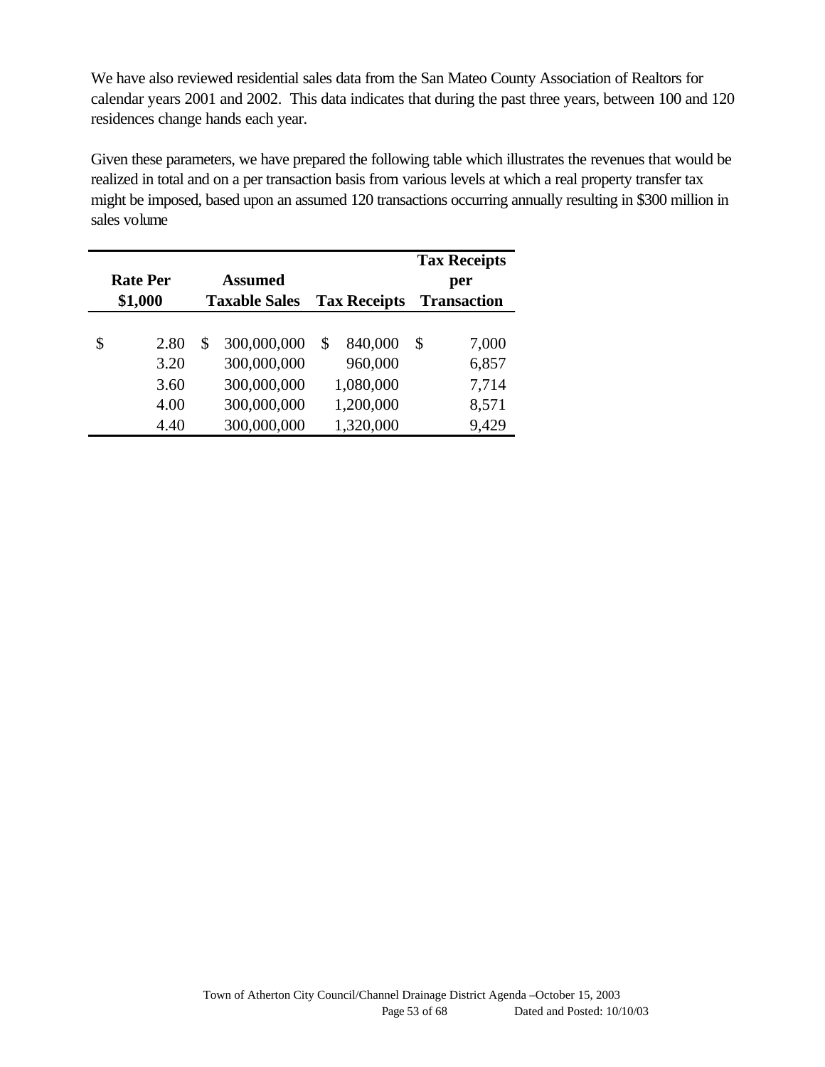We have also reviewed residential sales data from the San Mateo County Association of Realtors for calendar years 2001 and 2002. This data indicates that during the past three years, between 100 and 120 residences change hands each year.

Given these parameters, we have prepared the following table which illustrates the revenues that would be realized in total and on a per transaction basis from various levels at which a real property transfer tax might be imposed, based upon an assumed 120 transactions occurring annually resulting in $300 million in sales volume

| Rate Per $1,000 | Assumed Taxable Sales | Tax Receipts | Tax Receipts per Transaction |
|---|---|---|---|
| $ 2.80 | $ 300,000,000 | $ 840,000 | $ 7,000 |
| 3.20 | 300,000,000 | 960,000 | 6,857 |
| 3.60 | 300,000,000 | 1,080,000 | 7,714 |
| 4.00 | 300,000,000 | 1,200,000 | 8,571 |
| 4.40 | 300,000,000 | 1,320,000 | 9,429 |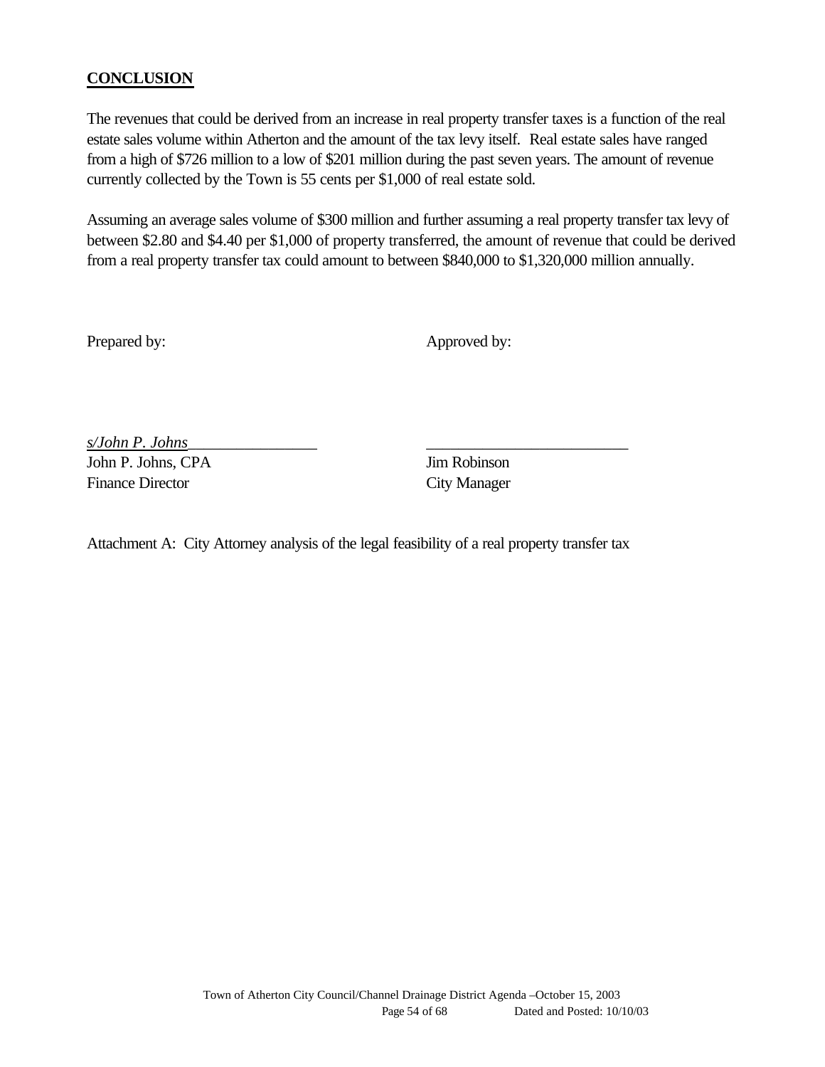## CONCLUSION

The revenues that could be derived from an increase in real property transfer taxes is a function of the real estate sales volume within Atherton and the amount of the tax levy itself. Real estate sales have ranged from a high of $726 million to a low of $201 million during the past seven years. The amount of revenue currently collected by the Town is 55 cents per $1,000 of real estate sold.

Assuming an average sales volume of $300 million and further assuming a real property transfer tax levy of between $2.80 and $4.40 per $1,000 of property transferred, the amount of revenue that could be derived from a real property transfer tax could amount to between $840,000 to $1,320,000 million annually.

Prepared by: Approved by:

*s/John P. Johns*_________________ __________________________

John P. Johns, CPA  
Finance Director

Jim Robinson  
City Manager

Attachment A: City Attorney analysis of the legal feasibility of a real property transfer tax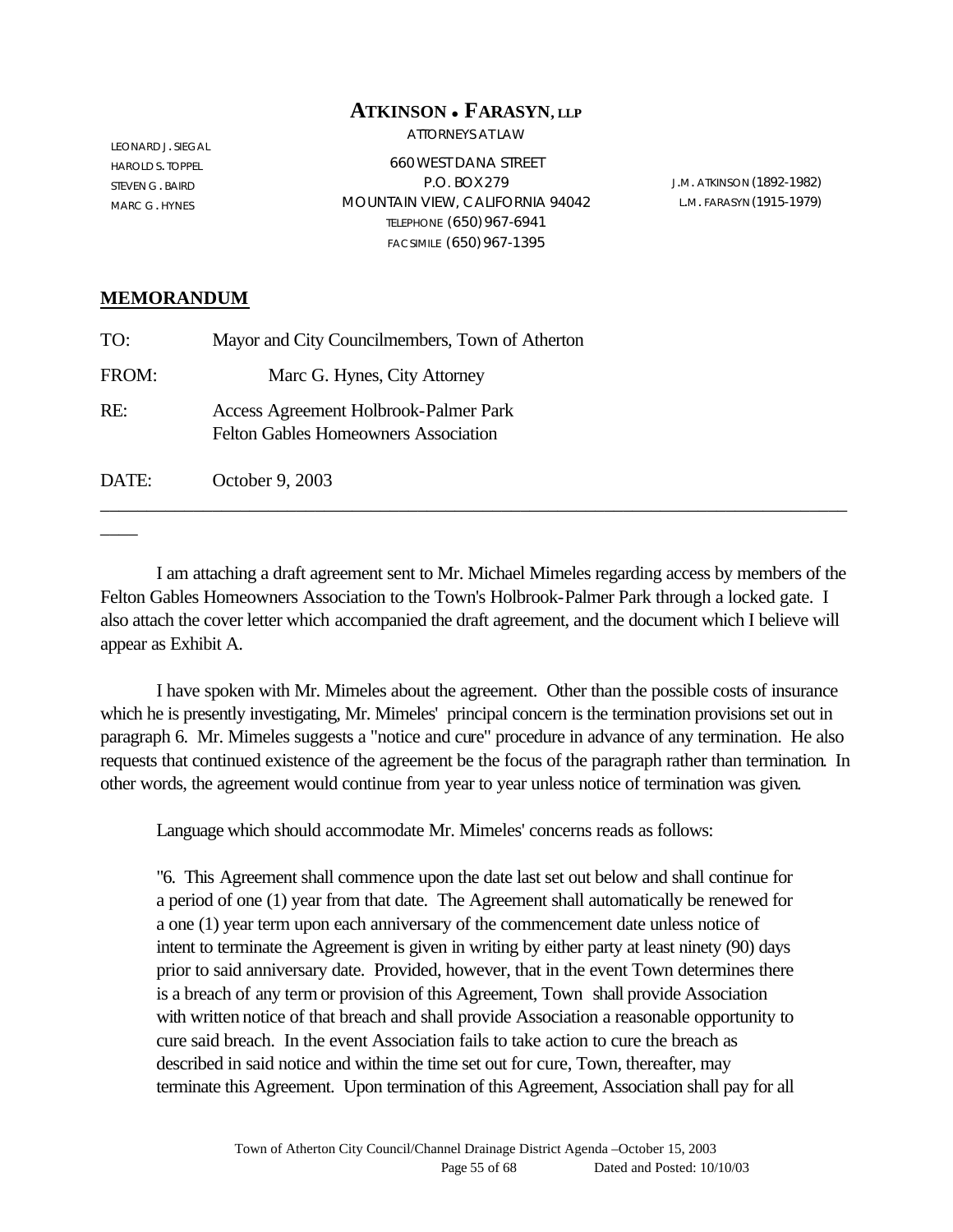# ATKINSON • FARASYN, LLP

ATTORNEYS AT LAW

LEONARD J. SIEGAL
HAROLD S. TOPPEL
STEVEN G. BAIRD
MARC G. HYNES

660 WEST DANA STREET
P.O. BOX 279
MOUNTAIN VIEW, CALIFORNIA 94042
TELEPHONE (650) 967-6941
FACSIMILE (650) 967-1395

J.M. ATKINSON (1892-1982)
L.M. FARASYN (1915-1979)

## **MEMORANDUM**

TO: Mayor and City Councilmembers, Town of Atherton

FROM: Marc G. Hynes, City Attorney

RE: Access Agreement Holbrook-Palmer Park
Felton Gables Homeowners Association

DATE: October 9, 2003

---

I am attaching a draft agreement sent to Mr. Michael Mimeles regarding access by members of the Felton Gables Homeowners Association to the Town's Holbrook-Palmer Park through a locked gate. I also attach the cover letter which accompanied the draft agreement, and the document which I believe will appear as Exhibit A.

I have spoken with Mr. Mimeles about the agreement. Other than the possible costs of insurance which he is presently investigating, Mr. Mimeles' principal concern is the termination provisions set out in paragraph 6. Mr. Mimeles suggests a "notice and cure" procedure in advance of any termination. He also requests that continued existence of the agreement be the focus of the paragraph rather than termination. In other words, the agreement would continue from year to year unless notice of termination was given.

Language which should accommodate Mr. Mimeles' concerns reads as follows:

"6. This Agreement shall commence upon the date last set out below and shall continue for a period of one (1) year from that date. The Agreement shall automatically be renewed for a one (1) year term upon each anniversary of the commencement date unless notice of intent to terminate the Agreement is given in writing by either party at least ninety (90) days prior to said anniversary date. Provided, however, that in the event Town determines there is a breach of any term or provision of this Agreement, Town shall provide Association with written notice of that breach and shall provide Association a reasonable opportunity to cure said breach. In the event Association fails to take action to cure the breach as described in said notice and within the time set out for cure, Town, thereafter, may terminate this Agreement. Upon termination of this Agreement, Association shall pay for all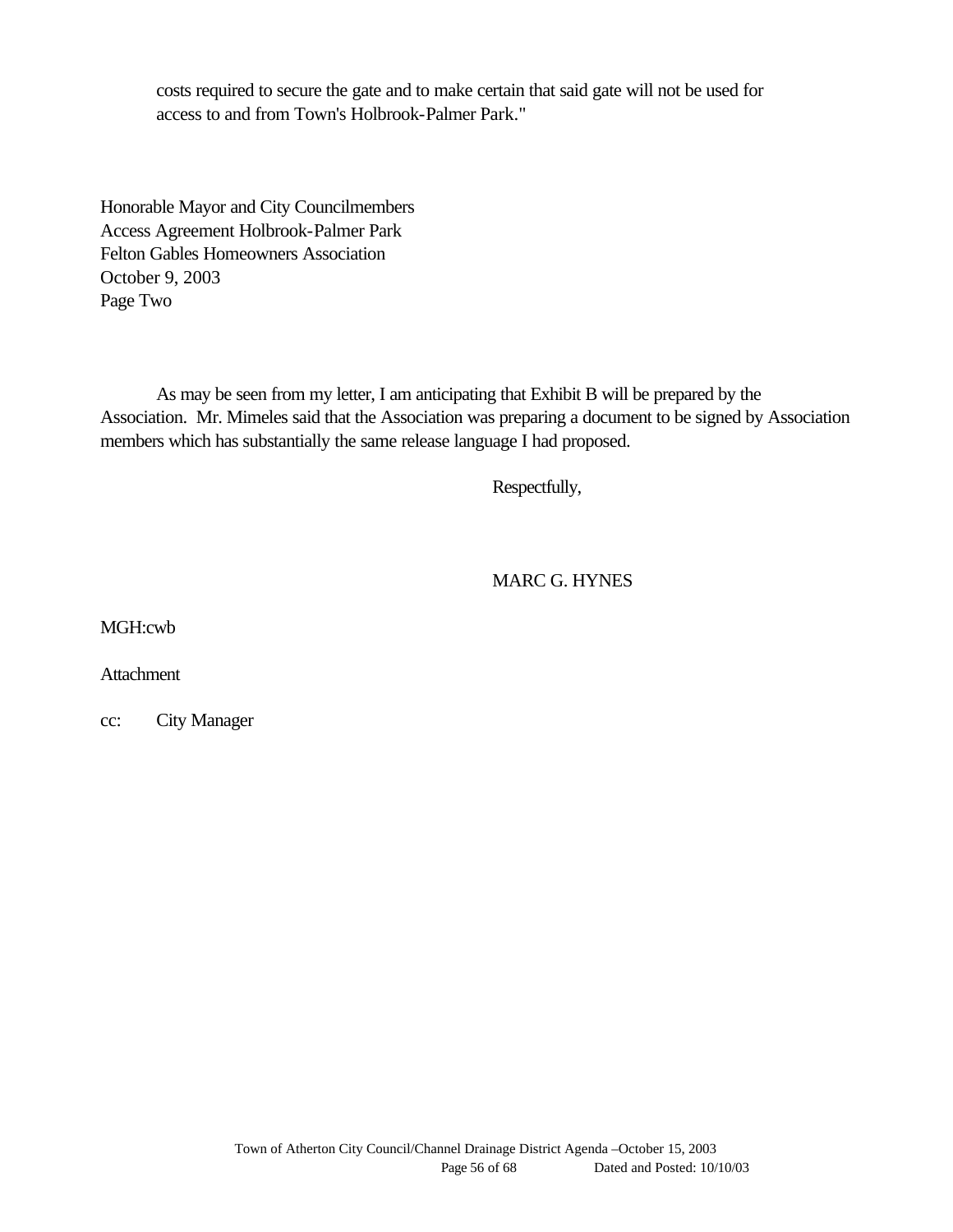costs required to secure the gate and to make certain that said gate will not be used for access to and from Town's Holbrook-Palmer Park."

Honorable Mayor and City Councilmembers
Access Agreement Holbrook-Palmer Park
Felton Gables Homeowners Association
October 9, 2003
Page Two

As may be seen from my letter, I am anticipating that Exhibit B will be prepared by the Association. Mr. Mimeles said that the Association was preparing a document to be signed by Association members which has substantially the same release language I had proposed.

Respectfully,

MARC G. HYNES

MGH:cwb

Attachment

cc: City Manager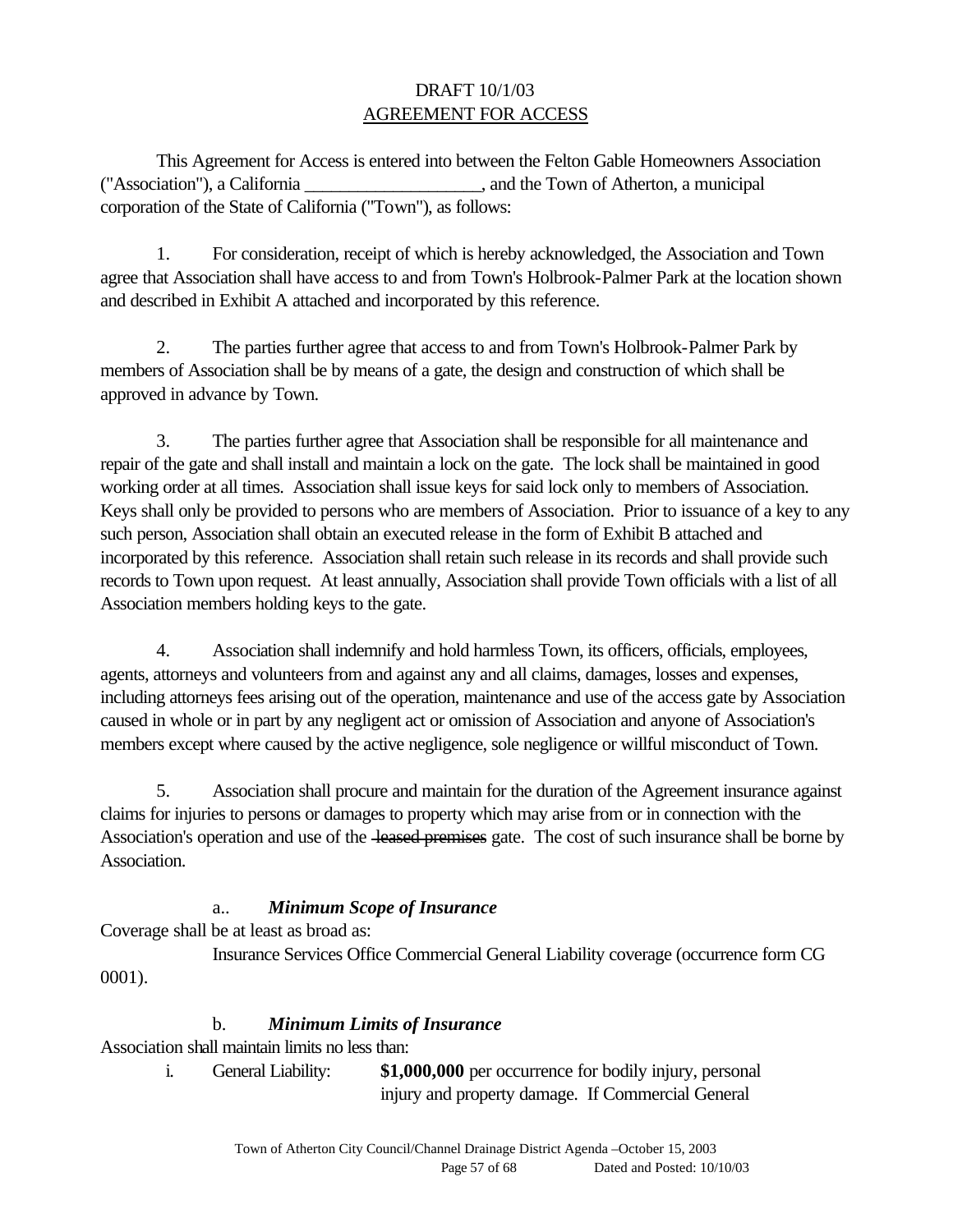DRAFT 10/1/03

AGREEMENT FOR ACCESS

This Agreement for Access is entered into between the Felton Gable Homeowners Association ("Association"), a California ___________________, and the Town of Atherton, a municipal corporation of the State of California ("Town"), as follows:

1. For consideration, receipt of which is hereby acknowledged, the Association and Town agree that Association shall have access to and from Town's Holbrook-Palmer Park at the location shown and described in Exhibit A attached and incorporated by this reference.

2. The parties further agree that access to and from Town's Holbrook-Palmer Park by members of Association shall be by means of a gate, the design and construction of which shall be approved in advance by Town.

3. The parties further agree that Association shall be responsible for all maintenance and repair of the gate and shall install and maintain a lock on the gate. The lock shall be maintained in good working order at all times. Association shall issue keys for said lock only to members of Association. Keys shall only be provided to persons who are members of Association. Prior to issuance of a key to any such person, Association shall obtain an executed release in the form of Exhibit B attached and incorporated by this reference. Association shall retain such release in its records and shall provide such records to Town upon request. At least annually, Association shall provide Town officials with a list of all Association members holding keys to the gate.

4. Association shall indemnify and hold harmless Town, its officers, officials, employees, agents, attorneys and volunteers from and against any and all claims, damages, losses and expenses, including attorneys fees arising out of the operation, maintenance and use of the access gate by Association caused in whole or in part by any negligent act or omission of Association and anyone of Association's members except where caused by the active negligence, sole negligence or willful misconduct of Town.

5. Association shall procure and maintain for the duration of the Agreement insurance against claims for injuries to persons or damages to property which may arise from or in connection with the Association's operation and use of the ~~leased premises~~ gate. The cost of such insurance shall be borne by Association.

a.. ***Minimum Scope of Insurance***

Coverage shall be at least as broad as:

Insurance Services Office Commercial General Liability coverage (occurrence form CG 0001).

b. ***Minimum Limits of Insurance***

Association shall maintain limits no less than:

i. General Liability: **$1,000,000** per occurrence for bodily injury, personal injury and property damage. If Commercial General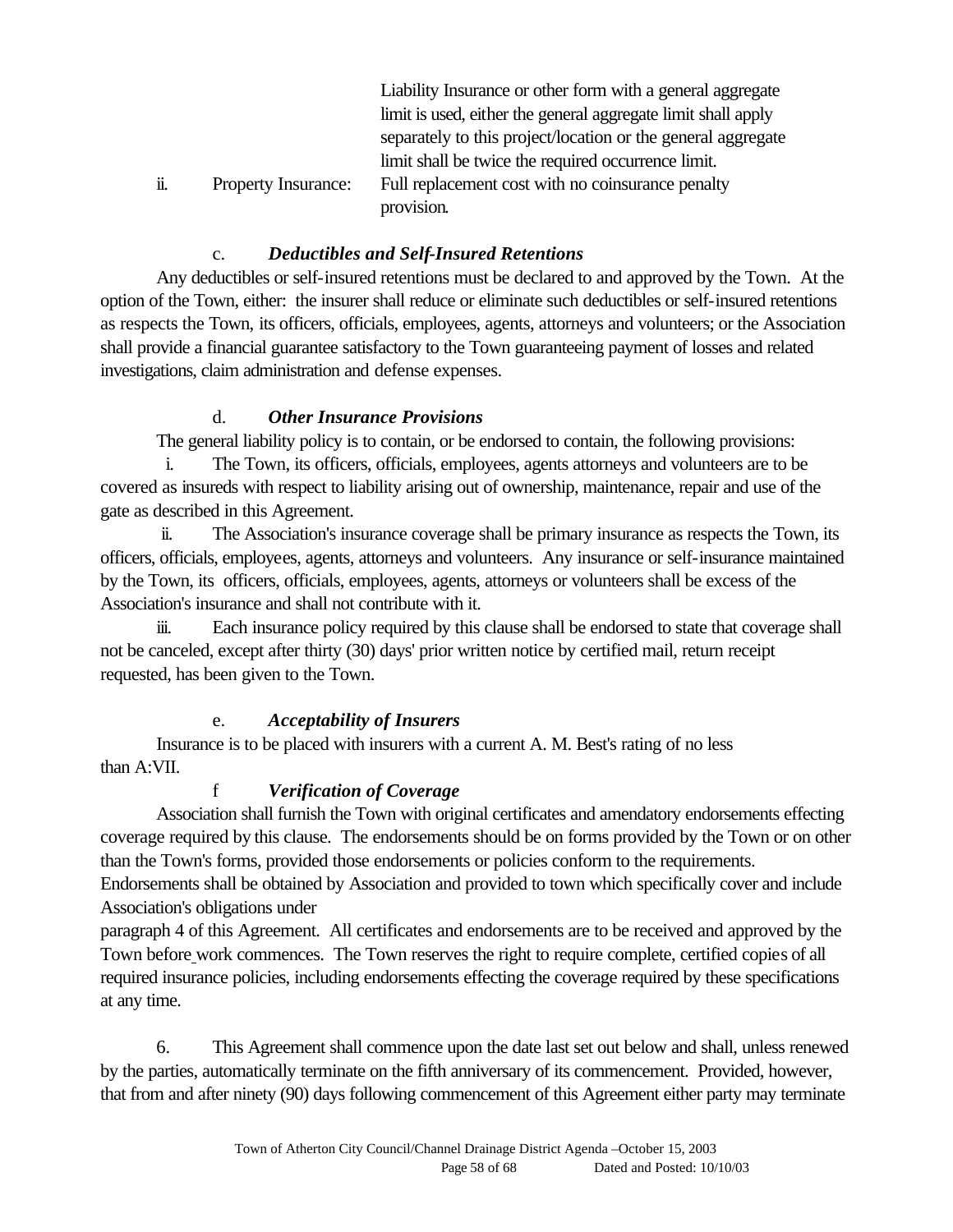Liability Insurance or other form with a general aggregate limit is used, either the general aggregate limit shall apply separately to this project/location or the general aggregate limit shall be twice the required occurrence limit.

ii. Property Insurance: Full replacement cost with no coinsurance penalty provision.

c. ***Deductibles and Self-Insured Retentions***

Any deductibles or self-insured retentions must be declared to and approved by the Town. At the option of the Town, either: the insurer shall reduce or eliminate such deductibles or self-insured retentions as respects the Town, its officers, officials, employees, agents, attorneys and volunteers; or the Association shall provide a financial guarantee satisfactory to the Town guaranteeing payment of losses and related investigations, claim administration and defense expenses.

d. ***Other Insurance Provisions***

The general liability policy is to contain, or be endorsed to contain, the following provisions:

i. The Town, its officers, officials, employees, agents attorneys and volunteers are to be covered as insureds with respect to liability arising out of ownership, maintenance, repair and use of the gate as described in this Agreement.

ii. The Association's insurance coverage shall be primary insurance as respects the Town, its officers, officials, employees, agents, attorneys and volunteers. Any insurance or self-insurance maintained by the Town, its officers, officials, employees, agents, attorneys or volunteers shall be excess of the Association's insurance and shall not contribute with it.

iii. Each insurance policy required by this clause shall be endorsed to state that coverage shall not be canceled, except after thirty (30) days' prior written notice by certified mail, return receipt requested, has been given to the Town.

e. ***Acceptability of Insurers***

Insurance is to be placed with insurers with a current A. M. Best's rating of no less than A:VII.

f ***Verification of Coverage***

Association shall furnish the Town with original certificates and amendatory endorsements effecting coverage required by this clause. The endorsements should be on forms provided by the Town or on other than the Town's forms, provided those endorsements or policies conform to the requirements. Endorsements shall be obtained by Association and provided to town which specifically cover and include Association's obligations under paragraph 4 of this Agreement. All certificates and endorsements are to be received and approved by the Town before work commences. The Town reserves the right to require complete, certified copies of all required insurance policies, including endorsements effecting the coverage required by these specifications at any time.

6. This Agreement shall commence upon the date last set out below and shall, unless renewed by the parties, automatically terminate on the fifth anniversary of its commencement. Provided, however, that from and after ninety (90) days following commencement of this Agreement either party may terminate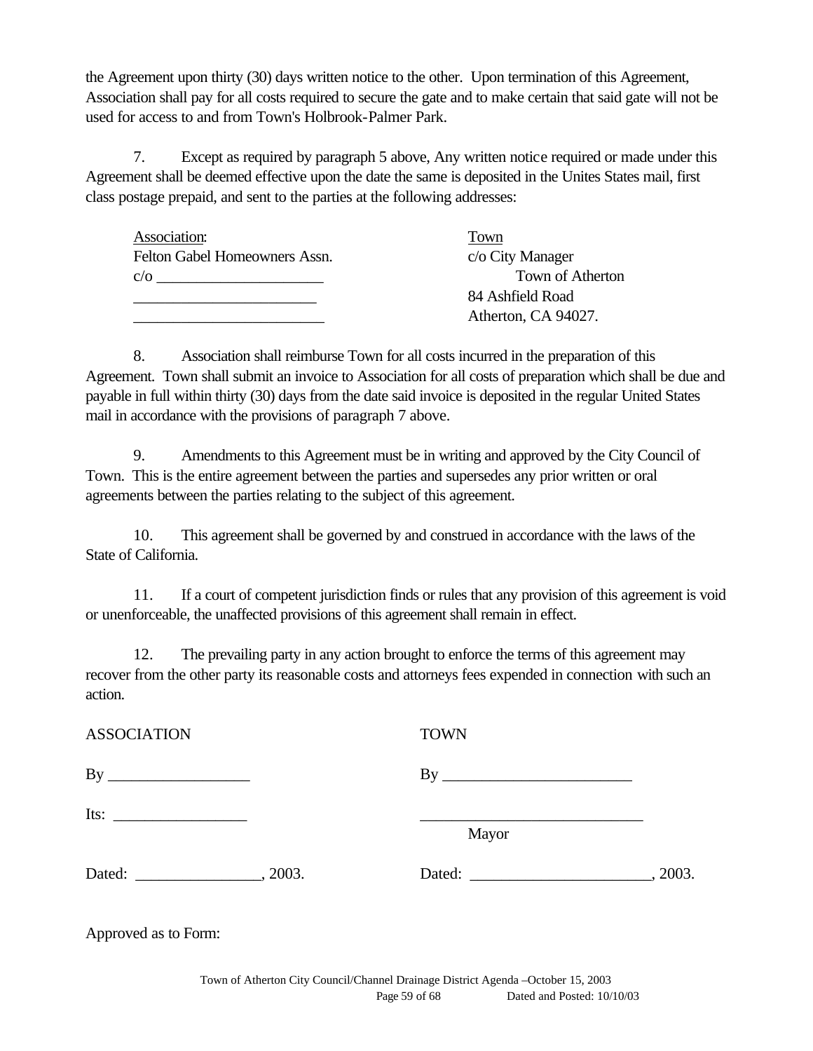the Agreement upon thirty (30) days written notice to the other. Upon termination of this Agreement, Association shall pay for all costs required to secure the gate and to make certain that said gate will not be used for access to and from Town's Holbrook-Palmer Park.

7. Except as required by paragraph 5 above, Any written notice required or made under this Agreement shall be deemed effective upon the date the same is deposited in the Unites States mail, first class postage prepaid, and sent to the parties at the following addresses:

| Association: | Town |
|---|---|
| Felton Gabel Homeowners Assn. | c/o City Manager |
| c/o _____________________ | Town of Atherton |
| _______________________ | 84 Ashfield Road |
| ________________________ | Atherton, CA 94027. |

8. Association shall reimburse Town for all costs incurred in the preparation of this Agreement. Town shall submit an invoice to Association for all costs of preparation which shall be due and payable in full within thirty (30) days from the date said invoice is deposited in the regular United States mail in accordance with the provisions of paragraph 7 above.

9. Amendments to this Agreement must be in writing and approved by the City Council of Town. This is the entire agreement between the parties and supersedes any prior written or oral agreements between the parties relating to the subject of this agreement.

10. This agreement shall be governed by and construed in accordance with the laws of the State of California.

11. If a court of competent jurisdiction finds or rules that any provision of this agreement is void or unenforceable, the unaffected provisions of this agreement shall remain in effect.

12. The prevailing party in any action brought to enforce the terms of this agreement may recover from the other party its reasonable costs and attorneys fees expended in connection with such an action.

| ASSOCIATION | TOWN |
|---|---|
| By __________________ | By ________________________ |
| Its: _________________ | ____________________________ Mayor |
| Dated: ________________, 2003. | Dated: ______________________, 2003. |

Approved as to Form: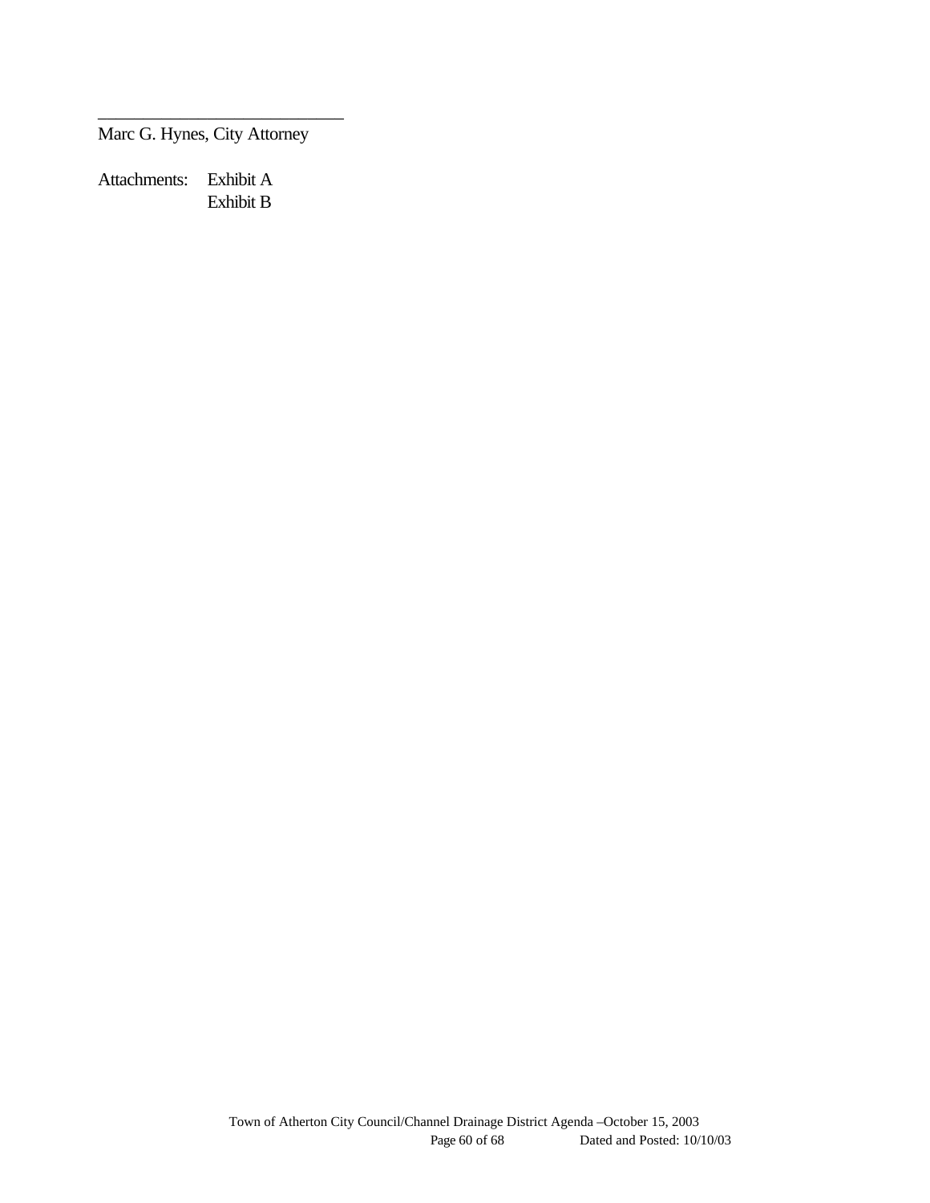\_\_\_\_\_\_\_\_\_\_\_\_\_\_\_\_\_\_\_\_\_\_\_\_\_\_\_\_

Marc G. Hynes, City Attorney

Attachments: Exhibit A
Exhibit B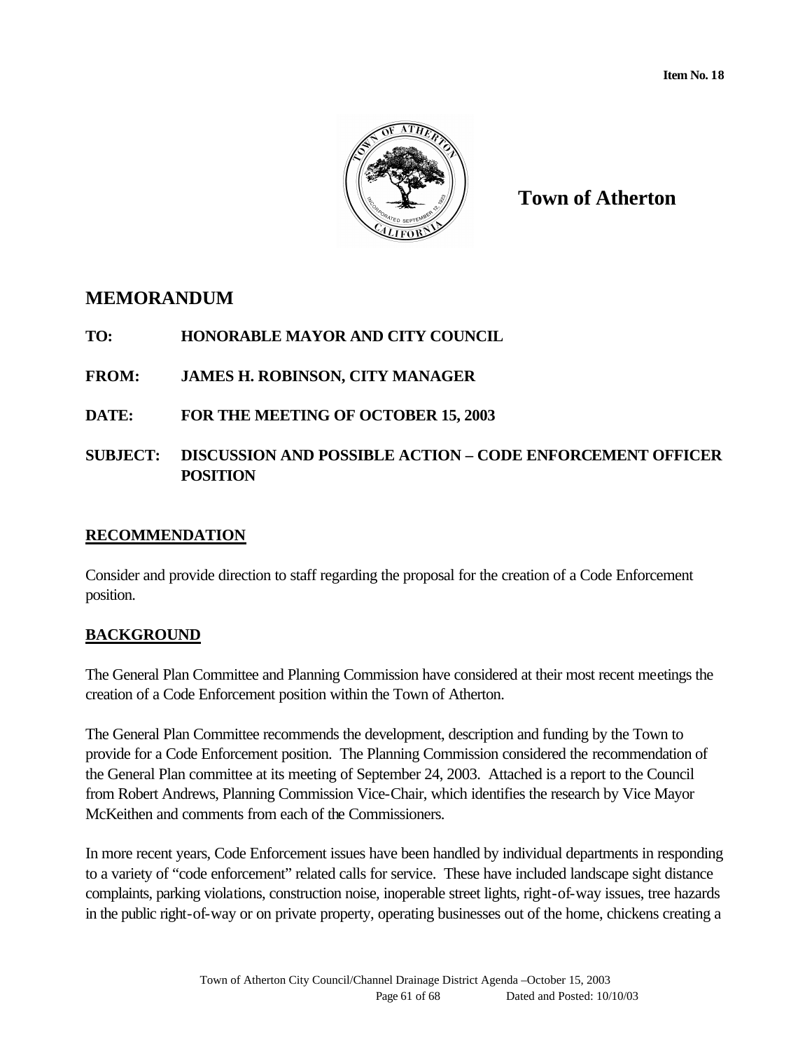Item No. 18

# Town of Atherton

## MEMORANDUM

**TO:** HONORABLE MAYOR AND CITY COUNCIL

**FROM:** JAMES H. ROBINSON, CITY MANAGER

**DATE:** FOR THE MEETING OF OCTOBER 15, 2003

**SUBJECT:** DISCUSSION AND POSSIBLE ACTION – CODE ENFORCEMENT OFFICER POSITION

### RECOMMENDATION

Consider and provide direction to staff regarding the proposal for the creation of a Code Enforcement position.

### BACKGROUND

The General Plan Committee and Planning Commission have considered at their most recent meetings the creation of a Code Enforcement position within the Town of Atherton.

The General Plan Committee recommends the development, description and funding by the Town to provide for a Code Enforcement position. The Planning Commission considered the recommendation of the General Plan committee at its meeting of September 24, 2003. Attached is a report to the Council from Robert Andrews, Planning Commission Vice-Chair, which identifies the research by Vice Mayor McKeithen and comments from each of the Commissioners.

In more recent years, Code Enforcement issues have been handled by individual departments in responding to a variety of "code enforcement" related calls for service. These have included landscape sight distance complaints, parking violations, construction noise, inoperable street lights, right-of-way issues, tree hazards in the public right-of-way or on private property, operating businesses out of the home, chickens creating a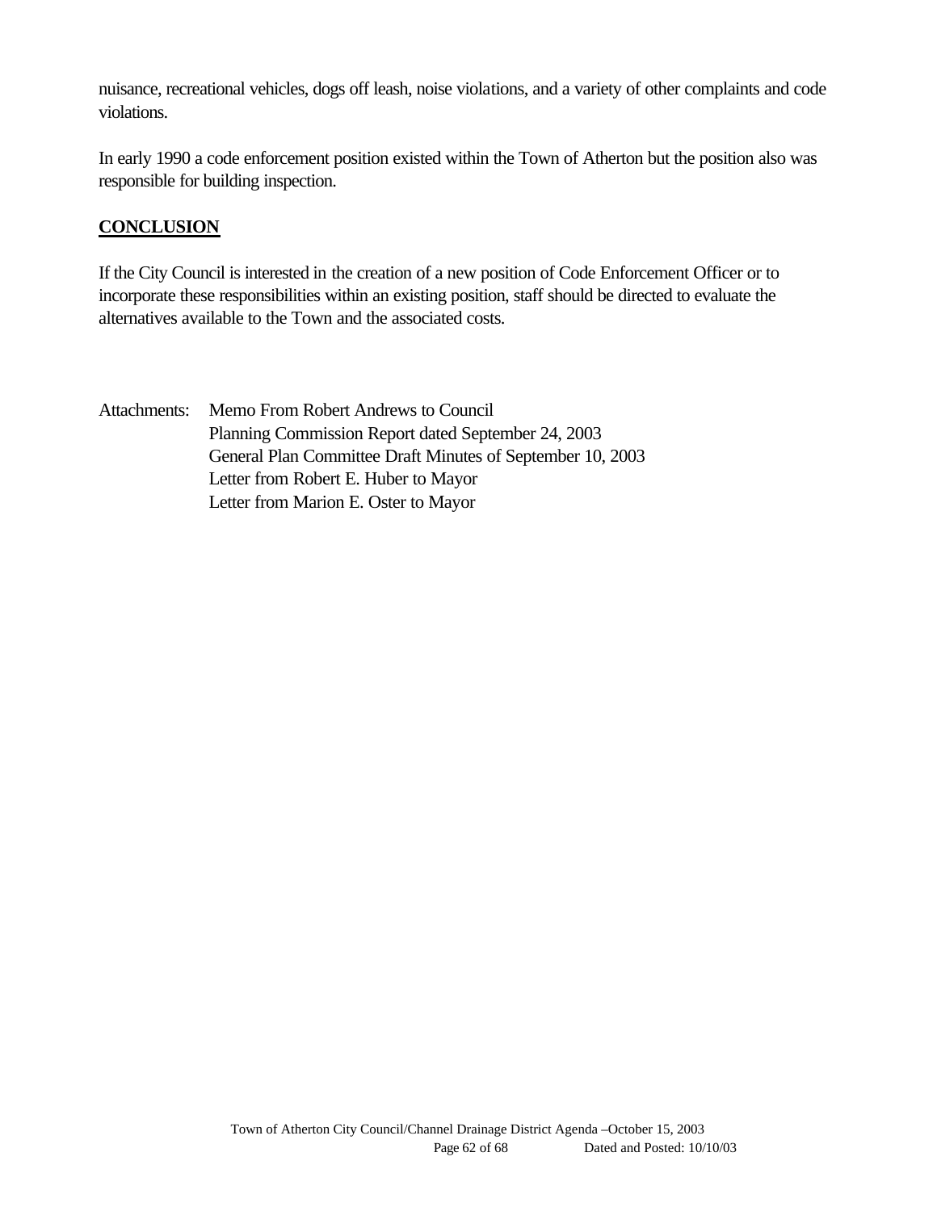nuisance, recreational vehicles, dogs off leash, noise violations, and a variety of other complaints and code violations.

In early 1990 a code enforcement position existed within the Town of Atherton but the position also was responsible for building inspection.

## CONCLUSION

If the City Council is interested in the creation of a new position of Code Enforcement Officer or to incorporate these responsibilities within an existing position, staff should be directed to evaluate the alternatives available to the Town and the associated costs.

Attachments: Memo From Robert Andrews to Council
Planning Commission Report dated September 24, 2003
General Plan Committee Draft Minutes of September 10, 2003
Letter from Robert E. Huber to Mayor
Letter from Marion E. Oster to Mayor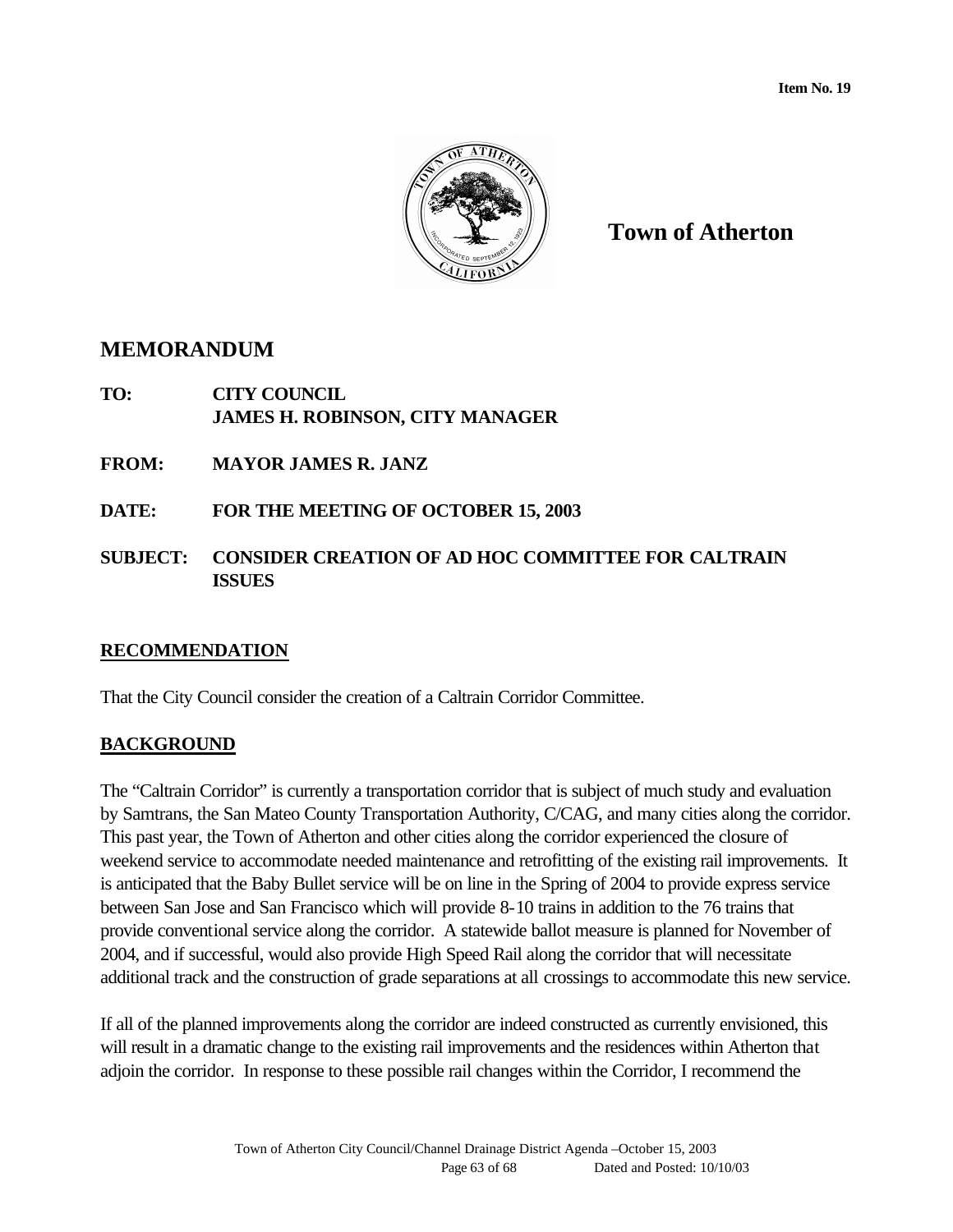**Item No. 19**

# Town of Atherton

## MEMORANDUM

**TO:** **CITY COUNCIL**
**JAMES H. ROBINSON, CITY MANAGER**

**FROM:** **MAYOR JAMES R. JANZ**

**DATE:** **FOR THE MEETING OF OCTOBER 15, 2003**

**SUBJECT:** **CONSIDER CREATION OF AD HOC COMMITTEE FOR CALTRAIN ISSUES**

### RECOMMENDATION

That the City Council consider the creation of a Caltrain Corridor Committee.

### BACKGROUND

The "Caltrain Corridor" is currently a transportation corridor that is subject of much study and evaluation by Samtrans, the San Mateo County Transportation Authority, C/CAG, and many cities along the corridor. This past year, the Town of Atherton and other cities along the corridor experienced the closure of weekend service to accommodate needed maintenance and retrofitting of the existing rail improvements. It is anticipated that the Baby Bullet service will be on line in the Spring of 2004 to provide express service between San Jose and San Francisco which will provide 8-10 trains in addition to the 76 trains that provide conventional service along the corridor. A statewide ballot measure is planned for November of 2004, and if successful, would also provide High Speed Rail along the corridor that will necessitate additional track and the construction of grade separations at all crossings to accommodate this new service.

If all of the planned improvements along the corridor are indeed constructed as currently envisioned, this will result in a dramatic change to the existing rail improvements and the residences within Atherton that adjoin the corridor. In response to these possible rail changes within the Corridor, I recommend the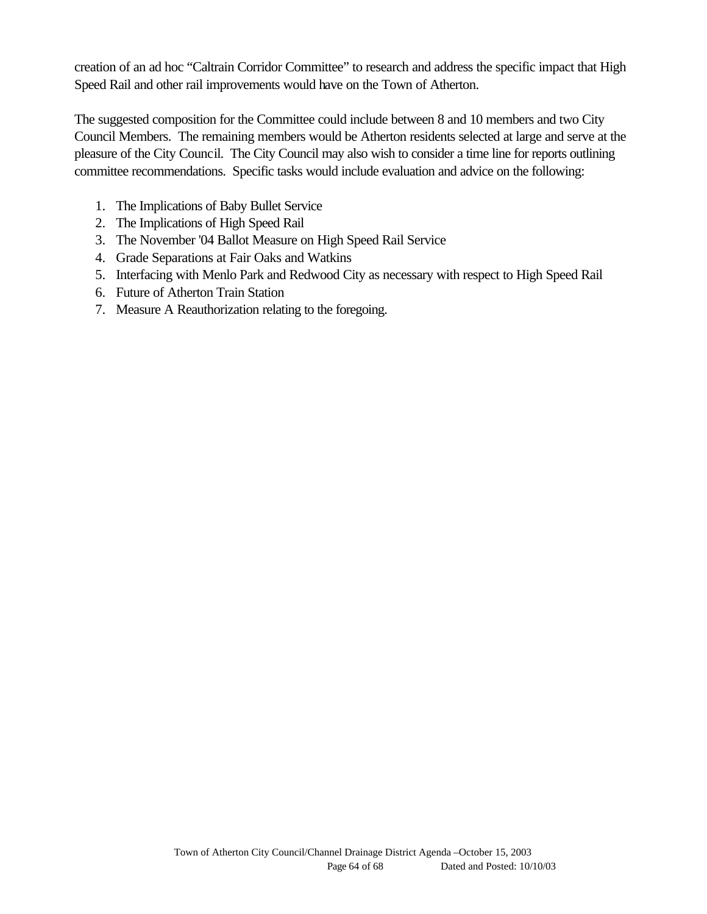creation of an ad hoc "Caltrain Corridor Committee" to research and address the specific impact that High Speed Rail and other rail improvements would have on the Town of Atherton.

The suggested composition for the Committee could include between 8 and 10 members and two City Council Members. The remaining members would be Atherton residents selected at large and serve at the pleasure of the City Council. The City Council may also wish to consider a time line for reports outlining committee recommendations. Specific tasks would include evaluation and advice on the following:

1. The Implications of Baby Bullet Service
2. The Implications of High Speed Rail
3. The November '04 Ballot Measure on High Speed Rail Service
4. Grade Separations at Fair Oaks and Watkins
5. Interfacing with Menlo Park and Redwood City as necessary with respect to High Speed Rail
6. Future of Atherton Train Station
7. Measure A Reauthorization relating to the foregoing.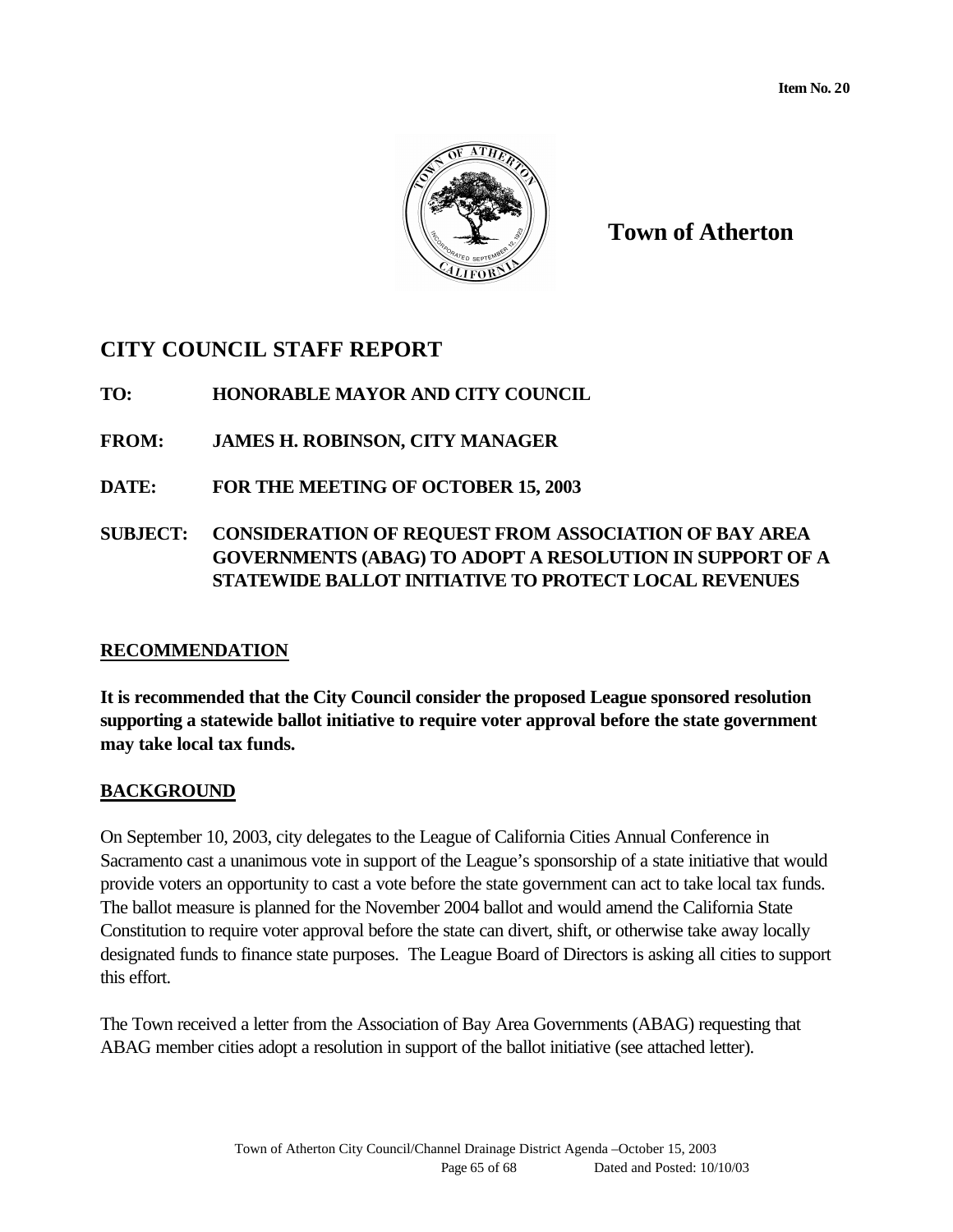Item No. 20

# Town of Atherton

## CITY COUNCIL STAFF REPORT

**TO:** HONORABLE MAYOR AND CITY COUNCIL

**FROM:** JAMES H. ROBINSON, CITY MANAGER

**DATE:** FOR THE MEETING OF OCTOBER 15, 2003

**SUBJECT:** CONSIDERATION OF REQUEST FROM ASSOCIATION OF BAY AREA GOVERNMENTS (ABAG) TO ADOPT A RESOLUTION IN SUPPORT OF A STATEWIDE BALLOT INITIATIVE TO PROTECT LOCAL REVENUES

### RECOMMENDATION

**It is recommended that the City Council consider the proposed League sponsored resolution supporting a statewide ballot initiative to require voter approval before the state government may take local tax funds.**

### BACKGROUND

On September 10, 2003, city delegates to the League of California Cities Annual Conference in Sacramento cast a unanimous vote in support of the League's sponsorship of a state initiative that would provide voters an opportunity to cast a vote before the state government can act to take local tax funds. The ballot measure is planned for the November 2004 ballot and would amend the California State Constitution to require voter approval before the state can divert, shift, or otherwise take away locally designated funds to finance state purposes. The League Board of Directors is asking all cities to support this effort.

The Town received a letter from the Association of Bay Area Governments (ABAG) requesting that ABAG member cities adopt a resolution in support of the ballot initiative (see attached letter).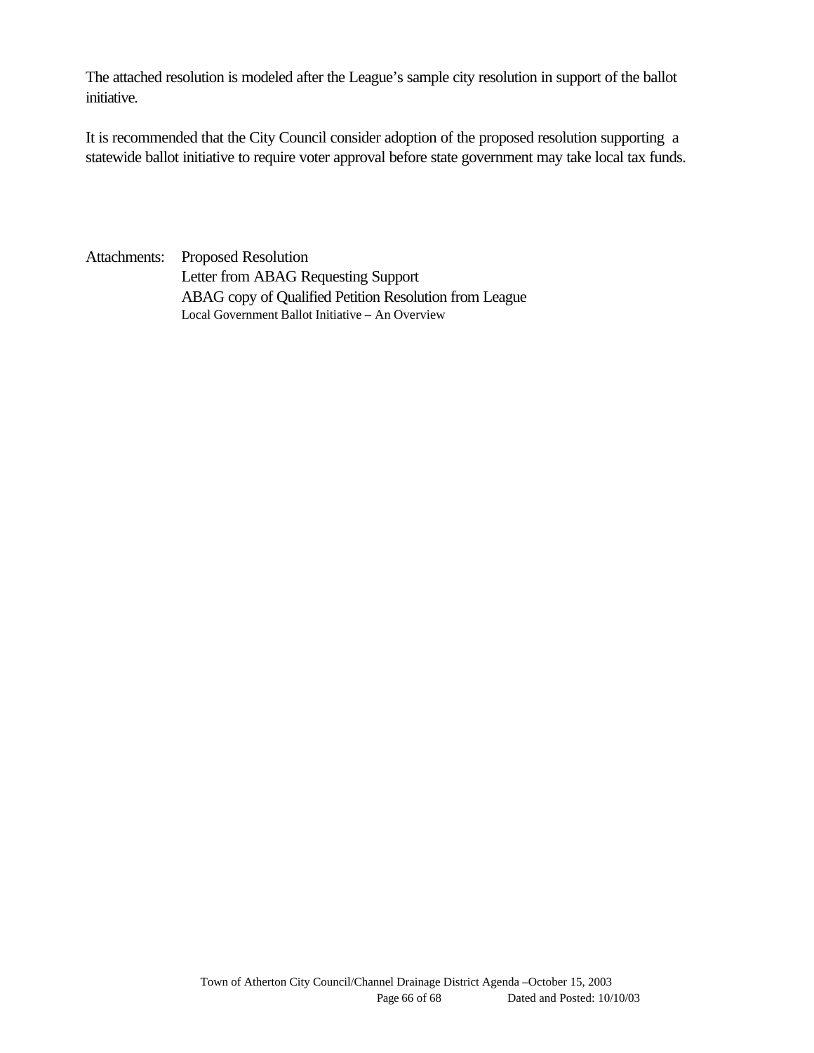The attached resolution is modeled after the League's sample city resolution in support of the ballot initiative.

It is recommended that the City Council consider adoption of the proposed resolution supporting a statewide ballot initiative to require voter approval before state government may take local tax funds.

Attachments: Proposed Resolution
Letter from ABAG Requesting Support
ABAG copy of Qualified Petition Resolution from League
Local Government Ballot Initiative – An Overview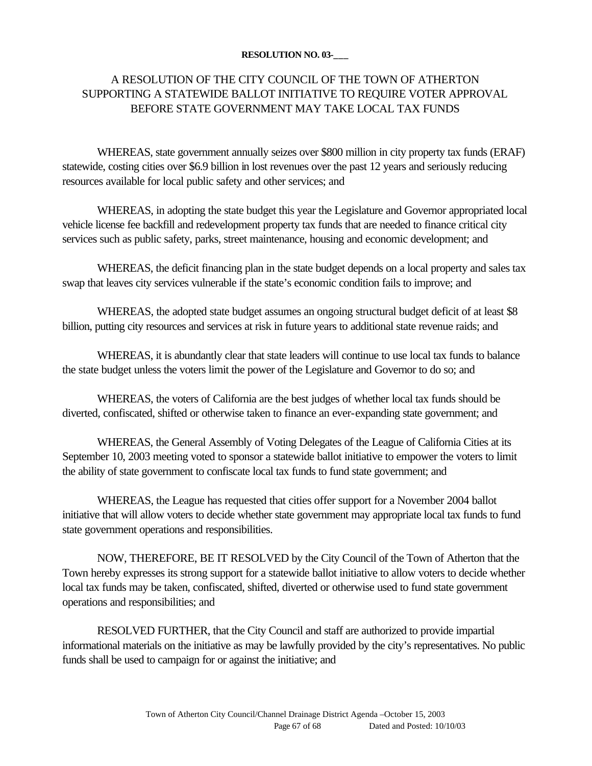**RESOLUTION NO. 03-___**

# A RESOLUTION OF THE CITY COUNCIL OF THE TOWN OF ATHERTON SUPPORTING A STATEWIDE BALLOT INITIATIVE TO REQUIRE VOTER APPROVAL BEFORE STATE GOVERNMENT MAY TAKE LOCAL TAX FUNDS

WHEREAS, state government annually seizes over $800 million in city property tax funds (ERAF) statewide, costing cities over $6.9 billion in lost revenues over the past 12 years and seriously reducing resources available for local public safety and other services; and

WHEREAS, in adopting the state budget this year the Legislature and Governor appropriated local vehicle license fee backfill and redevelopment property tax funds that are needed to finance critical city services such as public safety, parks, street maintenance, housing and economic development; and

WHEREAS, the deficit financing plan in the state budget depends on a local property and sales tax swap that leaves city services vulnerable if the state's economic condition fails to improve; and

WHEREAS, the adopted state budget assumes an ongoing structural budget deficit of at least $8 billion, putting city resources and services at risk in future years to additional state revenue raids; and

WHEREAS, it is abundantly clear that state leaders will continue to use local tax funds to balance the state budget unless the voters limit the power of the Legislature and Governor to do so; and

WHEREAS, the voters of California are the best judges of whether local tax funds should be diverted, confiscated, shifted or otherwise taken to finance an ever-expanding state government; and

WHEREAS, the General Assembly of Voting Delegates of the League of California Cities at its September 10, 2003 meeting voted to sponsor a statewide ballot initiative to empower the voters to limit the ability of state government to confiscate local tax funds to fund state government; and

WHEREAS, the League has requested that cities offer support for a November 2004 ballot initiative that will allow voters to decide whether state government may appropriate local tax funds to fund state government operations and responsibilities.

NOW, THEREFORE, BE IT RESOLVED by the City Council of the Town of Atherton that the Town hereby expresses its strong support for a statewide ballot initiative to allow voters to decide whether local tax funds may be taken, confiscated, shifted, diverted or otherwise used to fund state government operations and responsibilities; and

RESOLVED FURTHER, that the City Council and staff are authorized to provide impartial informational materials on the initiative as may be lawfully provided by the city's representatives. No public funds shall be used to campaign for or against the initiative; and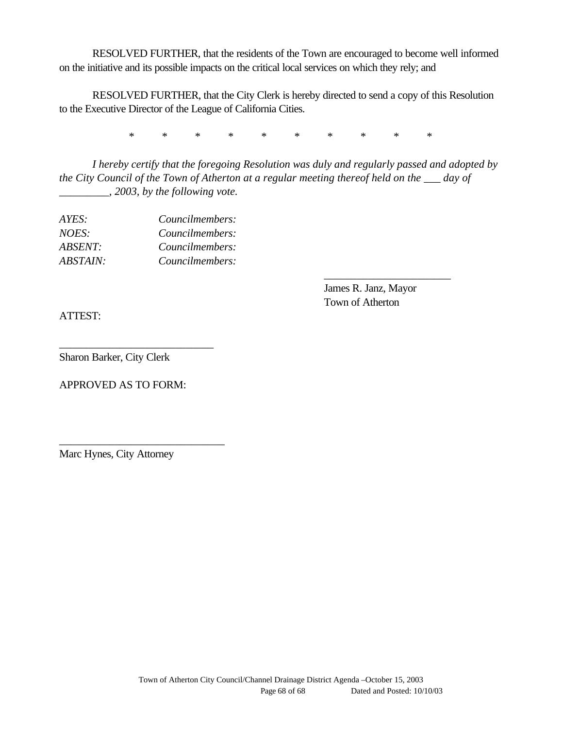RESOLVED FURTHER, that the residents of the Town are encouraged to become well informed on the initiative and its possible impacts on the critical local services on which they rely; and

RESOLVED FURTHER, that the City Clerk is hereby directed to send a copy of this Resolution to the Executive Director of the League of California Cities.

\*     \*     \*     \*     \*     \*     \*     \*     \*     \*

*I hereby certify that the foregoing Resolution was duly and regularly passed and adopted by the City Council of the Town of Atherton at a regular meeting thereof held on the ___ day of _________, 2003, by the following vote.*

*AYES:* *Councilmembers:*
*NOES:* *Councilmembers:*
*ABSENT:* *Councilmembers:*
*ABSTAIN:* *Councilmembers:*

_______________________
James R. Janz, Mayor
Town of Atherton

ATTEST:

____________________________
Sharon Barker, City Clerk

APPROVED AS TO FORM:

______________________________
Marc Hynes, City Attorney